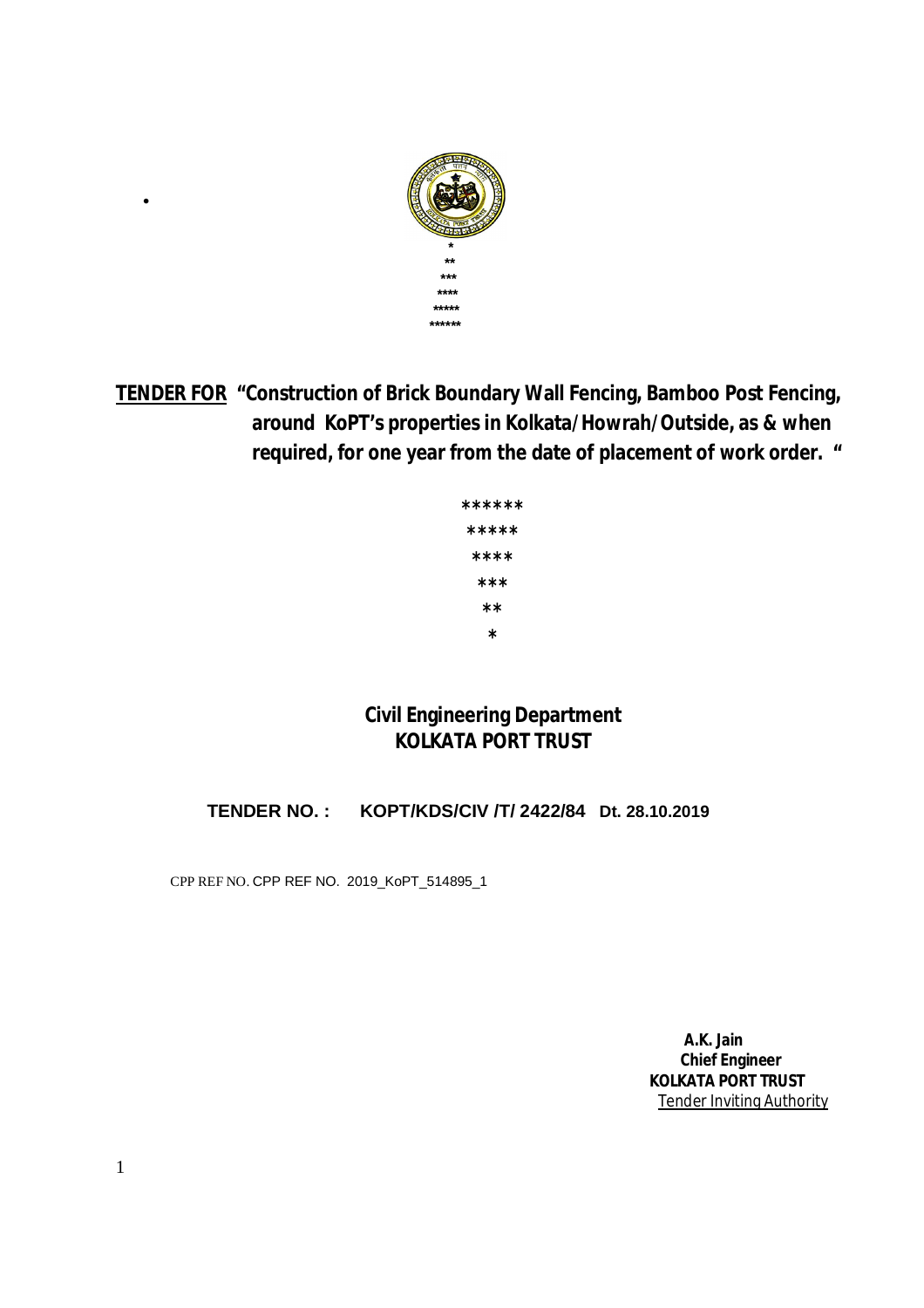•

\*
\**
\***
\****
\*****
\******

**TENDER FOR** **"Construction of Brick Boundary Wall Fencing, Bamboo Post Fencing, around KoPT's properties in Kolkata/Howrah/Outside, as & when required, for one year from the date of placement of work order. "**

******
*****
****
***
**
*

**Civil Engineering Department**
**KOLKATA PORT TRUST**

**TENDER NO. : KOPT/KDS/CIV /T/ 2422/84 Dt. 28.10.2019**

CPP REF NO. CPP REF NO. 2019_KoPT_514895_1

**A.K. Jain**
**Chief Engineer**
**KOLKATA PORT TRUST**
Tender Inviting Authority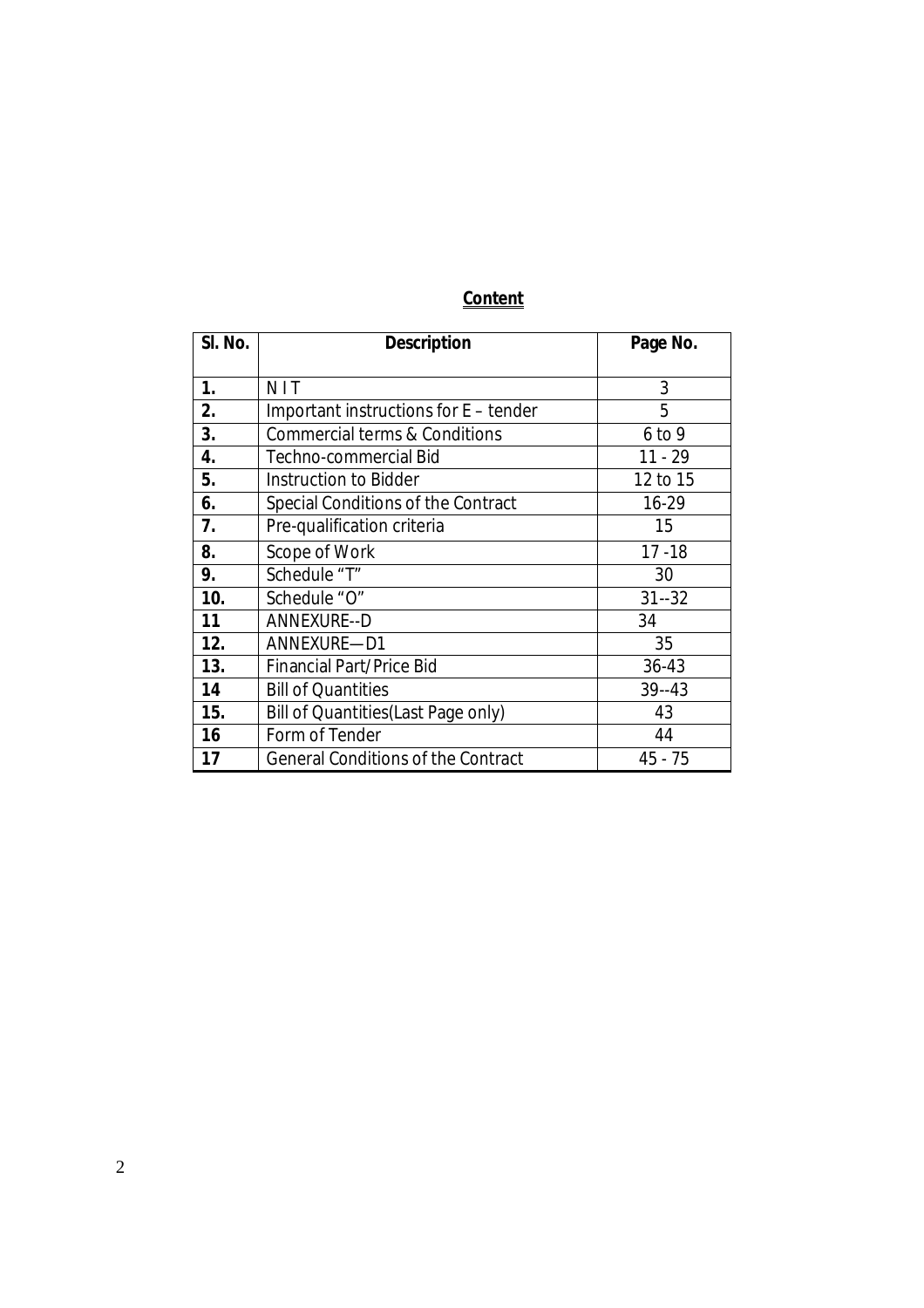## Content

| Sl. No. | Description | Page No. |
|---|---|---|
| 1. | N I T | 3 |
| 2. | Important instructions for E – tender | 5 |
| 3. | Commercial terms & Conditions | 6 to 9 |
| 4. | Techno-commercial Bid | 11 - 29 |
| 5. | Instruction to Bidder | 12 to 15 |
| 6. | Special Conditions of the Contract | 16-29 |
| 7. | Pre-qualification criteria | 15 |
| 8. | Scope of Work | 17 -18 |
| 9. | Schedule "T" | 30 |
| 10. | Schedule "O" | 31--32 |
| 11 | ANNEXURE--D | 34 |
| 12. | ANNEXURE—D1 | 35 |
| 13. | Financial Part/Price Bid | 36-43 |
| 14 | Bill of Quantities | 39--43 |
| 15. | Bill of Quantities(Last Page only) | 43 |
| 16 | Form of Tender | 44 |
| 17 | General Conditions of the Contract | 45 - 75 |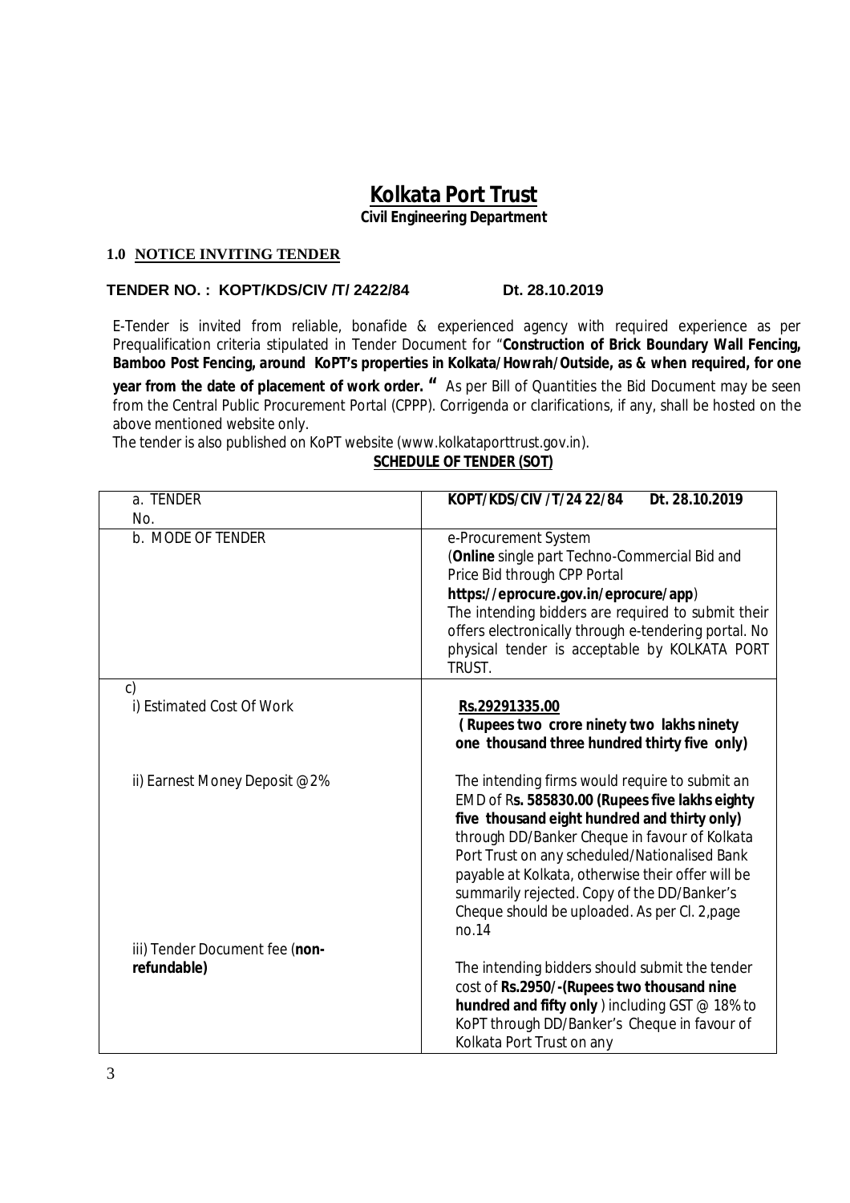# Kolkata Port Trust

**Civil Engineering Department**

## 1.0 NOTICE INVITING TENDER

**TENDER NO. : KOPT/KDS/CIV /T/ 2422/84 Dt. 28.10.2019**

E-Tender is invited from reliable, bonafide & experienced agency with required experience as per Prequalification criteria stipulated in Tender Document for "**Construction of Brick Boundary Wall Fencing, Bamboo Post Fencing, around KoPT's properties in Kolkata/Howrah/Outside, as & when required, for one year from the date of placement of work order. "** As per Bill of Quantities the Bid Document may be seen from the Central Public Procurement Portal (CPPP). Corrigenda or clarifications, if any, shall be hosted on the above mentioned website only.

The tender is also published on KoPT website (www.kolkataporttrust.gov.in).

**SCHEDULE OF TENDER (SOT)**

| | |
|---|---|
| a. TENDER No. | **KOPT/KDS/CIV /T/24 22/84 Dt. 28.10.2019** |
| b. MODE OF TENDER | e-Procurement System (**Online** single part Techno-Commercial Bid and Price Bid through CPP Portal **https://eprocure.gov.in/eprocure/app**) The intending bidders are required to submit their offers electronically through e-tendering portal. No physical tender is acceptable by KOLKATA PORT TRUST. |
| c)<br>i) Estimated Cost Of Work<br><br>ii) Earnest Money Deposit @2%<br><br>iii) Tender Document fee (**non-refundable)** | **Rs.29291335.00**<br>**( Rupees two crore ninety two lakhs ninety one thousand three hundred thirty five only)**<br><br>The intending firms would require to submit an EMD of R**s. 585830.00 (Rupees five lakhs eighty five thousand eight hundred and thirty only)** through DD/Banker Cheque in favour of Kolkata Port Trust on any scheduled/Nationalised Bank payable at Kolkata, otherwise their offer will be summarily rejected. Copy of the DD/Banker's Cheque should be uploaded. As per Cl. 2,page no.14<br><br>The intending bidders should submit the tender cost of **Rs.2950/-(Rupees two thousand nine hundred and fifty only** ) including GST @ 18% to KoPT through DD/Banker's Cheque in favour of Kolkata Port Trust on any |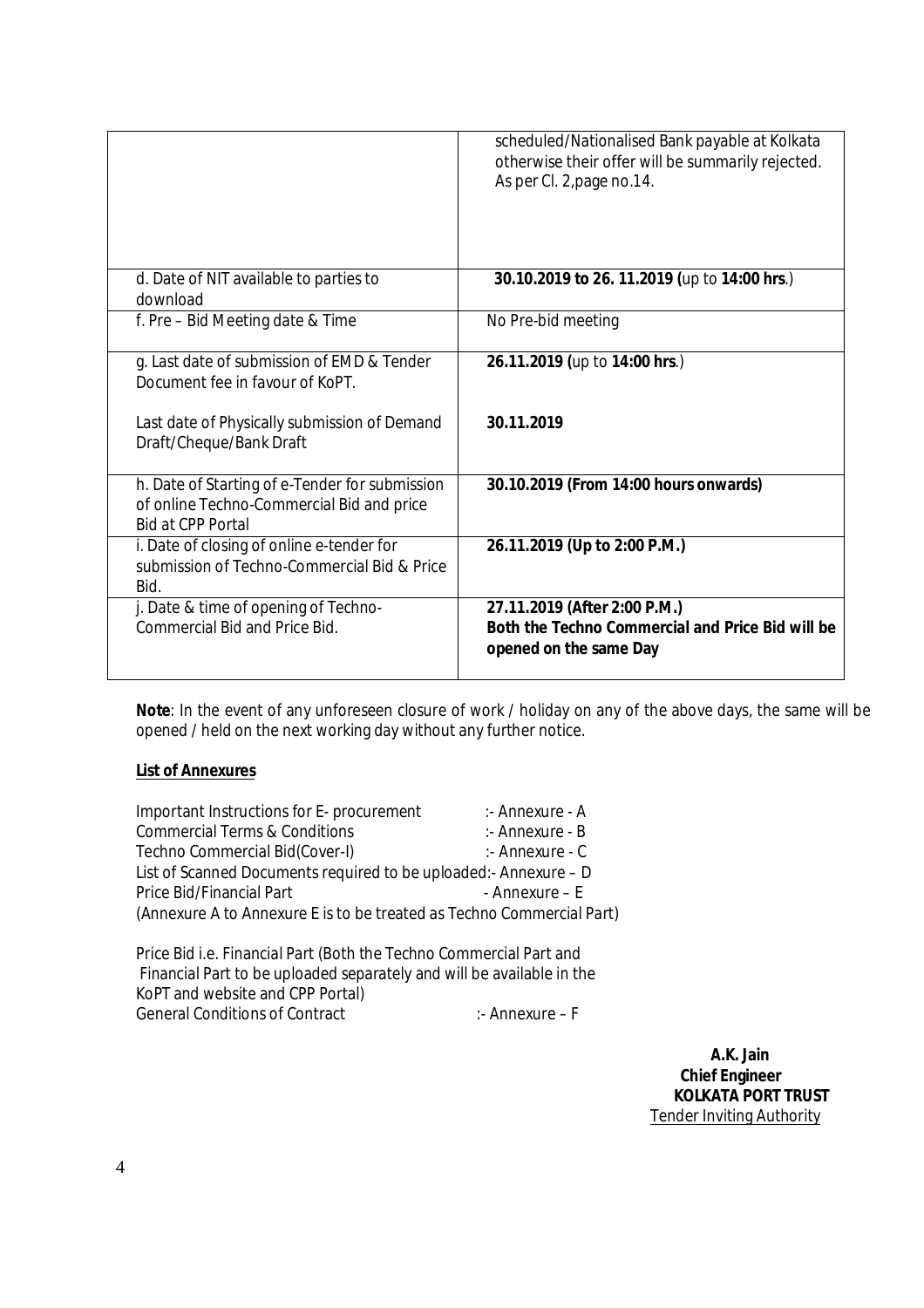| | |
|---|---|
| | scheduled/Nationalised Bank payable at Kolkata otherwise their offer will be summarily rejected. As per Cl. 2,page no.14. |
| d. Date of NIT available to parties to download | **30.10.2019 to 26. 11.2019 (**up to **14:00 hrs**.) |
| f. Pre – Bid Meeting date & Time | No Pre-bid meeting |
| g. Last date of submission of EMD & Tender Document fee in favour of KoPT.<br><br>Last date of Physically submission of Demand Draft/Cheque/Bank Draft | **26.11.2019 (**up to **14:00 hrs**.)<br><br>**30.11.2019** |
| h. Date of Starting of e-Tender for submission of online Techno-Commercial Bid and price Bid at CPP Portal | **30.10.2019 (From 14:00 hours onwards)** |
| i. Date of closing of online e-tender for submission of Techno-Commercial Bid & Price Bid. | **26.11.2019 (Up to 2:00 P.M.)** |
| j. Date & time of opening of Techno-Commercial Bid and Price Bid. | **27.11.2019 (After 2:00 P.M.)**<br>**Both the Techno Commercial and Price Bid will be opened on the same Day** |

**Note**: In the event of any unforeseen closure of work / holiday on any of the above days, the same will be opened / held on the next working day without any further notice.

**List of Annexures**

Important Instructions for E- procurement :- Annexure - A
Commercial Terms & Conditions :- Annexure - B
Techno Commercial Bid(Cover-I) :- Annexure - C
List of Scanned Documents required to be uploaded:- Annexure – D
Price Bid/Financial Part - Annexure – E
(Annexure A to Annexure E is to be treated as Techno Commercial Part)

Price Bid i.e. Financial Part (Both the Techno Commercial Part and Financial Part to be uploaded separately and will be available in the KoPT and website and CPP Portal)
General Conditions of Contract :- Annexure – F

**A.K. Jain**
**Chief Engineer**
**KOLKATA PORT TRUST**
Tender Inviting Authority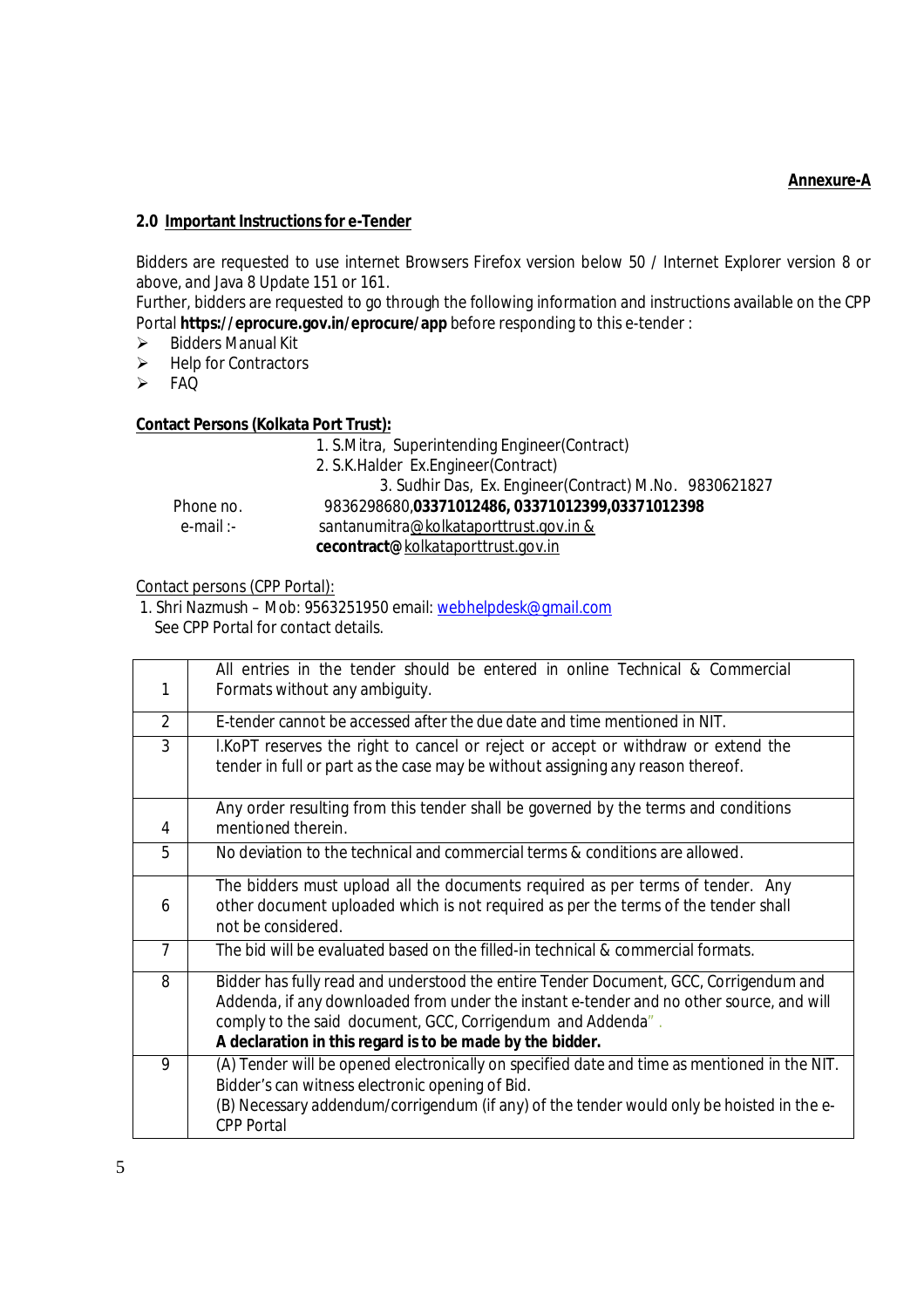**Annexure-A**

## 2.0 Important Instructions for e-Tender

Bidders are requested to use internet Browsers Firefox version below 50 / Internet Explorer version 8 or above, and Java 8 Update 151 or 161.
Further, bidders are requested to go through the following information and instructions available on the CPP Portal **https://eprocure.gov.in/eprocure/app** before responding to this e-tender :

- Bidders Manual Kit
- Help for Contractors
- FAQ

**Contact Persons (Kolkata Port Trust):**

1. S.Mitra, Superintending Engineer(Contract)
2. S.K.Halder Ex.Engineer(Contract)
3. Sudhir Das, Ex. Engineer(Contract) M.No. 9830621827

Phone no. 9836298680,**03371012486, 03371012399,03371012398**
e-mail :- santanumitra@kolkataporttrust.gov.in & **cecontract@**kolkataporttrust.gov.in

Contact persons (CPP Portal):

1. Shri Nazmush – Mob: 9563251950 email: webhelpdesk@gmail.com
   See CPP Portal for contact details.

| | |
|---|---|
| 1 | All entries in the tender should be entered in online Technical & Commercial Formats without any ambiguity. |
| 2 | E-tender cannot be accessed after the due date and time mentioned in NIT. |
| 3 | I.KoPT reserves the right to cancel or reject or accept or withdraw or extend the tender in full or part as the case may be without assigning any reason thereof. |
| 4 | Any order resulting from this tender shall be governed by the terms and conditions mentioned therein. |
| 5 | No deviation to the technical and commercial terms & conditions are allowed. |
| 6 | The bidders must upload all the documents required as per terms of tender. Any other document uploaded which is not required as per the terms of the tender shall not be considered. |
| 7 | The bid will be evaluated based on the filled-in technical & commercial formats. |
| 8 | Bidder has fully read and understood the entire Tender Document, GCC, Corrigendum and Addenda, if any downloaded from under the instant e-tender and no other source, and will comply to the said document, GCC, Corrigendum and Addenda". **A declaration in this regard is to be made by the bidder.** |
| 9 | (A) Tender will be opened electronically on specified date and time as mentioned in the NIT. Bidder's can witness electronic opening of Bid. (B) Necessary addendum/corrigendum (if any) of the tender would only be hoisted in the e-CPP Portal |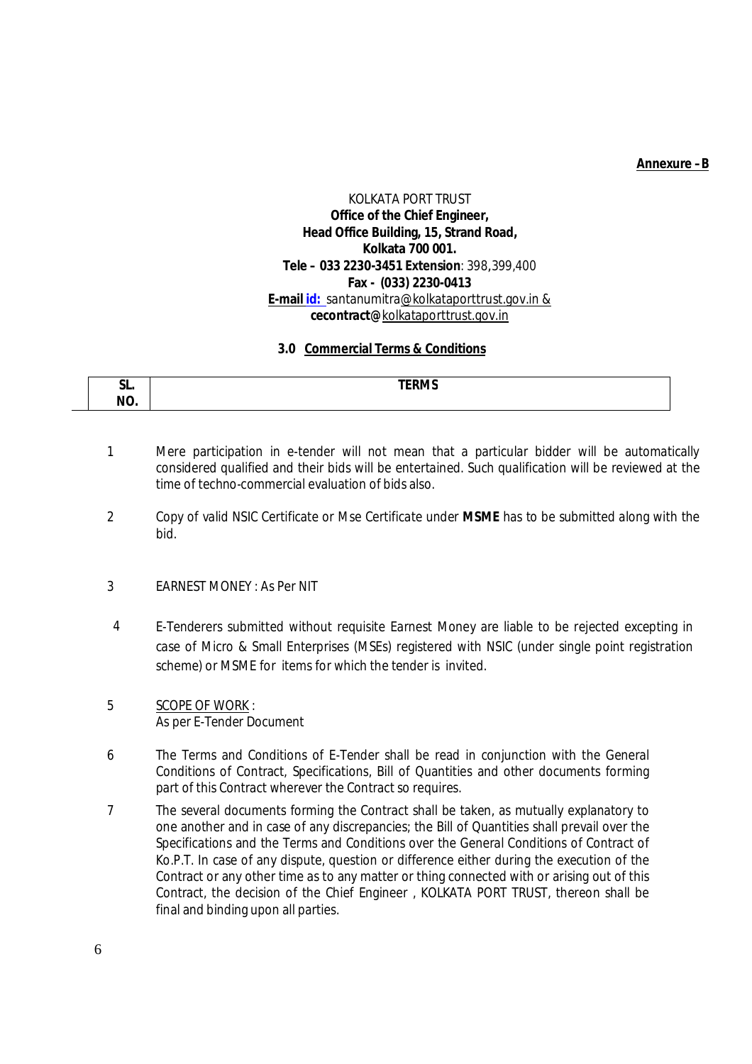**Annexure –B**

KOLKATA PORT TRUST
**Office of the Chief Engineer,**
**Head Office Building, 15, Strand Road,**
**Kolkata 700 001.**
**Tele – 033 2230-3451 Extension**: 398,399,400
**Fax - (033) 2230-0413**
**E-mail id:** santanumitra@kolkataporttrust.gov.in &
**cecontract@**kolkataporttrust.gov.in

### 3.0 Commercial Terms & Conditions

| SL. NO. | TERMS |
|---|---|
| 1 | Mere participation in e-tender will not mean that a particular bidder will be automatically considered qualified and their bids will be entertained. Such qualification will be reviewed at the time of techno-commercial evaluation of bids also. |
| 2 | Copy of valid NSIC Certificate or Mse Certificate under **MSME** has to be submitted along with the bid. |
| 3 | EARNEST MONEY : As Per NIT |
| 4 | E-Tenderers submitted without requisite Earnest Money are liable to be rejected excepting in case of Micro & Small Enterprises (MSEs) registered with NSIC (under single point registration scheme) or MSME for items for which the tender is invited. |
| 5 | SCOPE OF WORK : As per E-Tender Document |
| 6 | The Terms and Conditions of E-Tender shall be read in conjunction with the General Conditions of Contract, Specifications, Bill of Quantities and other documents forming part of this Contract wherever the Contract so requires. |
| 7 | The several documents forming the Contract shall be taken, as mutually explanatory to one another and in case of any discrepancies; the Bill of Quantities shall prevail over the Specifications and the Terms and Conditions over the General Conditions of Contract of Ko.P.T. In case of any dispute, question or difference either during the execution of the Contract or any other time as to any matter or thing connected with or arising out of this Contract, the decision of the Chief Engineer , KOLKATA PORT TRUST, thereon shall be final and binding upon all parties. |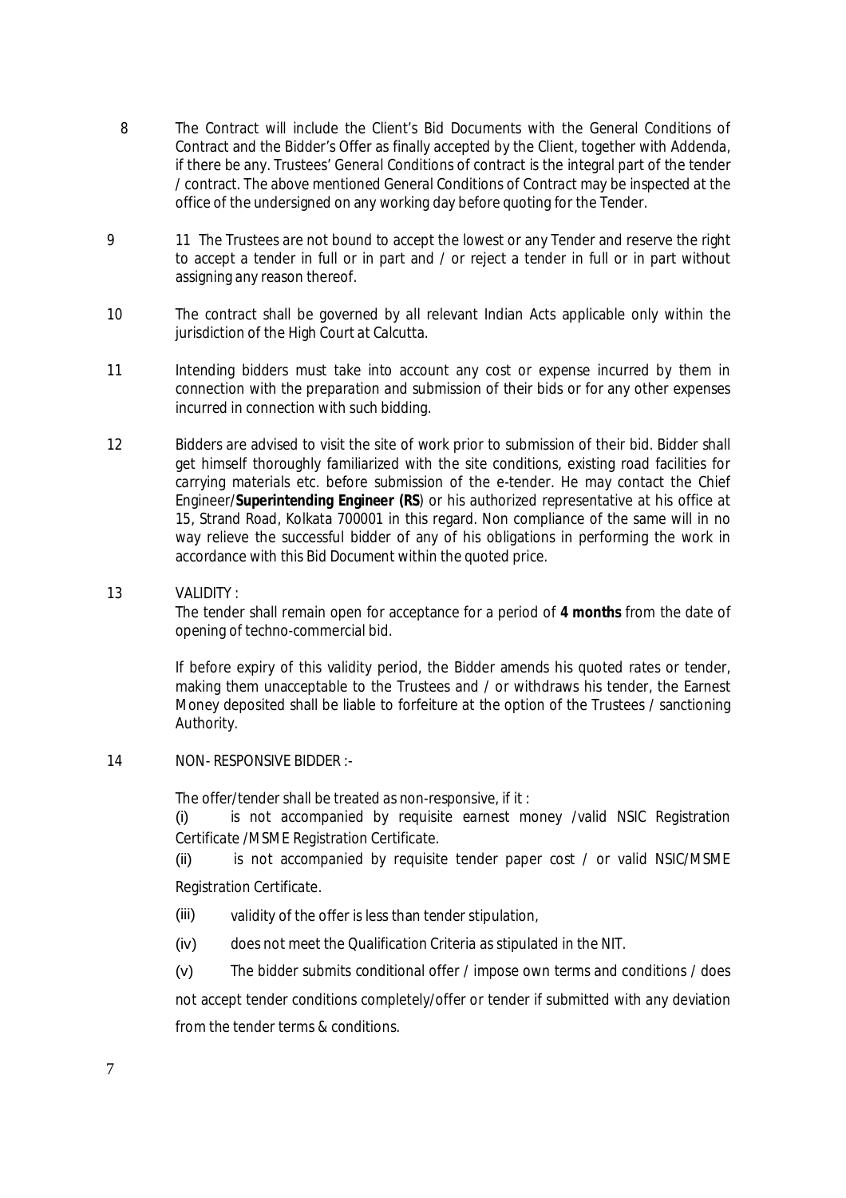8 The Contract will include the Client's Bid Documents with the General Conditions of Contract and the Bidder's Offer as finally accepted by the Client, together with Addenda, if there be any. Trustees' General Conditions of contract is the integral part of the tender / contract. The above mentioned General Conditions of Contract may be inspected at the office of the undersigned on any working day before quoting for the Tender.

9 11 The Trustees are not bound to accept the lowest or any Tender and reserve the right to accept a tender in full or in part and / or reject a tender in full or in part without assigning any reason thereof.

10 The contract shall be governed by all relevant Indian Acts applicable only within the jurisdiction of the High Court at Calcutta.

11 Intending bidders must take into account any cost or expense incurred by them in connection with the preparation and submission of their bids or for any other expenses incurred in connection with such bidding.

12 Bidders are advised to visit the site of work prior to submission of their bid. Bidder shall get himself thoroughly familiarized with the site conditions, existing road facilities for carrying materials etc. before submission of the e-tender. He may contact the Chief Engineer/**Superintending Engineer (RS**) or his authorized representative at his office at 15, Strand Road, Kolkata 700001 in this regard. Non compliance of the same will in no way relieve the successful bidder of any of his obligations in performing the work in accordance with this Bid Document within the quoted price.

13 VALIDITY :

The tender shall remain open for acceptance for a period of **4 months** from the date of opening of techno-commercial bid.

If before expiry of this validity period, the Bidder amends his quoted rates or tender, making them unacceptable to the Trustees and / or withdraws his tender, the Earnest Money deposited shall be liable to forfeiture at the option of the Trustees / sanctioning Authority.

14 NON- RESPONSIVE BIDDER :-

The offer/tender shall be treated as non-responsive, if it :

(i) is not accompanied by requisite earnest money /valid NSIC Registration Certificate /MSME Registration Certificate.

(ii) is not accompanied by requisite tender paper cost / or valid NSIC/MSME Registration Certificate.

(iii) validity of the offer is less than tender stipulation,

(iv) does not meet the Qualification Criteria as stipulated in the NIT.

(v) The bidder submits conditional offer / impose own terms and conditions / does not accept tender conditions completely/offer or tender if submitted with any deviation from the tender terms & conditions.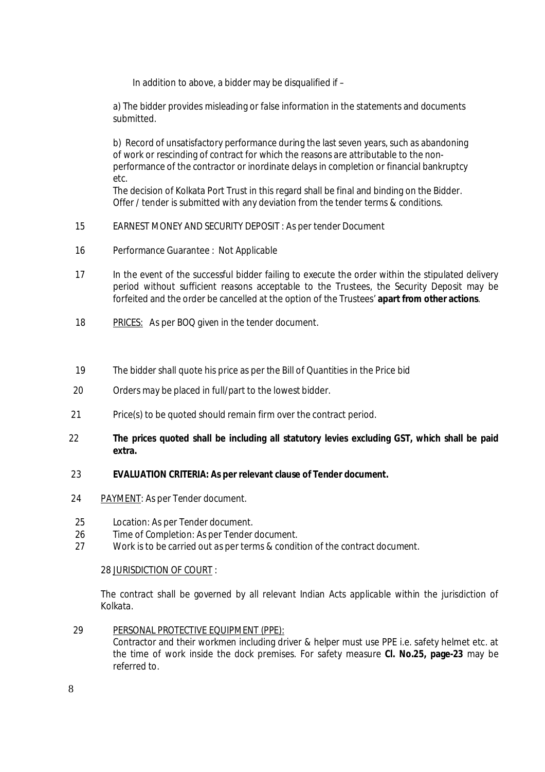In addition to above, a bidder may be disqualified if –

a) The bidder provides misleading or false information in the statements and documents submitted.

b) Record of unsatisfactory performance during the last seven years, such as abandoning of work or rescinding of contract for which the reasons are attributable to the non-performance of the contractor or inordinate delays in completion or financial bankruptcy etc.
The decision of Kolkata Port Trust in this regard shall be final and binding on the Bidder.
Offer / tender is submitted with any deviation from the tender terms & conditions.

15 EARNEST MONEY AND SECURITY DEPOSIT : As per tender Document

16 Performance Guarantee : Not Applicable

17 In the event of the successful bidder failing to execute the order within the stipulated delivery period without sufficient reasons acceptable to the Trustees, the Security Deposit may be forfeited and the order be cancelled at the option of the Trustees' **apart from other actions**.

18 PRICES: As per BOQ given in the tender document.

19 The bidder shall quote his price as per the Bill of Quantities in the Price bid

20 Orders may be placed in full/part to the lowest bidder.

21 Price(s) to be quoted should remain firm over the contract period.

22 **The prices quoted shall be including all statutory levies excluding GST, which shall be paid extra.**

23 **EVALUATION CRITERIA: As per relevant clause of Tender document.**

24 PAYMENT: As per Tender document.

25 Location: As per Tender document.
26 Time of Completion: As per Tender document.
27 Work is to be carried out as per terms & condition of the contract document.

28 JURISDICTION OF COURT :

The contract shall be governed by all relevant Indian Acts applicable within the jurisdiction of Kolkata.

29 PERSONAL PROTECTIVE EQUIPMENT (PPE):
Contractor and their workmen including driver & helper must use PPE i.e. safety helmet etc. at the time of work inside the dock premises. For safety measure **Cl. No.25, page-23** may be referred to.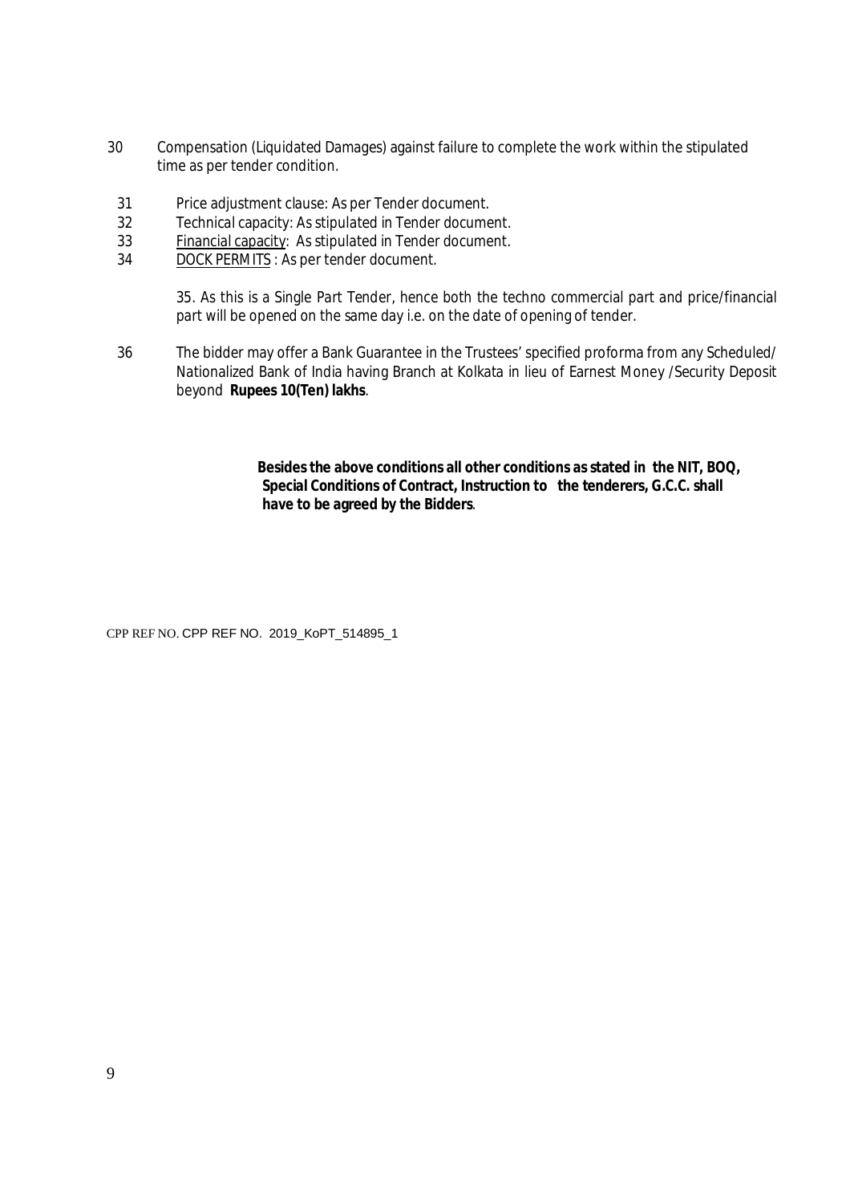30 Compensation (Liquidated Damages) against failure to complete the work within the stipulated time as per tender condition.

31 Price adjustment clause: As per Tender document.

32 Technical capacity: As stipulated in Tender document.

33 <u>Financial capacity</u>: As stipulated in Tender document.

34 <u>DOCK PERMITS</u> : As per tender document.

35. As this is a Single Part Tender, hence both the techno commercial part and price/financial part will be opened on the same day i.e. on the date of opening of tender.

36 The bidder may offer a Bank Guarantee in the Trustees' specified proforma from any Scheduled/ Nationalized Bank of India having Branch at Kolkata in lieu of Earnest Money /Security Deposit beyond **Rupees 10(Ten) lakhs**.

**Besides the above conditions all other conditions as stated in the NIT, BOQ, Special Conditions of Contract, Instruction to the tenderers, G.C.C. shall have to be agreed by the Bidders**.

CPP REF NO. CPP REF NO. 2019_KoPT_514895_1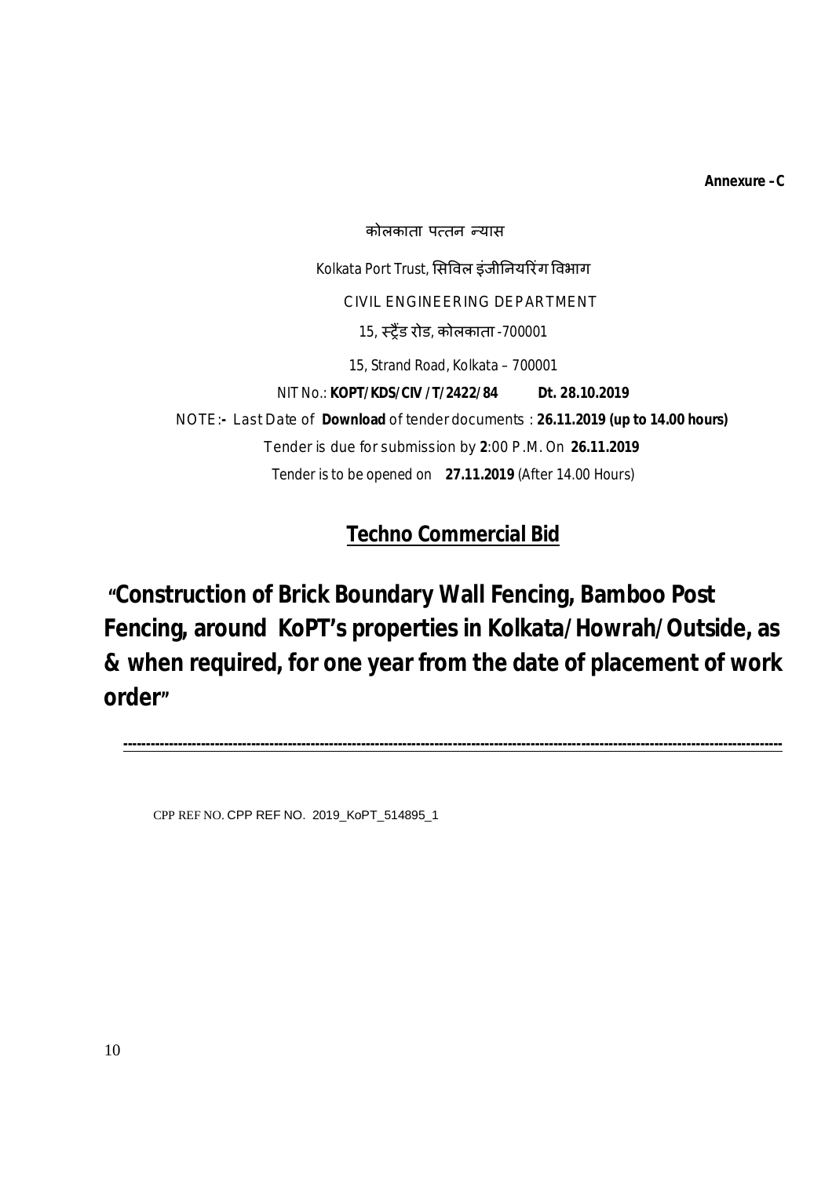**Annexure –C**

कोलकाता पत्तन न्यास

Kolkata Port Trust, सिविल इंजीनियरिंग विभाग

CIVIL ENGINEERING DEPARTMENT

15, स्ट्रैंड रोड, कोलकाता -700001

15, Strand Road, Kolkata – 700001

NIT No.: **KOPT/KDS/CIV/T/2422/84** **Dt. 28.10.2019**

NOTE:- Last Date of **Download** of tender documents : **26.11.2019 (up to 14.00 hours)**

Tender is due for submission by **2**:00 P.M. On **26.11.2019**

Tender is to be opened on **27.11.2019** (After 14.00 Hours)

## Techno Commercial Bid

# "Construction of Brick Boundary Wall Fencing, Bamboo Post Fencing, around KoPT's properties in Kolkata/Howrah/Outside, as & when required, for one year from the date of placement of work order"

---

CPP REF NO. CPP REF NO. 2019_KoPT_514895_1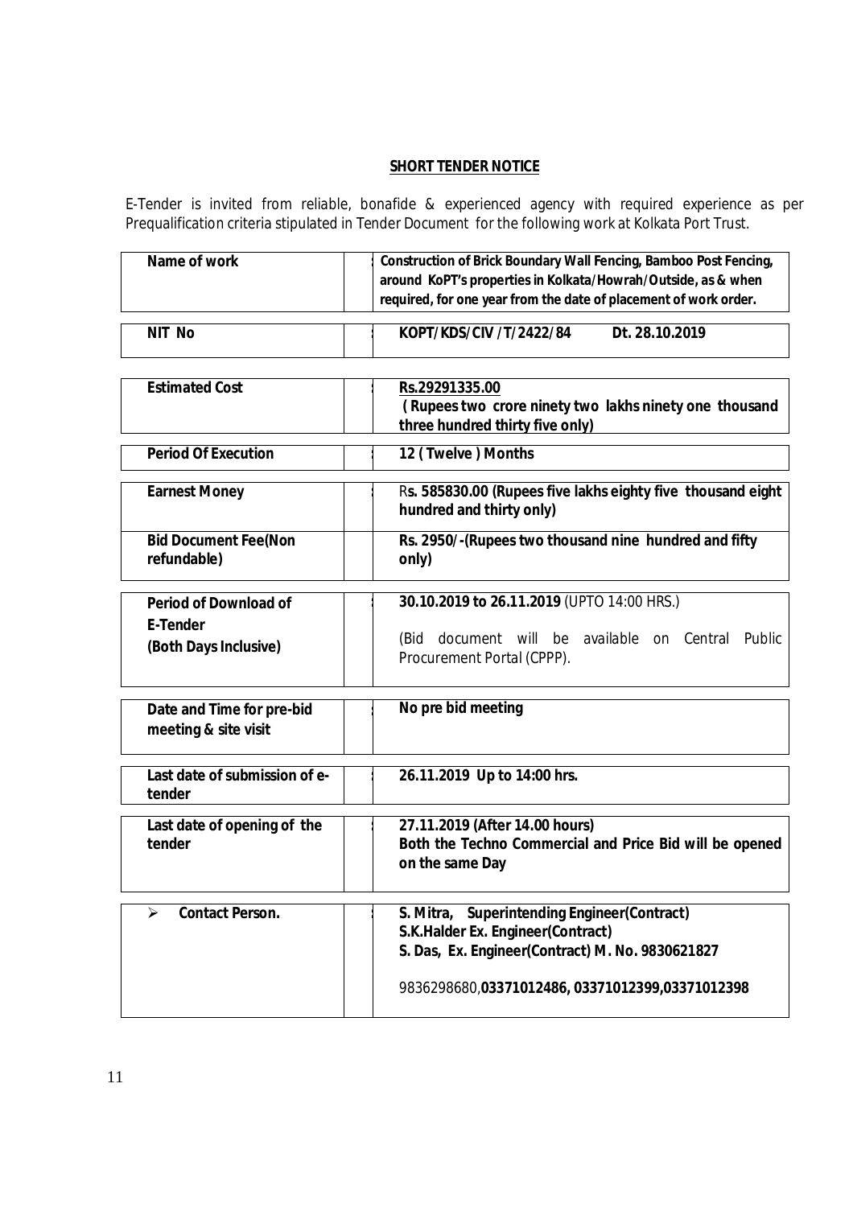## SHORT TENDER NOTICE

E-Tender is invited from reliable, bonafide & experienced agency with required experience as per Prequalification criteria stipulated in Tender Document for the following work at Kolkata Port Trust.

| | | |
|---|---|---|
| **Name of work** | : | **Construction of Brick Boundary Wall Fencing, Bamboo Post Fencing, around KoPT's properties in Kolkata/Howrah/Outside, as & when required, for one year from the date of placement of work order.** |
| **NIT No** | : | **KOPT/KDS/CIV /T/2422/84 Dt. 28.10.2019** |
| **Estimated Cost** | : | **Rs.29291335.00 ( Rupees two crore ninety two lakhs ninety one thousand three hundred thirty five only)** |
| **Period Of Execution** | : | **12 ( Twelve ) Months** |
| **Earnest Money** | : | R**s. 585830.00 (Rupees five lakhs eighty five thousand eight hundred and thirty only)** |
| **Bid Document Fee(Non refundable)** | | **Rs. 2950/-(Rupees two thousand nine hundred and fifty only)** |
| **Period of Download of E-Tender (Both Days Inclusive)** | : | **30.10.2019 to 26.11.2019** (UPTO 14:00 HRS.) (Bid document will be available on Central Public Procurement Portal (CPPP). |
| **Date and Time for pre-bid meeting & site visit** | : | **No pre bid meeting** |
| **Last date of submission of e-tender** | : | **26.11.2019 Up to 14:00 hrs.** |
| **Last date of opening of the tender** | : | **27.11.2019 (After 14.00 hours) Both the Techno Commercial and Price Bid will be opened on the same Day** |
| ➢ **Contact Person.** | : | **S. Mitra, Superintending Engineer(Contract)** <br> **S.K.Halder Ex. Engineer(Contract)** <br> **S. Das, Ex. Engineer(Contract) M. No. 9830621827** <br> 9836298680,**03371012486, 03371012399,03371012398** |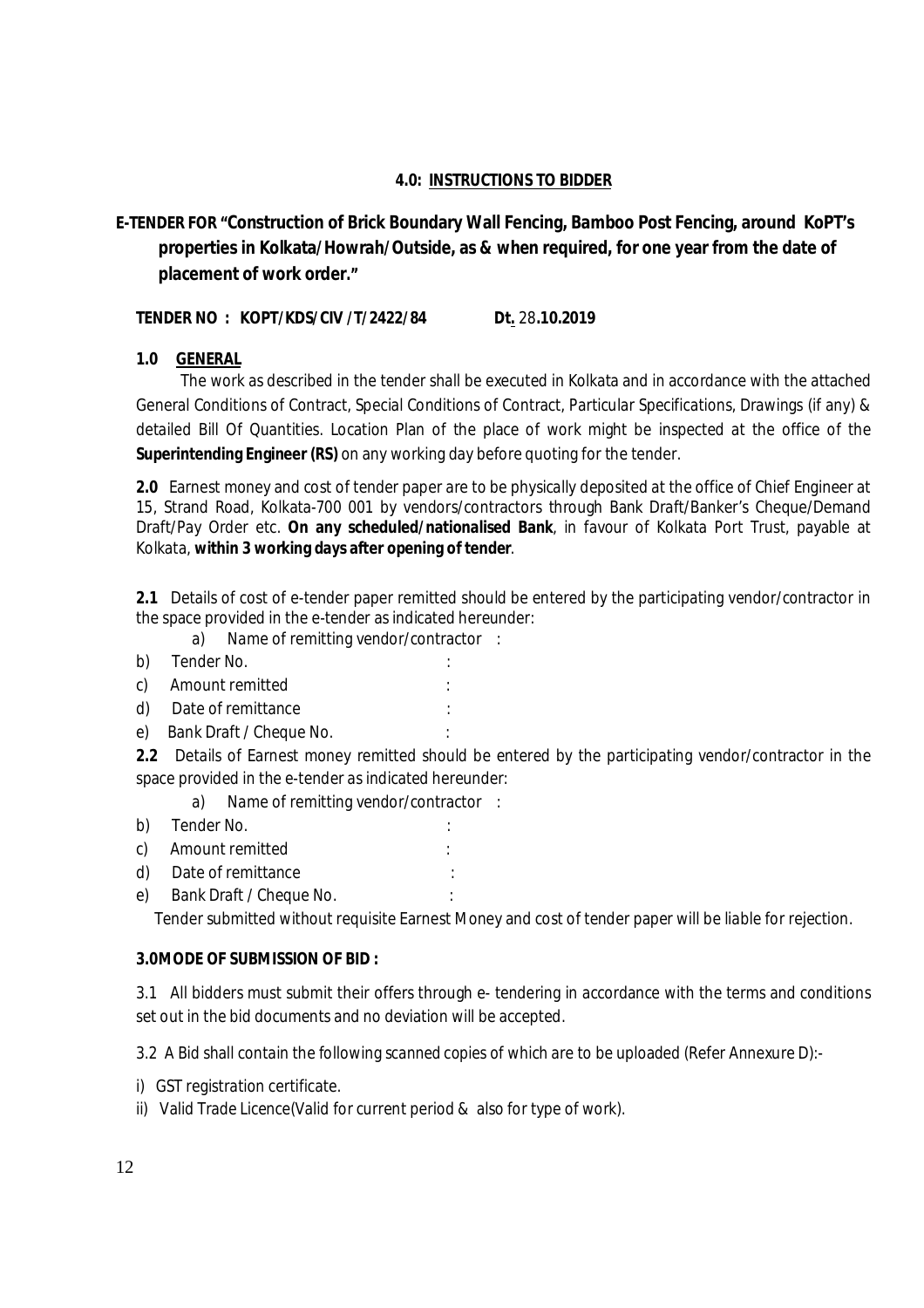## 4.0: INSTRUCTIONS TO BIDDER

### E-TENDER FOR "Construction of Brick Boundary Wall Fencing, Bamboo Post Fencing, around KoPT's properties in Kolkata/Howrah/Outside, as & when required, for one year from the date of placement of work order."

**TENDER NO : KOPT/KDS/CIV /T/2422/84 Dt. 28.10.2019**

**1.0 GENERAL**

The work as described in the tender shall be executed in Kolkata and in accordance with the attached General Conditions of Contract, Special Conditions of Contract, Particular Specifications, Drawings (if any) & detailed Bill Of Quantities. Location Plan of the place of work might be inspected at the office of the **Superintending Engineer (RS)** on any working day before quoting for the tender.

**2.0** Earnest money and cost of tender paper are to be physically deposited at the office of Chief Engineer at 15, Strand Road, Kolkata-700 001 by vendors/contractors through Bank Draft/Banker's Cheque/Demand Draft/Pay Order etc. **On any scheduled/nationalised Bank**, in favour of Kolkata Port Trust, payable at Kolkata, **within 3 working days after opening of tender**.

**2.1** Details of cost of e-tender paper remitted should be entered by the participating vendor/contractor in the space provided in the e-tender as indicated hereunder:

a) Name of remitting vendor/contractor :
b) Tender No. :
c) Amount remitted :
d) Date of remittance :
e) Bank Draft / Cheque No. :

**2.2** Details of Earnest money remitted should be entered by the participating vendor/contractor in the space provided in the e-tender as indicated hereunder:

a) Name of remitting vendor/contractor :
b) Tender No. :
c) Amount remitted :
d) Date of remittance :
e) Bank Draft / Cheque No. :

Tender submitted without requisite Earnest Money and cost of tender paper will be liable for rejection.

**3.0 MODE OF SUBMISSION OF BID :**

3.1 All bidders must submit their offers through e- tendering in accordance with the terms and conditions set out in the bid documents and no deviation will be accepted.

3.2 A Bid shall contain the following scanned copies of which are to be uploaded (Refer Annexure D):-

i) GST registration certificate.
ii) Valid Trade Licence(Valid for current period & also for type of work).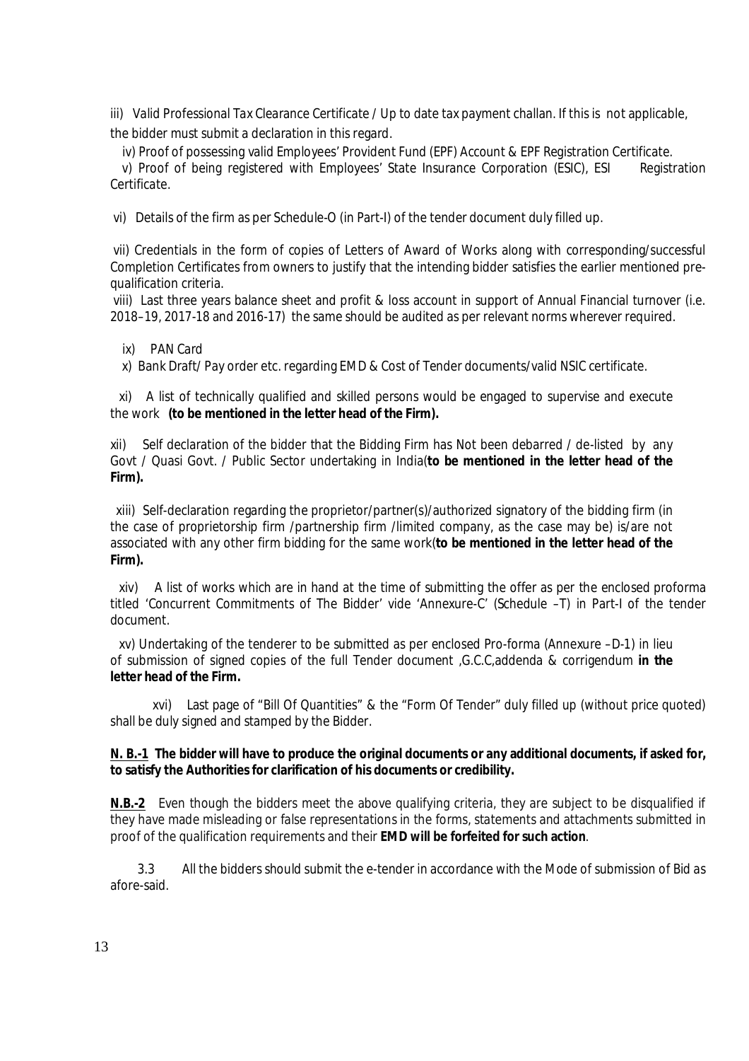iii) Valid Professional Tax Clearance Certificate / Up to date tax payment challan. If this is not applicable, the bidder must submit a declaration in this regard.

iv) Proof of possessing valid Employees' Provident Fund (EPF) Account & EPF Registration Certificate.

v) Proof of being registered with Employees' State Insurance Corporation (ESIC), ESI Registration Certificate.

vi) Details of the firm as per Schedule-O (in Part-I) of the tender document duly filled up.

vii) Credentials in the form of copies of Letters of Award of Works along with corresponding/successful Completion Certificates from owners to justify that the intending bidder satisfies the earlier mentioned pre-qualification criteria.

viii) Last three years balance sheet and profit & loss account in support of Annual Financial turnover (i.e. 2018–19, 2017-18 and 2016-17) the same should be audited as per relevant norms wherever required.

ix) PAN Card

x) Bank Draft/ Pay order etc. regarding EMD & Cost of Tender documents/valid NSIC certificate.

xi) A list of technically qualified and skilled persons would be engaged to supervise and execute the work **(to be mentioned in the letter head of the Firm).**

xii) Self declaration of the bidder that the Bidding Firm has Not been debarred / de-listed by any Govt / Quasi Govt. / Public Sector undertaking in India(**to be mentioned in the letter head of the Firm).**

xiii) Self-declaration regarding the proprietor/partner(s)/authorized signatory of the bidding firm (in the case of proprietorship firm /partnership firm /limited company, as the case may be) is/are not associated with any other firm bidding for the same work(**to be mentioned in the letter head of the Firm).**

xiv) A list of works which are in hand at the time of submitting the offer as per the enclosed proforma titled 'Concurrent Commitments of The Bidder' vide 'Annexure-C' (Schedule –T) in Part-I of the tender document.

xv) Undertaking of the tenderer to be submitted as per enclosed Pro-forma (Annexure –D-1) in lieu of submission of signed copies of the full Tender document ,G.C.C,addenda & corrigendum **in the letter head of the Firm.**

xvi) Last page of "Bill Of Quantities" & the "Form Of Tender" duly filled up (without price quoted) shall be duly signed and stamped by the Bidder.

**N. B.-1 The bidder will have to produce the original documents or any additional documents, if asked for, to satisfy the Authorities for clarification of his documents or credibility.**

**N.B.-2** Even though the bidders meet the above qualifying criteria, they are subject to be disqualified if they have made misleading or false representations in the forms, statements and attachments submitted in proof of the qualification requirements and their **EMD will be forfeited for such action**.

3.3 All the bidders should submit the e-tender in accordance with the Mode of submission of Bid as afore-said.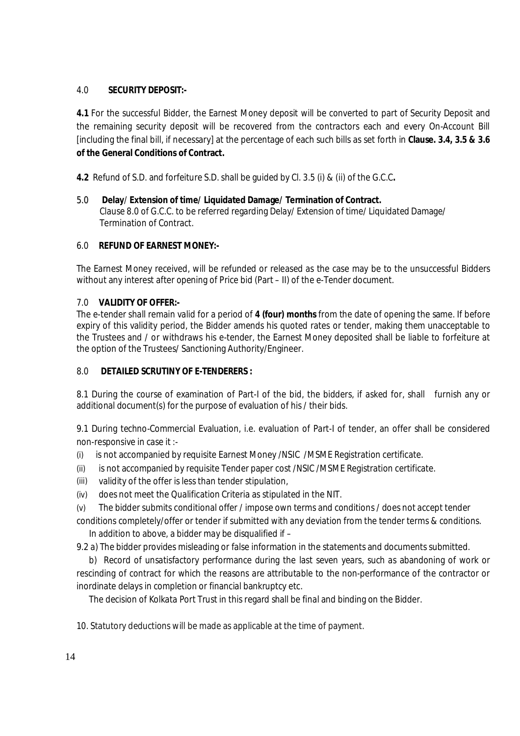4.0 **SECURITY DEPOSIT:-**

**4.1** For the successful Bidder, the Earnest Money deposit will be converted to part of Security Deposit and the remaining security deposit will be recovered from the contractors each and every On-Account Bill [including the final bill, if necessary] at the percentage of each such bills as set forth in **Clause. 3.4, 3.5 & 3.6 of the General Conditions of Contract.**

**4.2** Refund of S.D. and forfeiture S.D. shall be guided by Cl. 3.5 (i) & (ii) of the G.C.C**.**

5.0 **Delay/ Extension of time/ Liquidated Damage/ Termination of Contract.**
Clause 8.0 of G.C.C. to be referred regarding Delay/ Extension of time/ Liquidated Damage/ Termination of Contract.

6.0 **REFUND OF EARNEST MONEY:-**

The Earnest Money received, will be refunded or released as the case may be to the unsuccessful Bidders without any interest after opening of Price bid (Part – II) of the e-Tender document.

7.0 **VALIDITY OF OFFER:-**
The e-tender shall remain valid for a period of **4 (four) months** from the date of opening the same. If before expiry of this validity period, the Bidder amends his quoted rates or tender, making them unacceptable to the Trustees and / or withdraws his e-tender, the Earnest Money deposited shall be liable to forfeiture at the option of the Trustees/ Sanctioning Authority/Engineer.

8.0 **DETAILED SCRUTINY OF E-TENDERERS :**

8.1 During the course of examination of Part-I of the bid, the bidders, if asked for, shall furnish any or additional document(s) for the purpose of evaluation of his / their bids.

9.1 During techno-Commercial Evaluation, i.e. evaluation of Part-I of tender, an offer shall be considered non-responsive in case it :-

(i) is not accompanied by requisite Earnest Money /NSIC /MSME Registration certificate.
(ii) is not accompanied by requisite Tender paper cost /NSIC /MSME Registration certificate.
(iii) validity of the offer is less than tender stipulation,
(iv) does not meet the Qualification Criteria as stipulated in the NIT.
(v) The bidder submits conditional offer / impose own terms and conditions / does not accept tender conditions completely/offer or tender if submitted with any deviation from the tender terms & conditions.

In addition to above, a bidder may be disqualified if –

9.2 a) The bidder provides misleading or false information in the statements and documents submitted.

b) Record of unsatisfactory performance during the last seven years, such as abandoning of work or rescinding of contract for which the reasons are attributable to the non-performance of the contractor or inordinate delays in completion or financial bankruptcy etc.

The decision of Kolkata Port Trust in this regard shall be final and binding on the Bidder.

10. Statutory deductions will be made as applicable at the time of payment.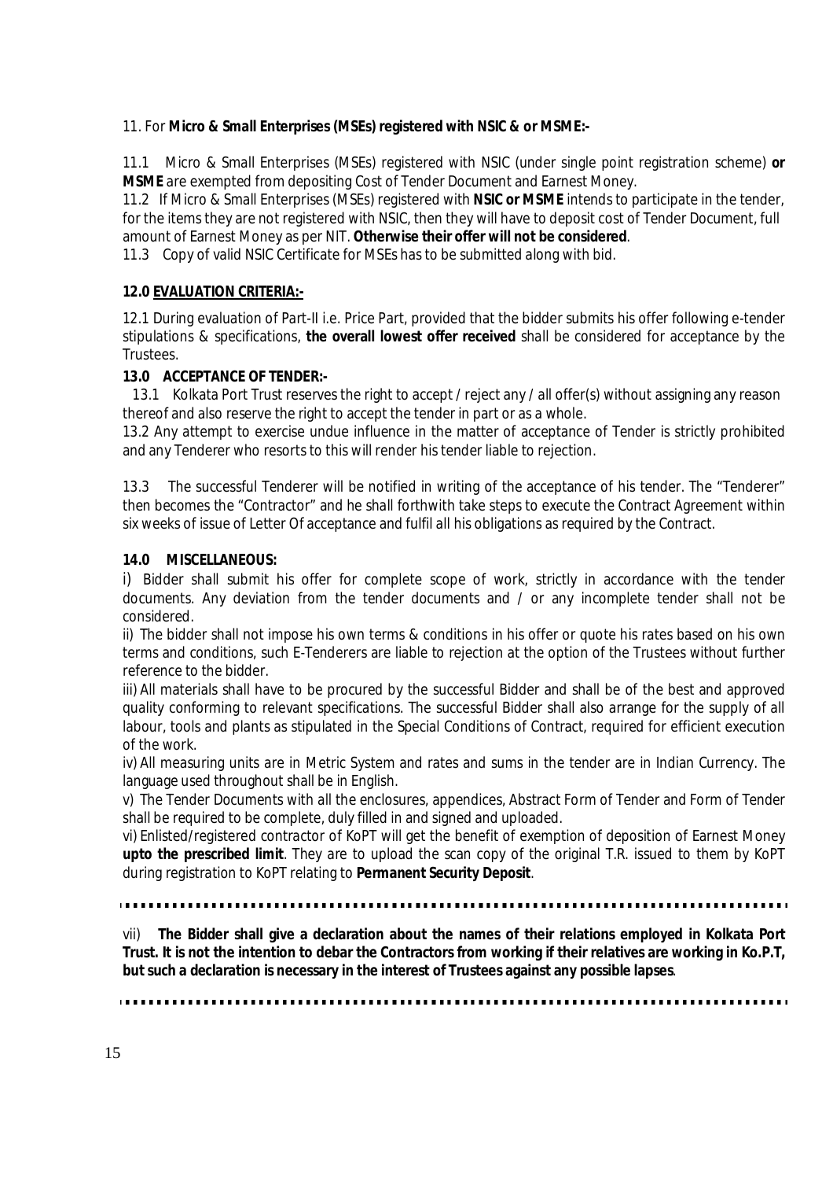11. For **Micro & Small Enterprises (MSEs) registered with NSIC & or MSME:-**

11.1 Micro & Small Enterprises (MSEs) registered with NSIC (under single point registration scheme) **or MSME** are exempted from depositing Cost of Tender Document and Earnest Money.

11.2 If Micro & Small Enterprises (MSEs) registered with **NSIC or MSME** intends to participate in the tender, for the items they are not registered with NSIC, then they will have to deposit cost of Tender Document, full amount of Earnest Money as per NIT. **Otherwise their offer will not be considered**.

11.3 Copy of valid NSIC Certificate for MSEs has to be submitted along with bid.

**12.0 <u>EVALUATION CRITERIA:-</u>**

12.1 During evaluation of Part-II i.e. Price Part, provided that the bidder submits his offer following e-tender stipulations & specifications, **the overall lowest offer received** shall be considered for acceptance by the Trustees.

**13.0 ACCEPTANCE OF TENDER:-**

13.1 Kolkata Port Trust reserves the right to accept / reject any / all offer(s) without assigning any reason thereof and also reserve the right to accept the tender in part or as a whole.

13.2 Any attempt to exercise undue influence in the matter of acceptance of Tender is strictly prohibited and any Tenderer who resorts to this will render his tender liable to rejection.

13.3 The successful Tenderer will be notified in writing of the acceptance of his tender. The "Tenderer" then becomes the "Contractor" and he shall forthwith take steps to execute the Contract Agreement within six weeks of issue of Letter Of acceptance and fulfil all his obligations as required by the Contract.

**14.0 MISCELLANEOUS:**

i) Bidder shall submit his offer for complete scope of work, strictly in accordance with the tender documents. Any deviation from the tender documents and / or any incomplete tender shall not be considered.

ii) The bidder shall not impose his own terms & conditions in his offer or quote his rates based on his own terms and conditions, such E-Tenderers are liable to rejection at the option of the Trustees without further reference to the bidder.

iii) All materials shall have to be procured by the successful Bidder and shall be of the best and approved quality conforming to relevant specifications. The successful Bidder shall also arrange for the supply of all labour, tools and plants as stipulated in the Special Conditions of Contract, required for efficient execution of the work.

iv) All measuring units are in Metric System and rates and sums in the tender are in Indian Currency. The language used throughout shall be in English.

v) The Tender Documents with all the enclosures, appendices, Abstract Form of Tender and Form of Tender shall be required to be complete, duly filled in and signed and uploaded.

vi) Enlisted/registered contractor of KoPT will get the benefit of exemption of deposition of Earnest Money **upto the prescribed limit**. They are to upload the scan copy of the original T.R. issued to them by KoPT during registration to KoPT relating to **Permanent Security Deposit**.

---

vii) **The Bidder shall give a declaration about the names of their relations employed in Kolkata Port Trust. It is not the intention to debar the Contractors from working if their relatives are working in Ko.P.T, but such a declaration is necessary in the interest of Trustees against any possible lapses**.

---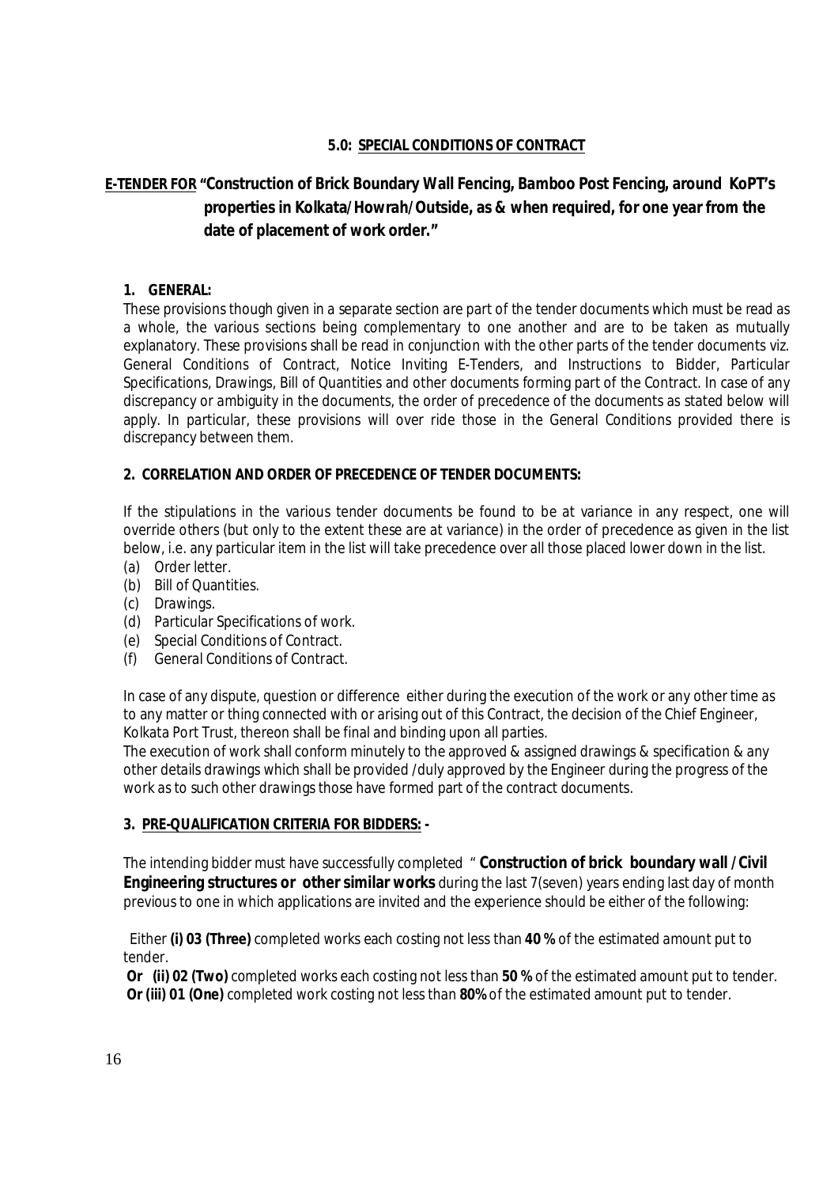## 5.0: SPECIAL CONDITIONS OF CONTRACT

**E-TENDER FOR "Construction of Brick Boundary Wall Fencing, Bamboo Post Fencing, around KoPT's properties in Kolkata/Howrah/Outside, as & when required, for one year from the date of placement of work order."**

**1. GENERAL:**

These provisions though given in a separate section are part of the tender documents which must be read as a whole, the various sections being complementary to one another and are to be taken as mutually explanatory. These provisions shall be read in conjunction with the other parts of the tender documents viz. General Conditions of Contract, Notice Inviting E-Tenders, and Instructions to Bidder, Particular Specifications, Drawings, Bill of Quantities and other documents forming part of the Contract. In case of any discrepancy or ambiguity in the documents, the order of precedence of the documents as stated below will apply. In particular, these provisions will over ride those in the General Conditions provided there is discrepancy between them.

**2. CORRELATION AND ORDER OF PRECEDENCE OF TENDER DOCUMENTS:**

If the stipulations in the various tender documents be found to be at variance in any respect, one will override others (but only to the extent these are at variance) in the order of precedence as given in the list below, i.e. any particular item in the list will take precedence over all those placed lower down in the list.

(a) Order letter.
(b) Bill of Quantities.
(c) Drawings.
(d) Particular Specifications of work.
(e) Special Conditions of Contract.
(f) General Conditions of Contract.

In case of any dispute, question or difference either during the execution of the work or any other time as to any matter or thing connected with or arising out of this Contract, the decision of the Chief Engineer, Kolkata Port Trust, thereon shall be final and binding upon all parties.

The execution of work shall conform minutely to the approved & assigned drawings & specification & any other details drawings which shall be provided /duly approved by the Engineer during the progress of the work as to such other drawings those have formed part of the contract documents.

**3. PRE-QUALIFICATION CRITERIA FOR BIDDERS: -**

The intending bidder must have successfully completed " **Construction of brick boundary wall /Civil Engineering structures or other similar works** during the last 7(seven) years ending last day of month previous to one in which applications are invited and the experience should be either of the following:

Either **(i) 03 (Three)** completed works each costing not less than **40 %** of the estimated amount put to tender.

**Or (ii) 02 (Two)** completed works each costing not less than **50 %** of the estimated amount put to tender.

**Or (iii) 01 (One)** completed work costing not less than **80%** of the estimated amount put to tender.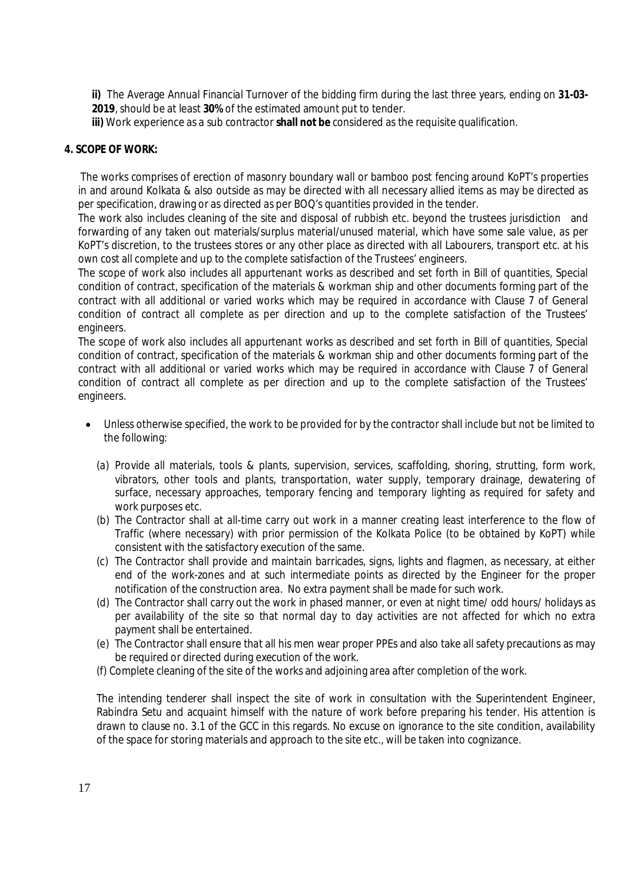**ii)** The Average Annual Financial Turnover of the bidding firm during the last three years, ending on **31-03-2019**, should be at least **30%** of the estimated amount put to tender.

**iii)** Work experience as a sub contractor **shall not be** considered as the requisite qualification.

**4. SCOPE OF WORK:**

The works comprises of erection of masonry boundary wall or bamboo post fencing around KoPT's properties in and around Kolkata & also outside as may be directed with all necessary allied items as may be directed as per specification, drawing or as directed as per BOQ's quantities provided in the tender.

The work also includes cleaning of the site and disposal of rubbish etc. beyond the trustees jurisdiction and forwarding of any taken out materials/surplus material/unused material, which have some sale value, as per KoPT's discretion, to the trustees stores or any other place as directed with all Labourers, transport etc. at his own cost all complete and up to the complete satisfaction of the Trustees' engineers.

The scope of work also includes all appurtenant works as described and set forth in Bill of quantities, Special condition of contract, specification of the materials & workman ship and other documents forming part of the contract with all additional or varied works which may be required in accordance with Clause 7 of General condition of contract all complete as per direction and up to the complete satisfaction of the Trustees' engineers.

The scope of work also includes all appurtenant works as described and set forth in Bill of quantities, Special condition of contract, specification of the materials & workman ship and other documents forming part of the contract with all additional or varied works which may be required in accordance with Clause 7 of General condition of contract all complete as per direction and up to the complete satisfaction of the Trustees' engineers.

- Unless otherwise specified, the work to be provided for by the contractor shall include but not be limited to the following:

  (a) Provide all materials, tools & plants, supervision, services, scaffolding, shoring, strutting, form work, vibrators, other tools and plants, transportation, water supply, temporary drainage, dewatering of surface, necessary approaches, temporary fencing and temporary lighting as required for safety and work purposes etc.

  (b) The Contractor shall at all-time carry out work in a manner creating least interference to the flow of Traffic (where necessary) with prior permission of the Kolkata Police (to be obtained by KoPT) while consistent with the satisfactory execution of the same.

  (c) The Contractor shall provide and maintain barricades, signs, lights and flagmen, as necessary, at either end of the work-zones and at such intermediate points as directed by the Engineer for the proper notification of the construction area. No extra payment shall be made for such work.

  (d) The Contractor shall carry out the work in phased manner, or even at night time/ odd hours/ holidays as per availability of the site so that normal day to day activities are not affected for which no extra payment shall be entertained.

  (e) The Contractor shall ensure that all his men wear proper PPEs and also take all safety precautions as may be required or directed during execution of the work.

  (f) Complete cleaning of the site of the works and adjoining area after completion of the work.

The intending tenderer shall inspect the site of work in consultation with the Superintendent Engineer, Rabindra Setu and acquaint himself with the nature of work before preparing his tender. His attention is drawn to clause no. 3.1 of the GCC in this regards. No excuse on ignorance to the site condition, availability of the space for storing materials and approach to the site etc., will be taken into cognizance.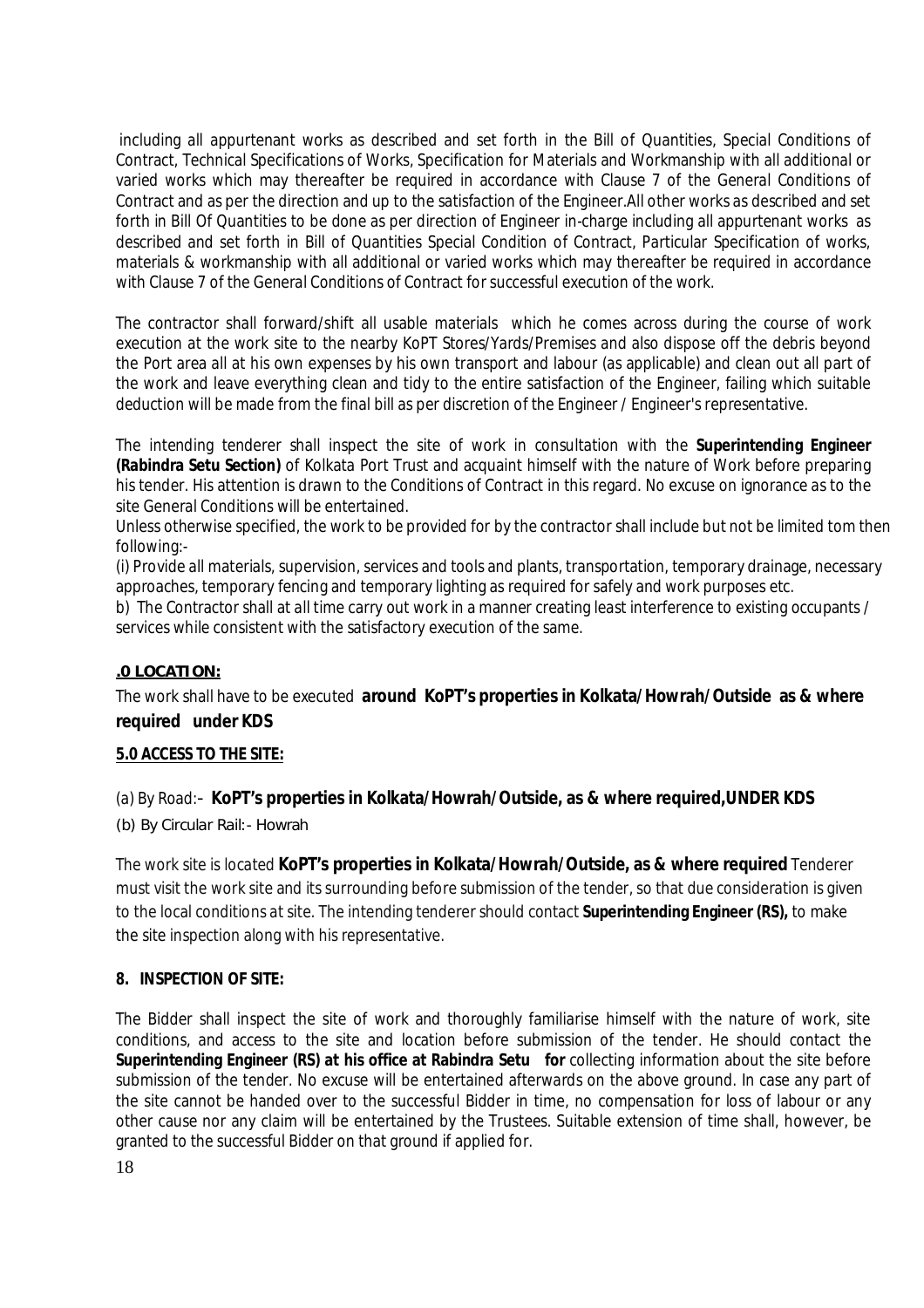including all appurtenant works as described and set forth in the Bill of Quantities, Special Conditions of Contract, Technical Specifications of Works, Specification for Materials and Workmanship with all additional or varied works which may thereafter be required in accordance with Clause 7 of the General Conditions of Contract and as per the direction and up to the satisfaction of the Engineer.All other works as described and set forth in Bill Of Quantities to be done as per direction of Engineer in-charge including all appurtenant works as described and set forth in Bill of Quantities Special Condition of Contract, Particular Specification of works, materials & workmanship with all additional or varied works which may thereafter be required in accordance with Clause 7 of the General Conditions of Contract for successful execution of the work.

The contractor shall forward/shift all usable materials which he comes across during the course of work execution at the work site to the nearby KoPT Stores/Yards/Premises and also dispose off the debris beyond the Port area all at his own expenses by his own transport and labour (as applicable) and clean out all part of the work and leave everything clean and tidy to the entire satisfaction of the Engineer, failing which suitable deduction will be made from the final bill as per discretion of the Engineer / Engineer's representative.

The intending tenderer shall inspect the site of work in consultation with the **Superintending Engineer (Rabindra Setu Section)** of Kolkata Port Trust and acquaint himself with the nature of Work before preparing his tender. His attention is drawn to the Conditions of Contract in this regard. No excuse on ignorance as to the site General Conditions will be entertained.

Unless otherwise specified, the work to be provided for by the contractor shall include but not be limited tom then following:-

(i) Provide all materials, supervision, services and tools and plants, transportation, temporary drainage, necessary approaches, temporary fencing and temporary lighting as required for safely and work purposes etc.

b) The Contractor shall at all time carry out work in a manner creating least interference to existing occupants / services while consistent with the satisfactory execution of the same.

**.0 LOCATION:**

The work shall have to be executed **around KoPT's properties in Kolkata/Howrah/Outside as & where required under KDS**

**5.0 ACCESS TO THE SITE:**

(a) By Road:– **KoPT's properties in Kolkata/Howrah/Outside, as & where required,UNDER KDS**

(b) By Circular Rail:- Howrah

The work site is located **KoPT's properties in Kolkata/Howrah/Outside, as & where required** Tenderer must visit the work site and its surrounding before submission of the tender, so that due consideration is given to the local conditions at site. The intending tenderer should contact **Superintending Engineer (RS),** to make the site inspection along with his representative.

**8. INSPECTION OF SITE:**

The Bidder shall inspect the site of work and thoroughly familiarise himself with the nature of work, site conditions, and access to the site and location before submission of the tender. He should contact the **Superintending Engineer (RS) at his office at Rabindra Setu for** collecting information about the site before submission of the tender. No excuse will be entertained afterwards on the above ground. In case any part of the site cannot be handed over to the successful Bidder in time, no compensation for loss of labour or any other cause nor any claim will be entertained by the Trustees. Suitable extension of time shall, however, be granted to the successful Bidder on that ground if applied for.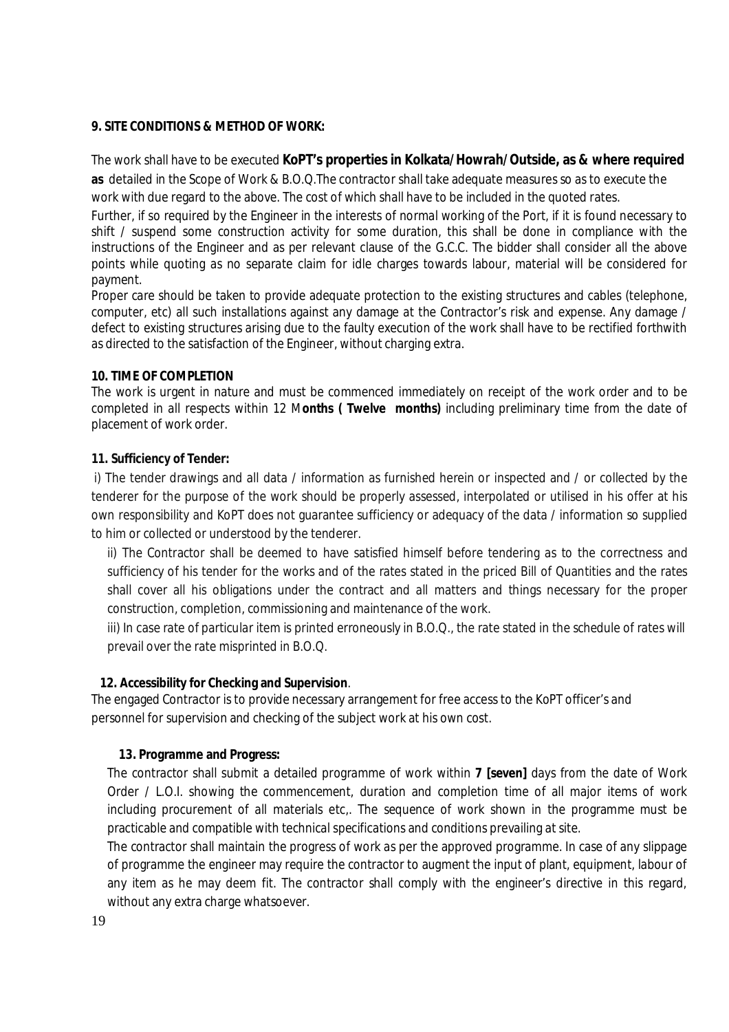**9. SITE CONDITIONS & METHOD OF WORK:**

The work shall have to be executed **KoPT's properties in Kolkata/Howrah/Outside, as & where required as** detailed in the Scope of Work & B.O.Q.The contractor shall take adequate measures so as to execute the work with due regard to the above. The cost of which shall have to be included in the quoted rates.

Further, if so required by the Engineer in the interests of normal working of the Port, if it is found necessary to shift / suspend some construction activity for some duration, this shall be done in compliance with the instructions of the Engineer and as per relevant clause of the G.C.C. The bidder shall consider all the above points while quoting as no separate claim for idle charges towards labour, material will be considered for payment.

Proper care should be taken to provide adequate protection to the existing structures and cables (telephone, computer, etc) all such installations against any damage at the Contractor's risk and expense. Any damage / defect to existing structures arising due to the faulty execution of the work shall have to be rectified forthwith as directed to the satisfaction of the Engineer, without charging extra.

**10. TIME OF COMPLETION**

The work is urgent in nature and must be commenced immediately on receipt of the work order and to be completed in all respects within 12 M**onths ( Twelve months)** including preliminary time from the date of placement of work order.

**11. Sufficiency of Tender:**

i) The tender drawings and all data / information as furnished herein or inspected and / or collected by the tenderer for the purpose of the work should be properly assessed, interpolated or utilised in his offer at his own responsibility and KoPT does not guarantee sufficiency or adequacy of the data / information so supplied to him or collected or understood by the tenderer.

ii) The Contractor shall be deemed to have satisfied himself before tendering as to the correctness and sufficiency of his tender for the works and of the rates stated in the priced Bill of Quantities and the rates shall cover all his obligations under the contract and all matters and things necessary for the proper construction, completion, commissioning and maintenance of the work.

iii) In case rate of particular item is printed erroneously in B.O.Q., the rate stated in the schedule of rates will prevail over the rate misprinted in B.O.Q.

**12. Accessibility for Checking and Supervision**.

The engaged Contractor is to provide necessary arrangement for free access to the KoPT officer's and personnel for supervision and checking of the subject work at his own cost.

**13. Programme and Progress:**

The contractor shall submit a detailed programme of work within **7 [seven]** days from the date of Work Order / L.O.I. showing the commencement, duration and completion time of all major items of work including procurement of all materials etc,. The sequence of work shown in the programme must be practicable and compatible with technical specifications and conditions prevailing at site.

The contractor shall maintain the progress of work as per the approved programme. In case of any slippage of programme the engineer may require the contractor to augment the input of plant, equipment, labour of any item as he may deem fit. The contractor shall comply with the engineer's directive in this regard, without any extra charge whatsoever.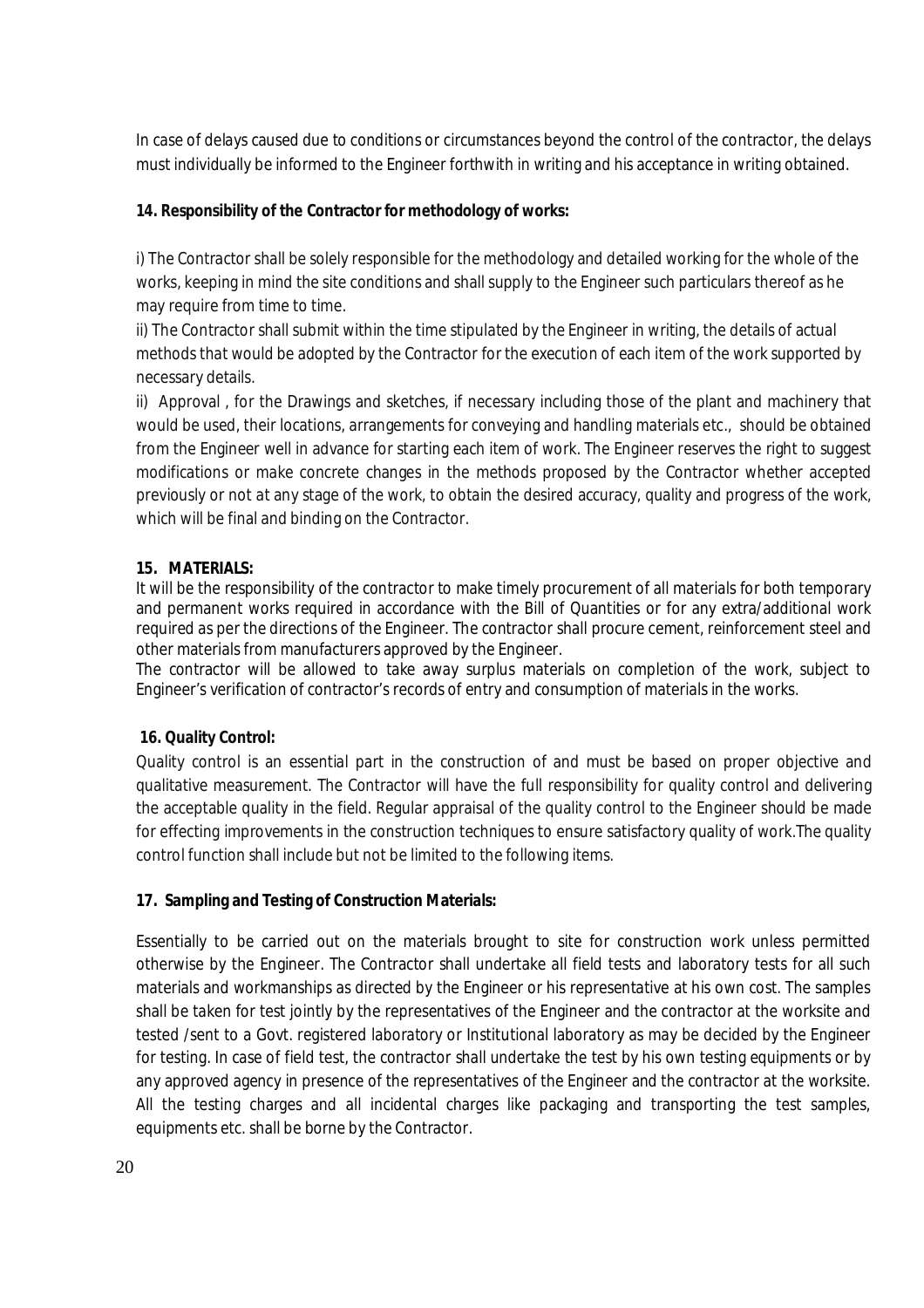In case of delays caused due to conditions or circumstances beyond the control of the contractor, the delays must individually be informed to the Engineer forthwith in writing and his acceptance in writing obtained.

**14. Responsibility of the Contractor for methodology of works:**

i) The Contractor shall be solely responsible for the methodology and detailed working for the whole of the works, keeping in mind the site conditions and shall supply to the Engineer such particulars thereof as he may require from time to time.

ii) The Contractor shall submit within the time stipulated by the Engineer in writing, the details of actual methods that would be adopted by the Contractor for the execution of each item of the work supported by necessary details.

ii) Approval , for the Drawings and sketches, if necessary including those of the plant and machinery that would be used, their locations, arrangements for conveying and handling materials etc., should be obtained from the Engineer well in advance for starting each item of work. The Engineer reserves the right to suggest modifications or make concrete changes in the methods proposed by the Contractor whether accepted previously or not at any stage of the work, to obtain the desired accuracy, quality and progress of the work, which will be final and binding on the Contractor.

**15. MATERIALS:**

It will be the responsibility of the contractor to make timely procurement of all materials for both temporary and permanent works required in accordance with the Bill of Quantities or for any extra/additional work required as per the directions of the Engineer. The contractor shall procure cement, reinforcement steel and other materials from manufacturers approved by the Engineer.

The contractor will be allowed to take away surplus materials on completion of the work, subject to Engineer's verification of contractor's records of entry and consumption of materials in the works.

**16. Quality Control:**

Quality control is an essential part in the construction of and must be based on proper objective and qualitative measurement. The Contractor will have the full responsibility for quality control and delivering the acceptable quality in the field. Regular appraisal of the quality control to the Engineer should be made for effecting improvements in the construction techniques to ensure satisfactory quality of work.The quality control function shall include but not be limited to the following items.

**17. Sampling and Testing of Construction Materials:**

Essentially to be carried out on the materials brought to site for construction work unless permitted otherwise by the Engineer. The Contractor shall undertake all field tests and laboratory tests for all such materials and workmanships as directed by the Engineer or his representative at his own cost. The samples shall be taken for test jointly by the representatives of the Engineer and the contractor at the worksite and tested /sent to a Govt. registered laboratory or Institutional laboratory as may be decided by the Engineer for testing. In case of field test, the contractor shall undertake the test by his own testing equipments or by any approved agency in presence of the representatives of the Engineer and the contractor at the worksite. All the testing charges and all incidental charges like packaging and transporting the test samples, equipments etc. shall be borne by the Contractor.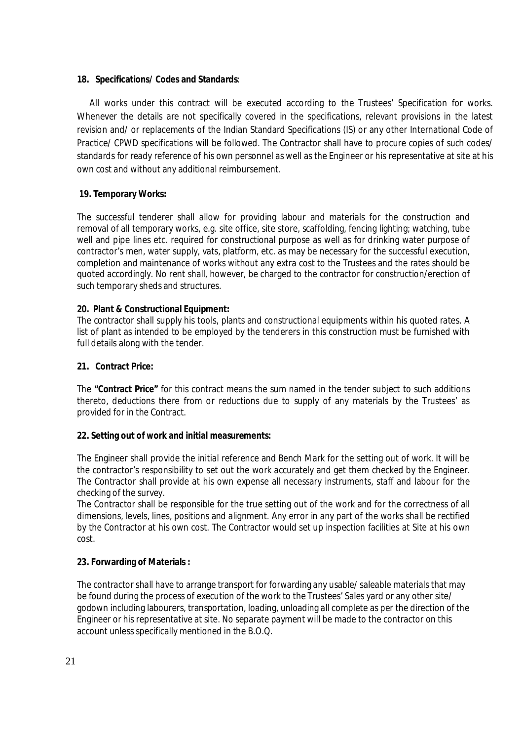**18. Specifications/ Codes and Standards**:

All works under this contract will be executed according to the Trustees' Specification for works. Whenever the details are not specifically covered in the specifications, relevant provisions in the latest revision and/ or replacements of the Indian Standard Specifications (IS) or any other International Code of Practice/ CPWD specifications will be followed. The Contractor shall have to procure copies of such codes/ standards for ready reference of his own personnel as well as the Engineer or his representative at site at his own cost and without any additional reimbursement.

**19. Temporary Works:**

The successful tenderer shall allow for providing labour and materials for the construction and removal of all temporary works, e.g. site office, site store, scaffolding, fencing lighting; watching, tube well and pipe lines etc. required for constructional purpose as well as for drinking water purpose of contractor's men, water supply, vats, platform, etc. as may be necessary for the successful execution, completion and maintenance of works without any extra cost to the Trustees and the rates should be quoted accordingly. No rent shall, however, be charged to the contractor for construction/erection of such temporary sheds and structures.

**20. Plant & Constructional Equipment:**

The contractor shall supply his tools, plants and constructional equipments within his quoted rates. A list of plant as intended to be employed by the tenderers in this construction must be furnished with full details along with the tender.

**21. Contract Price:**

The **"Contract Price"** for this contract means the sum named in the tender subject to such additions thereto, deductions there from or reductions due to supply of any materials by the Trustees' as provided for in the Contract.

**22. Setting out of work and initial measurements:**

The Engineer shall provide the initial reference and Bench Mark for the setting out of work. It will be the contractor's responsibility to set out the work accurately and get them checked by the Engineer. The Contractor shall provide at his own expense all necessary instruments, staff and labour for the checking of the survey.

The Contractor shall be responsible for the true setting out of the work and for the correctness of all dimensions, levels, lines, positions and alignment. Any error in any part of the works shall be rectified by the Contractor at his own cost. The Contractor would set up inspection facilities at Site at his own cost.

**23. Forwarding of Materials :**

The contractor shall have to arrange transport for forwarding any usable/ saleable materials that may be found during the process of execution of the work to the Trustees' Sales yard or any other site/ godown including labourers, transportation, loading, unloading all complete as per the direction of the Engineer or his representative at site. No separate payment will be made to the contractor on this account unless specifically mentioned in the B.O.Q.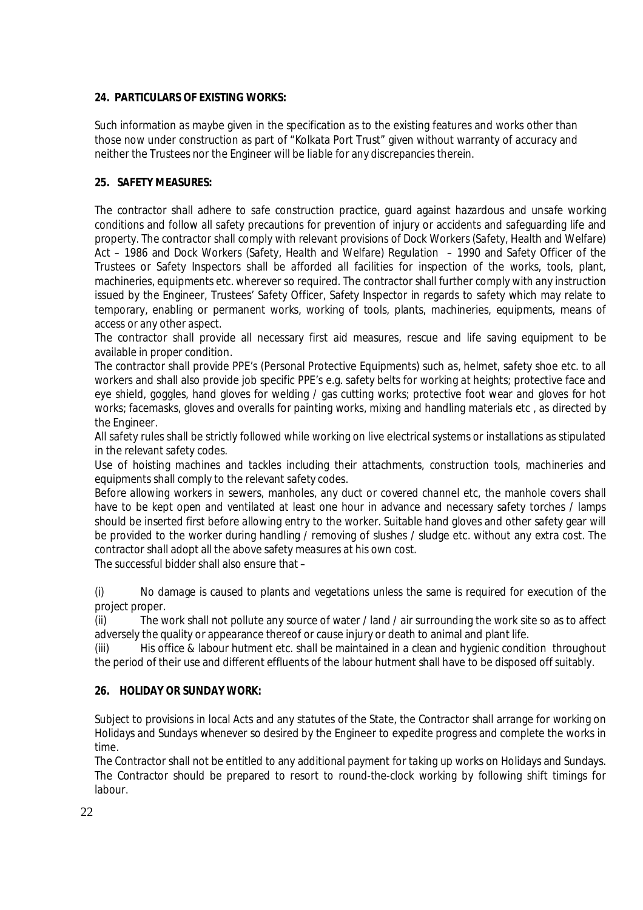## 24. PARTICULARS OF EXISTING WORKS:

Such information as maybe given in the specification as to the existing features and works other than those now under construction as part of "Kolkata Port Trust" given without warranty of accuracy and neither the Trustees nor the Engineer will be liable for any discrepancies therein.

## 25. SAFETY MEASURES:

The contractor shall adhere to safe construction practice, guard against hazardous and unsafe working conditions and follow all safety precautions for prevention of injury or accidents and safeguarding life and property. The contractor shall comply with relevant provisions of Dock Workers (Safety, Health and Welfare) Act – 1986 and Dock Workers (Safety, Health and Welfare) Regulation – 1990 and Safety Officer of the Trustees or Safety Inspectors shall be afforded all facilities for inspection of the works, tools, plant, machineries, equipments etc. wherever so required. The contractor shall further comply with any instruction issued by the Engineer, Trustees' Safety Officer, Safety Inspector in regards to safety which may relate to temporary, enabling or permanent works, working of tools, plants, machineries, equipments, means of access or any other aspect.

The contractor shall provide all necessary first aid measures, rescue and life saving equipment to be available in proper condition.

The contractor shall provide PPE's (Personal Protective Equipments) such as, helmet, safety shoe etc. to all workers and shall also provide job specific PPE's e.g. safety belts for working at heights; protective face and eye shield, goggles, hand gloves for welding / gas cutting works; protective foot wear and gloves for hot works; facemasks, gloves and overalls for painting works, mixing and handling materials etc , as directed by the Engineer.

All safety rules shall be strictly followed while working on live electrical systems or installations as stipulated in the relevant safety codes.

Use of hoisting machines and tackles including their attachments, construction tools, machineries and equipments shall comply to the relevant safety codes.

Before allowing workers in sewers, manholes, any duct or covered channel etc, the manhole covers shall have to be kept open and ventilated at least one hour in advance and necessary safety torches / lamps should be inserted first before allowing entry to the worker. Suitable hand gloves and other safety gear will be provided to the worker during handling / removing of slushes / sludge etc. without any extra cost. The contractor shall adopt all the above safety measures at his own cost.

The successful bidder shall also ensure that –

(i) No damage is caused to plants and vegetations unless the same is required for execution of the project proper.

(ii) The work shall not pollute any source of water / land / air surrounding the work site so as to affect adversely the quality or appearance thereof or cause injury or death to animal and plant life.

(iii) His office & labour hutment etc. shall be maintained in a clean and hygienic condition throughout the period of their use and different effluents of the labour hutment shall have to be disposed off suitably.

## 26. HOLIDAY OR SUNDAY WORK:

Subject to provisions in local Acts and any statutes of the State, the Contractor shall arrange for working on Holidays and Sundays whenever so desired by the Engineer to expedite progress and complete the works in time.

The Contractor shall not be entitled to any additional payment for taking up works on Holidays and Sundays. The Contractor should be prepared to resort to round-the-clock working by following shift timings for labour.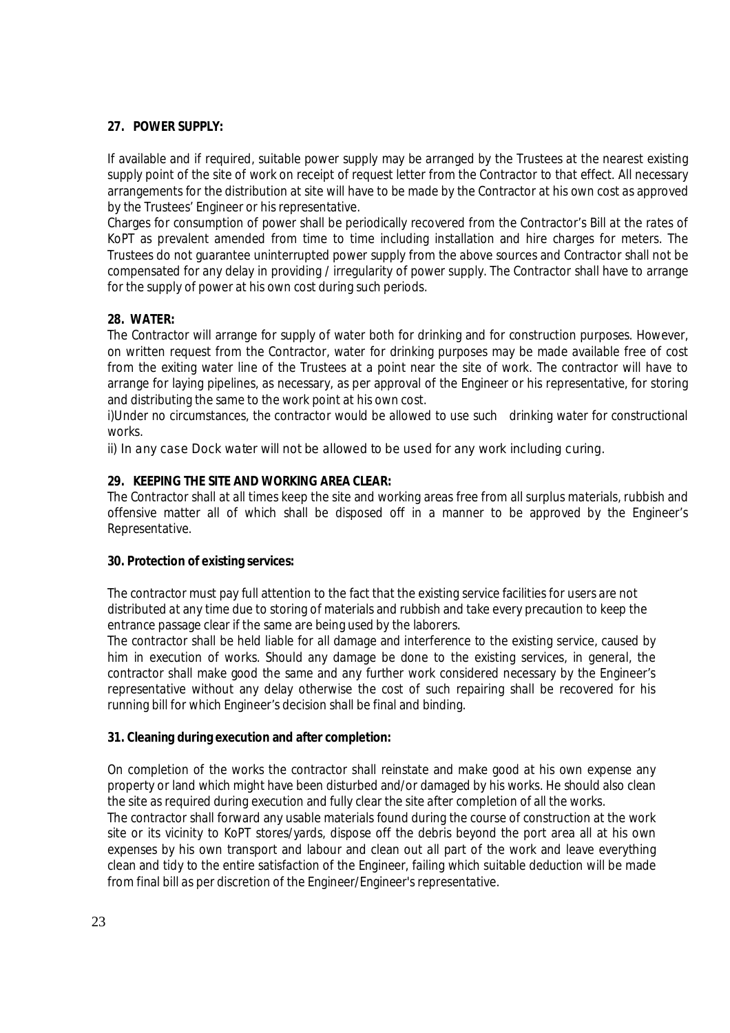**27. POWER SUPPLY:**

If available and if required, suitable power supply may be arranged by the Trustees at the nearest existing supply point of the site of work on receipt of request letter from the Contractor to that effect. All necessary arrangements for the distribution at site will have to be made by the Contractor at his own cost as approved by the Trustees' Engineer or his representative.

Charges for consumption of power shall be periodically recovered from the Contractor's Bill at the rates of KoPT as prevalent amended from time to time including installation and hire charges for meters. The Trustees do not guarantee uninterrupted power supply from the above sources and Contractor shall not be compensated for any delay in providing / irregularity of power supply. The Contractor shall have to arrange for the supply of power at his own cost during such periods.

**28. WATER:**

The Contractor will arrange for supply of water both for drinking and for construction purposes. However, on written request from the Contractor, water for drinking purposes may be made available free of cost from the exiting water line of the Trustees at a point near the site of work. The contractor will have to arrange for laying pipelines, as necessary, as per approval of the Engineer or his representative, for storing and distributing the same to the work point at his own cost.

i)Under no circumstances, the contractor would be allowed to use such drinking water for constructional works.

ii) In any case Dock water will not be allowed to be used for any work including curing.

**29. KEEPING THE SITE AND WORKING AREA CLEAR:**

The Contractor shall at all times keep the site and working areas free from all surplus materials, rubbish and offensive matter all of which shall be disposed off in a manner to be approved by the Engineer's Representative.

**30. Protection of existing services:**

The contractor must pay full attention to the fact that the existing service facilities for users are not distributed at any time due to storing of materials and rubbish and take every precaution to keep the entrance passage clear if the same are being used by the laborers.

The contractor shall be held liable for all damage and interference to the existing service, caused by him in execution of works. Should any damage be done to the existing services, in general, the contractor shall make good the same and any further work considered necessary by the Engineer's representative without any delay otherwise the cost of such repairing shall be recovered for his running bill for which Engineer's decision shall be final and binding.

**31. Cleaning during execution and after completion:**

On completion of the works the contractor shall reinstate and make good at his own expense any property or land which might have been disturbed and/or damaged by his works. He should also clean the site as required during execution and fully clear the site after completion of all the works.

The contractor shall forward any usable materials found during the course of construction at the work site or its vicinity to KoPT stores/yards, dispose off the debris beyond the port area all at his own expenses by his own transport and labour and clean out all part of the work and leave everything clean and tidy to the entire satisfaction of the Engineer, failing which suitable deduction will be made from final bill as per discretion of the Engineer/Engineer's representative.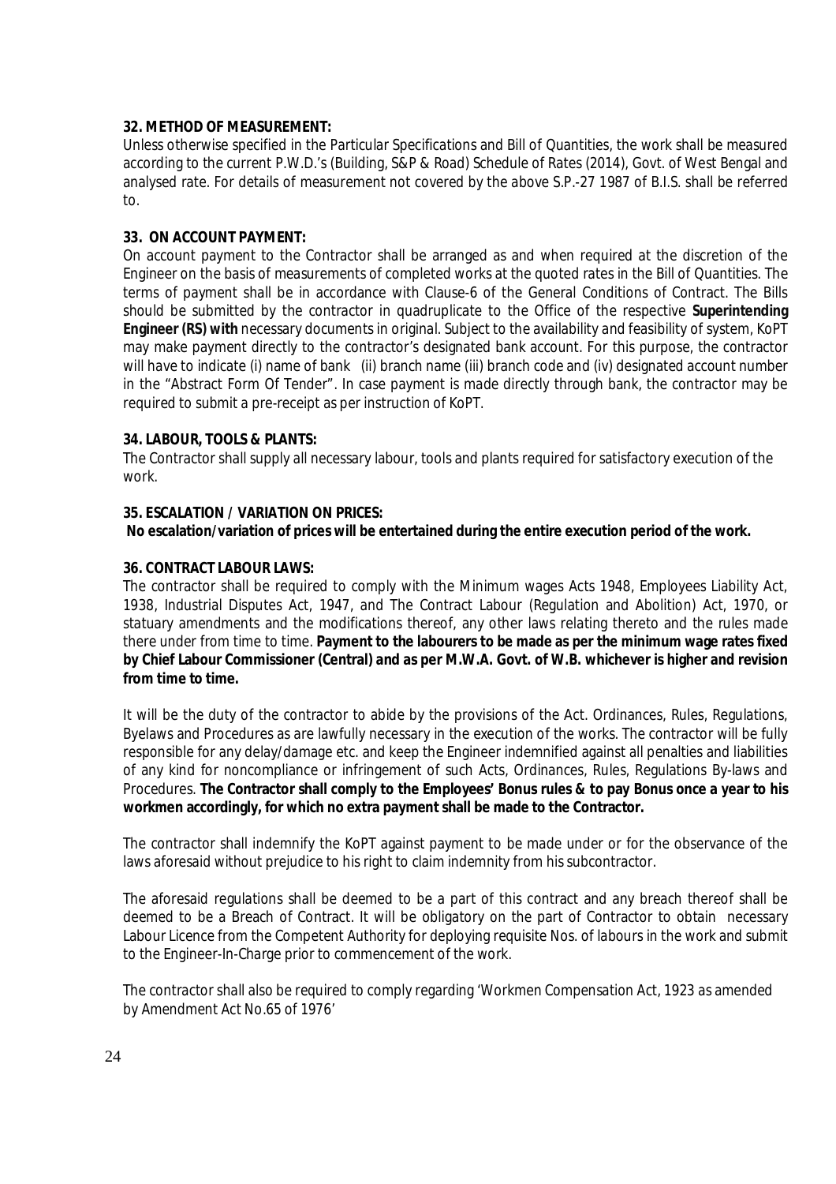**32. METHOD OF MEASUREMENT:**

Unless otherwise specified in the Particular Specifications and Bill of Quantities, the work shall be measured according to the current P.W.D.'s (Building, S&P & Road) Schedule of Rates (2014), Govt. of West Bengal and analysed rate. For details of measurement not covered by the above S.P.-27 1987 of B.I.S. shall be referred to.

**33. ON ACCOUNT PAYMENT:**

On account payment to the Contractor shall be arranged as and when required at the discretion of the Engineer on the basis of measurements of completed works at the quoted rates in the Bill of Quantities. The terms of payment shall be in accordance with Clause-6 of the General Conditions of Contract. The Bills should be submitted by the contractor in quadruplicate to the Office of the respective **Superintending Engineer (RS) with** necessary documents in original. Subject to the availability and feasibility of system, KoPT may make payment directly to the contractor's designated bank account. For this purpose, the contractor will have to indicate (i) name of bank (ii) branch name (iii) branch code and (iv) designated account number in the "Abstract Form Of Tender". In case payment is made directly through bank, the contractor may be required to submit a pre-receipt as per instruction of KoPT.

**34. LABOUR, TOOLS & PLANTS:**

The Contractor shall supply all necessary labour, tools and plants required for satisfactory execution of the work.

**35. ESCALATION / VARIATION ON PRICES:**

**No escalation/variation of prices will be entertained during the entire execution period of the work.**

**36. CONTRACT LABOUR LAWS:**

The contractor shall be required to comply with the Minimum wages Acts 1948, Employees Liability Act, 1938, Industrial Disputes Act, 1947, and The Contract Labour (Regulation and Abolition) Act, 1970, or statuary amendments and the modifications thereof, any other laws relating thereto and the rules made there under from time to time. **Payment to the labourers to be made as per the minimum wage rates fixed by Chief Labour Commissioner (Central) and as per M.W.A. Govt. of W.B. whichever is higher and revision from time to time.**

It will be the duty of the contractor to abide by the provisions of the Act. Ordinances, Rules, Regulations, Byelaws and Procedures as are lawfully necessary in the execution of the works. The contractor will be fully responsible for any delay/damage etc. and keep the Engineer indemnified against all penalties and liabilities of any kind for noncompliance or infringement of such Acts, Ordinances, Rules, Regulations By-laws and Procedures. **The Contractor shall comply to the Employees' Bonus rules & to pay Bonus once a year to his workmen accordingly, for which no extra payment shall be made to the Contractor.**

The contractor shall indemnify the KoPT against payment to be made under or for the observance of the laws aforesaid without prejudice to his right to claim indemnity from his subcontractor.

The aforesaid regulations shall be deemed to be a part of this contract and any breach thereof shall be deemed to be a Breach of Contract. It will be obligatory on the part of Contractor to obtain necessary Labour Licence from the Competent Authority for deploying requisite Nos. of labours in the work and submit to the Engineer-In-Charge prior to commencement of the work.

The contractor shall also be required to comply regarding 'Workmen Compensation Act, 1923 as amended by Amendment Act No.65 of 1976'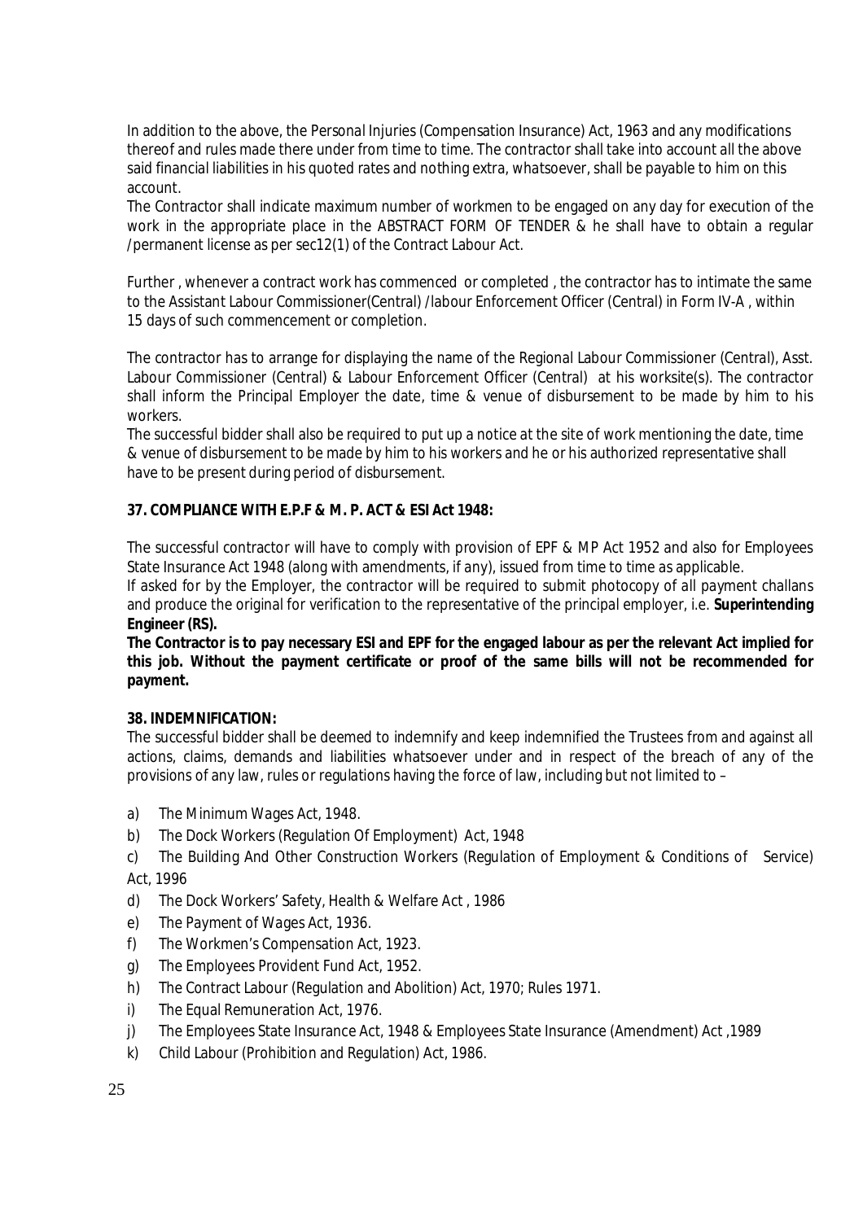In addition to the above, the Personal Injuries (Compensation Insurance) Act, 1963 and any modifications thereof and rules made there under from time to time. The contractor shall take into account all the above said financial liabilities in his quoted rates and nothing extra, whatsoever, shall be payable to him on this account.

The Contractor shall indicate maximum number of workmen to be engaged on any day for execution of the work in the appropriate place in the ABSTRACT FORM OF TENDER & he shall have to obtain a regular /permanent license as per sec12(1) of the Contract Labour Act.

Further , whenever a contract work has commenced or completed , the contractor has to intimate the same to the Assistant Labour Commissioner(Central) /labour Enforcement Officer (Central) in Form IV-A , within 15 days of such commencement or completion.

The contractor has to arrange for displaying the name of the Regional Labour Commissioner (Central), Asst. Labour Commissioner (Central) & Labour Enforcement Officer (Central) at his worksite(s). The contractor shall inform the Principal Employer the date, time & venue of disbursement to be made by him to his workers.

The successful bidder shall also be required to put up a notice at the site of work mentioning the date, time & venue of disbursement to be made by him to his workers and he or his authorized representative shall have to be present during period of disbursement.

**37. COMPLIANCE WITH E.P.F & M. P. ACT & ESI Act 1948:**

The successful contractor will have to comply with provision of EPF & MP Act 1952 and also for Employees State Insurance Act 1948 (along with amendments, if any), issued from time to time as applicable.

If asked for by the Employer, the contractor will be required to submit photocopy of all payment challans and produce the original for verification to the representative of the principal employer, i.e. **Superintending Engineer (RS).**

**The Contractor is to pay necessary ESI and EPF for the engaged labour as per the relevant Act implied for this job. Without the payment certificate or proof of the same bills will not be recommended for payment.**

**38. INDEMNIFICATION:**

The successful bidder shall be deemed to indemnify and keep indemnified the Trustees from and against all actions, claims, demands and liabilities whatsoever under and in respect of the breach of any of the provisions of any law, rules or regulations having the force of law, including but not limited to –

a) The Minimum Wages Act, 1948.
b) The Dock Workers (Regulation Of Employment) Act, 1948
c) The Building And Other Construction Workers (Regulation of Employment & Conditions of Service) Act, 1996
d) The Dock Workers' Safety, Health & Welfare Act , 1986
e) The Payment of Wages Act, 1936.
f) The Workmen's Compensation Act, 1923.
g) The Employees Provident Fund Act, 1952.
h) The Contract Labour (Regulation and Abolition) Act, 1970; Rules 1971.
i) The Equal Remuneration Act, 1976.
j) The Employees State Insurance Act, 1948 & Employees State Insurance (Amendment) Act ,1989
k) Child Labour (Prohibition and Regulation) Act, 1986.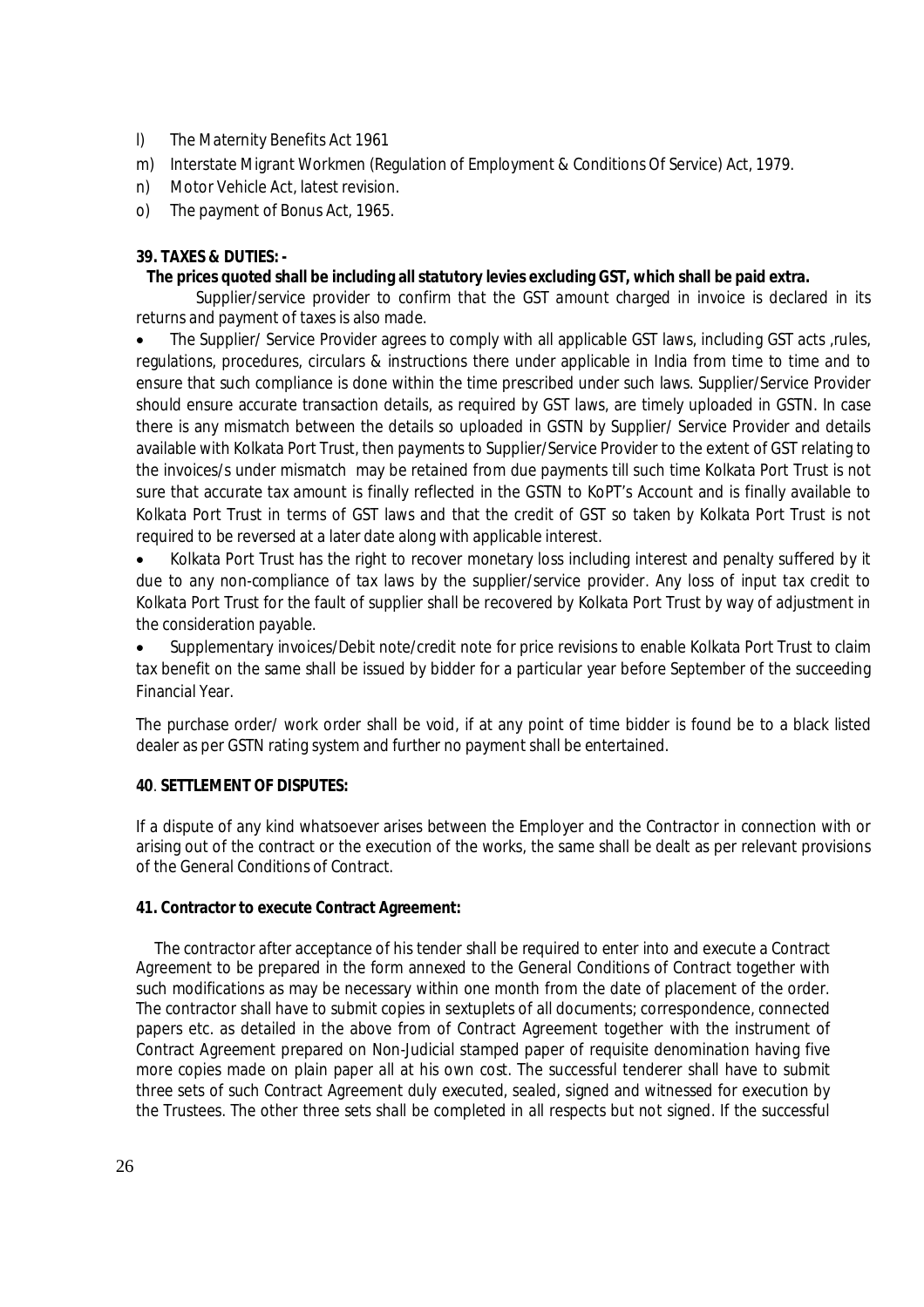l) The Maternity Benefits Act 1961

m) Interstate Migrant Workmen (Regulation of Employment & Conditions Of Service) Act, 1979.

n) Motor Vehicle Act, latest revision.

o) The payment of Bonus Act, 1965.

**39. TAXES & DUTIES: -**

**The prices quoted shall be including all statutory levies excluding GST, which shall be paid extra.**

Supplier/service provider to confirm that the GST amount charged in invoice is declared in its returns and payment of taxes is also made.

- The Supplier/ Service Provider agrees to comply with all applicable GST laws, including GST acts ,rules, regulations, procedures, circulars & instructions there under applicable in India from time to time and to ensure that such compliance is done within the time prescribed under such laws. Supplier/Service Provider should ensure accurate transaction details, as required by GST laws, are timely uploaded in GSTN. In case there is any mismatch between the details so uploaded in GSTN by Supplier/ Service Provider and details available with Kolkata Port Trust, then payments to Supplier/Service Provider to the extent of GST relating to the invoices/s under mismatch may be retained from due payments till such time Kolkata Port Trust is not sure that accurate tax amount is finally reflected in the GSTN to KoPT's Account and is finally available to Kolkata Port Trust in terms of GST laws and that the credit of GST so taken by Kolkata Port Trust is not required to be reversed at a later date along with applicable interest.
- Kolkata Port Trust has the right to recover monetary loss including interest and penalty suffered by it due to any non-compliance of tax laws by the supplier/service provider. Any loss of input tax credit to Kolkata Port Trust for the fault of supplier shall be recovered by Kolkata Port Trust by way of adjustment in the consideration payable.
- Supplementary invoices/Debit note/credit note for price revisions to enable Kolkata Port Trust to claim tax benefit on the same shall be issued by bidder for a particular year before September of the succeeding Financial Year.

The purchase order/ work order shall be void, if at any point of time bidder is found be to a black listed dealer as per GSTN rating system and further no payment shall be entertained.

**40. SETTLEMENT OF DISPUTES:**

If a dispute of any kind whatsoever arises between the Employer and the Contractor in connection with or arising out of the contract or the execution of the works, the same shall be dealt as per relevant provisions of the General Conditions of Contract.

**41. Contractor to execute Contract Agreement:**

The contractor after acceptance of his tender shall be required to enter into and execute a Contract Agreement to be prepared in the form annexed to the General Conditions of Contract together with such modifications as may be necessary within one month from the date of placement of the order. The contractor shall have to submit copies in sextuplets of all documents; correspondence, connected papers etc. as detailed in the above from of Contract Agreement together with the instrument of Contract Agreement prepared on Non-Judicial stamped paper of requisite denomination having five more copies made on plain paper all at his own cost. The successful tenderer shall have to submit three sets of such Contract Agreement duly executed, sealed, signed and witnessed for execution by the Trustees. The other three sets shall be completed in all respects but not signed. If the successful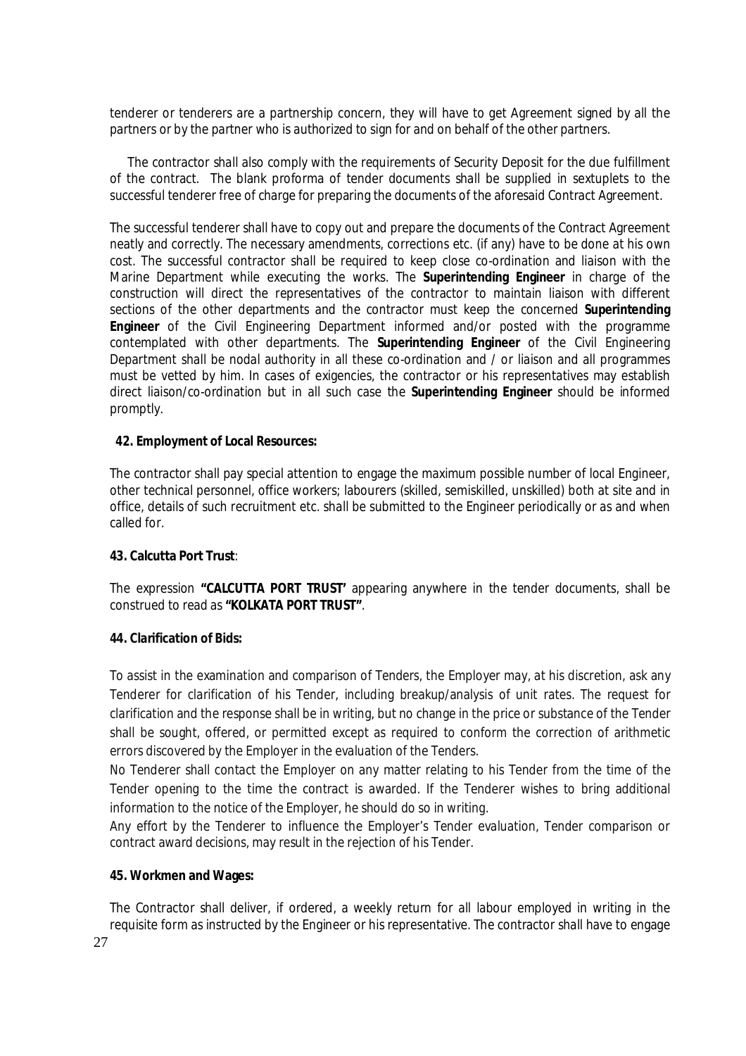tenderer or tenderers are a partnership concern, they will have to get Agreement signed by all the partners or by the partner who is authorized to sign for and on behalf of the other partners.

The contractor shall also comply with the requirements of Security Deposit for the due fulfillment of the contract. The blank proforma of tender documents shall be supplied in sextuplets to the successful tenderer free of charge for preparing the documents of the aforesaid Contract Agreement.

The successful tenderer shall have to copy out and prepare the documents of the Contract Agreement neatly and correctly. The necessary amendments, corrections etc. (if any) have to be done at his own cost. The successful contractor shall be required to keep close co-ordination and liaison with the Marine Department while executing the works. The **Superintending Engineer** in charge of the construction will direct the representatives of the contractor to maintain liaison with different sections of the other departments and the contractor must keep the concerned **Superintending Engineer** of the Civil Engineering Department informed and/or posted with the programme contemplated with other departments. The **Superintending Engineer** of the Civil Engineering Department shall be nodal authority in all these co-ordination and / or liaison and all programmes must be vetted by him. In cases of exigencies, the contractor or his representatives may establish direct liaison/co-ordination but in all such case the **Superintending Engineer** should be informed promptly.

**42. Employment of Local Resources:**

The contractor shall pay special attention to engage the maximum possible number of local Engineer, other technical personnel, office workers; labourers (skilled, semiskilled, unskilled) both at site and in office, details of such recruitment etc. shall be submitted to the Engineer periodically or as and when called for.

**43. Calcutta Port Trust**:

The expression **"CALCUTTA PORT TRUST'** appearing anywhere in the tender documents, shall be construed to read as **"KOLKATA PORT TRUST"**.

**44. Clarification of Bids:**

To assist in the examination and comparison of Tenders, the Employer may, at his discretion, ask any Tenderer for clarification of his Tender, including breakup/analysis of unit rates. The request for clarification and the response shall be in writing, but no change in the price or substance of the Tender shall be sought, offered, or permitted except as required to conform the correction of arithmetic errors discovered by the Employer in the evaluation of the Tenders.

No Tenderer shall contact the Employer on any matter relating to his Tender from the time of the Tender opening to the time the contract is awarded. If the Tenderer wishes to bring additional information to the notice of the Employer, he should do so in writing.

Any effort by the Tenderer to influence the Employer's Tender evaluation, Tender comparison or contract award decisions, may result in the rejection of his Tender.

**45. Workmen and Wages:**

The Contractor shall deliver, if ordered, a weekly return for all labour employed in writing in the requisite form as instructed by the Engineer or his representative. The contractor shall have to engage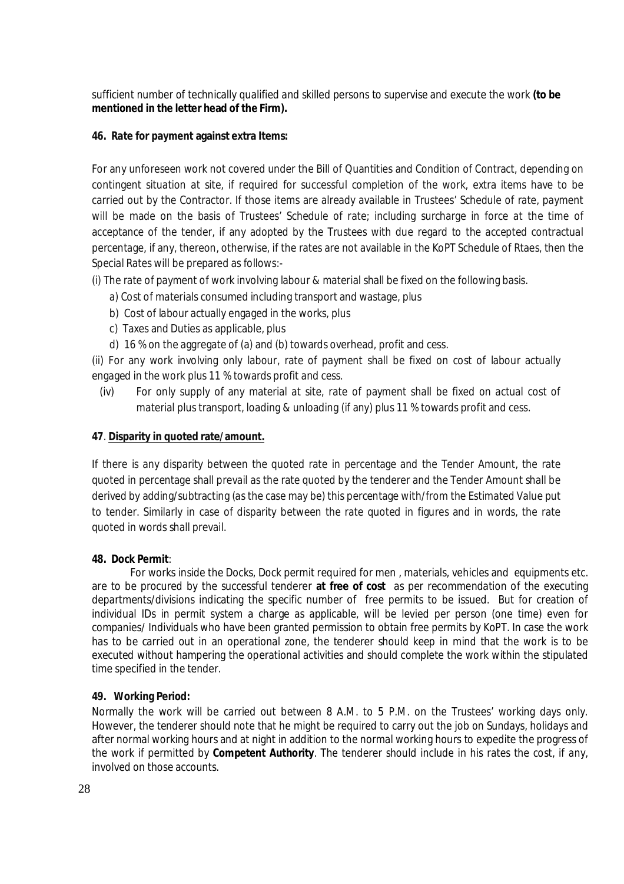sufficient number of technically qualified and skilled persons to supervise and execute the work **(to be mentioned in the letter head of the Firm).**

**46. Rate for payment against extra Items:**

For any unforeseen work not covered under the Bill of Quantities and Condition of Contract, depending on contingent situation at site, if required for successful completion of the work, extra items have to be carried out by the Contractor. If those items are already available in Trustees' Schedule of rate, payment will be made on the basis of Trustees' Schedule of rate; including surcharge in force at the time of acceptance of the tender, if any adopted by the Trustees with due regard to the accepted contractual percentage, if any, thereon, otherwise, if the rates are not available in the KoPT Schedule of Rtaes, then the Special Rates will be prepared as follows:-

(i) The rate of payment of work involving labour & material shall be fixed on the following basis.

a) Cost of materials consumed including transport and wastage, plus

b) Cost of labour actually engaged in the works, plus

c) Taxes and Duties as applicable, plus

d) 16 % on the aggregate of (a) and (b) towards overhead, profit and cess.

(ii) For any work involving only labour, rate of payment shall be fixed on cost of labour actually engaged in the work plus 11 % towards profit and cess.

(iv) For only supply of any material at site, rate of payment shall be fixed on actual cost of material plus transport, loading & unloading (if any) plus 11 % towards profit and cess.

**47**. **Disparity in quoted rate/amount.**

If there is any disparity between the quoted rate in percentage and the Tender Amount, the rate quoted in percentage shall prevail as the rate quoted by the tenderer and the Tender Amount shall be derived by adding/subtracting (as the case may be) this percentage with/from the Estimated Value put to tender. Similarly in case of disparity between the rate quoted in figures and in words, the rate quoted in words shall prevail.

**48. Dock Permit**:

For works inside the Docks, Dock permit required for men , materials, vehicles and equipments etc. are to be procured by the successful tenderer **at free of cost** as per recommendation of the executing departments/divisions indicating the specific number of free permits to be issued. But for creation of individual IDs in permit system a charge as applicable, will be levied per person (one time) even for companies/ Individuals who have been granted permission to obtain free permits by KoPT. In case the work has to be carried out in an operational zone, the tenderer should keep in mind that the work is to be executed without hampering the operational activities and should complete the work within the stipulated time specified in the tender.

**49. Working Period:**

Normally the work will be carried out between 8 A.M. to 5 P.M. on the Trustees' working days only. However, the tenderer should note that he might be required to carry out the job on Sundays, holidays and after normal working hours and at night in addition to the normal working hours to expedite the progress of the work if permitted by **Competent Authority**. The tenderer should include in his rates the cost, if any, involved on those accounts.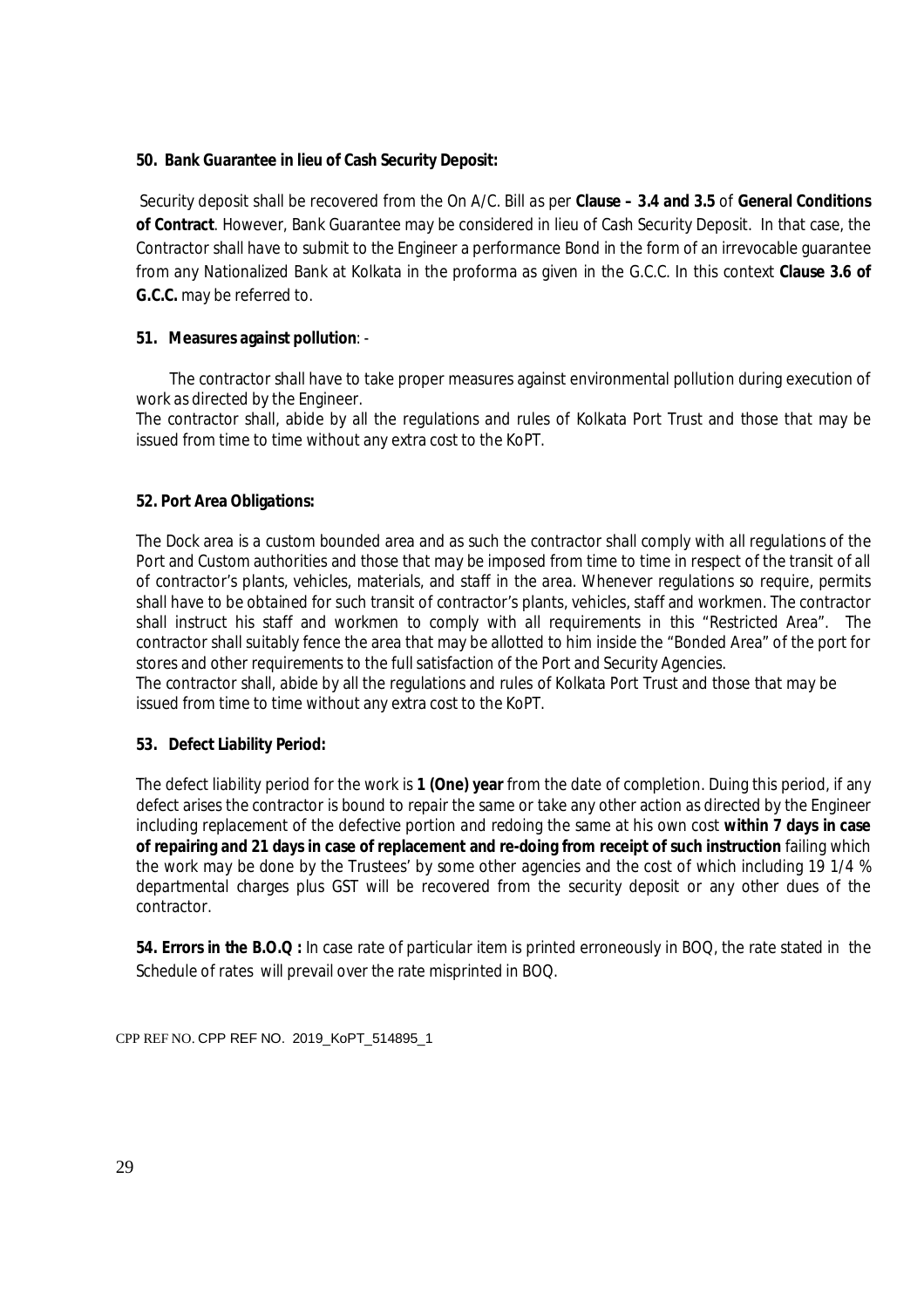**50. Bank Guarantee in lieu of Cash Security Deposit:**

Security deposit shall be recovered from the On A/C. Bill as per **Clause – 3.4 and 3.5** of **General Conditions of Contract**. However, Bank Guarantee may be considered in lieu of Cash Security Deposit. In that case, the Contractor shall have to submit to the Engineer a performance Bond in the form of an irrevocable guarantee from any Nationalized Bank at Kolkata in the proforma as given in the G.C.C. In this context **Clause 3.6 of G.C.C.** may be referred to.

**51. Measures against pollution**: -

The contractor shall have to take proper measures against environmental pollution during execution of work as directed by the Engineer.
The contractor shall, abide by all the regulations and rules of Kolkata Port Trust and those that may be issued from time to time without any extra cost to the KoPT.

**52. Port Area Obligations:**

The Dock area is a custom bounded area and as such the contractor shall comply with all regulations of the Port and Custom authorities and those that may be imposed from time to time in respect of the transit of all of contractor's plants, vehicles, materials, and staff in the area. Whenever regulations so require, permits shall have to be obtained for such transit of contractor's plants, vehicles, staff and workmen. The contractor shall instruct his staff and workmen to comply with all requirements in this "Restricted Area". The contractor shall suitably fence the area that may be allotted to him inside the "Bonded Area" of the port for stores and other requirements to the full satisfaction of the Port and Security Agencies.
The contractor shall, abide by all the regulations and rules of Kolkata Port Trust and those that may be issued from time to time without any extra cost to the KoPT.

**53. Defect Liability Period:**

The defect liability period for the work is **1 (One) year** from the date of completion. Duing this period, if any defect arises the contractor is bound to repair the same or take any other action as directed by the Engineer including replacement of the defective portion and redoing the same at his own cost **within 7 days in case of repairing and 21 days in case of replacement and re-doing from receipt of such instruction** failing which the work may be done by the Trustees' by some other agencies and the cost of which including 19 1/4 % departmental charges plus GST will be recovered from the security deposit or any other dues of the contractor.

**54. Errors in the B.O.Q :** In case rate of particular item is printed erroneously in BOQ, the rate stated in the Schedule of rates will prevail over the rate misprinted in BOQ.

CPP REF NO. CPP REF NO. 2019_KoPT_514895_1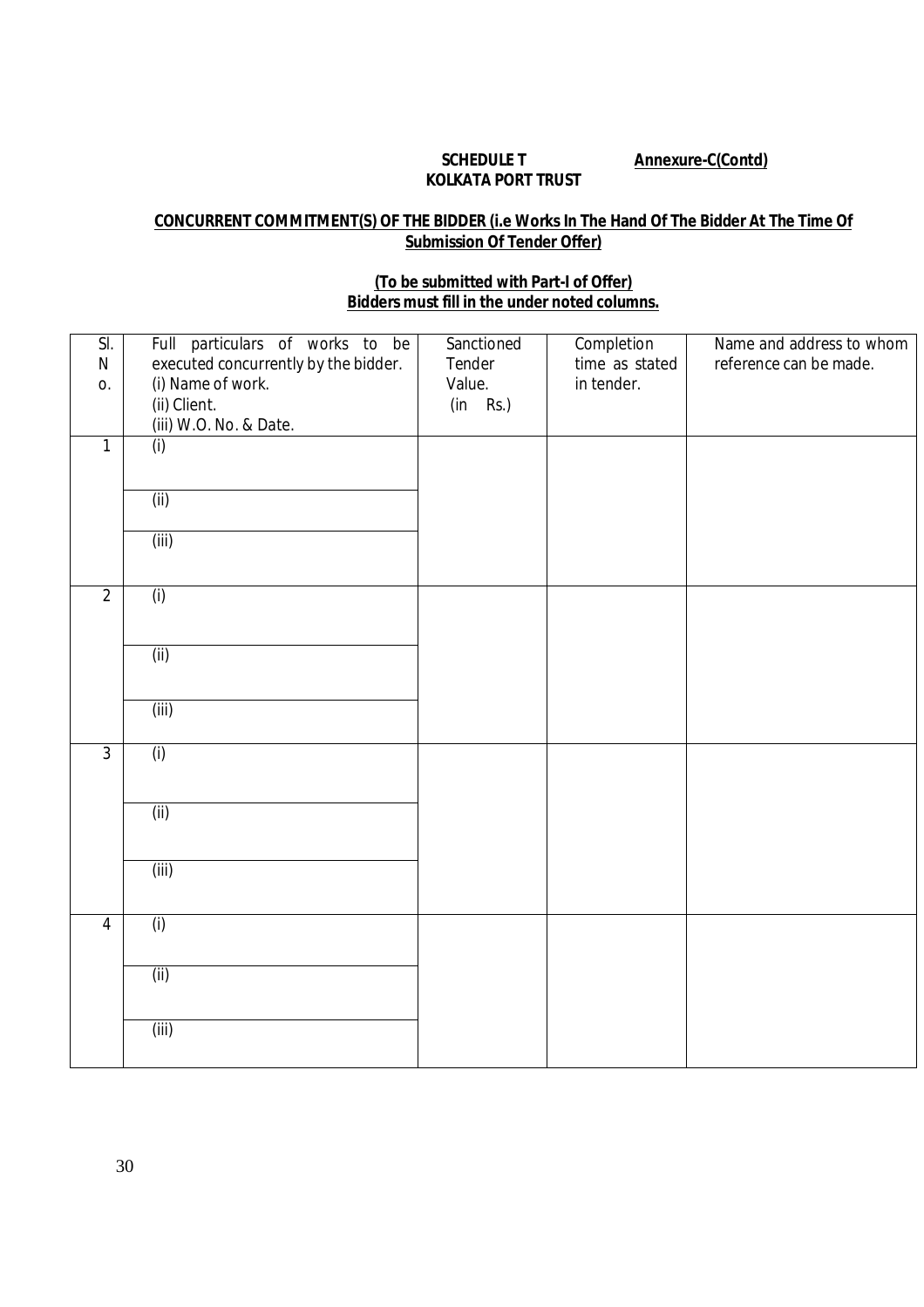**SCHEDULE T** **Annexure-C(Contd)**

**KOLKATA PORT TRUST**

**CONCURRENT COMMITMENT(S) OF THE BIDDER (i.e Works In The Hand Of The Bidder At The Time Of Submission Of Tender Offer)**

**(To be submitted with Part-I of Offer)**

**Bidders must fill in the under noted columns.**

| Sl. No. | Full particulars of works to be executed concurrently by the bidder.<br>(i) Name of work.<br>(ii) Client.<br>(iii) W.O. No. & Date. | Sanctioned Tender Value. (in Rs.) | Completion time as stated in tender. | Name and address to whom reference can be made. |
|---|---|---|---|---|
| 1 | (i) | | | |
| | (ii) | | | |
| | (iii) | | | |
| 2 | (i) | | | |
| | (ii) | | | |
| | (iii) | | | |
| 3 | (i) | | | |
| | (ii) | | | |
| | (iii) | | | |
| 4 | (i) | | | |
| | (ii) | | | |
| | (iii) | | | |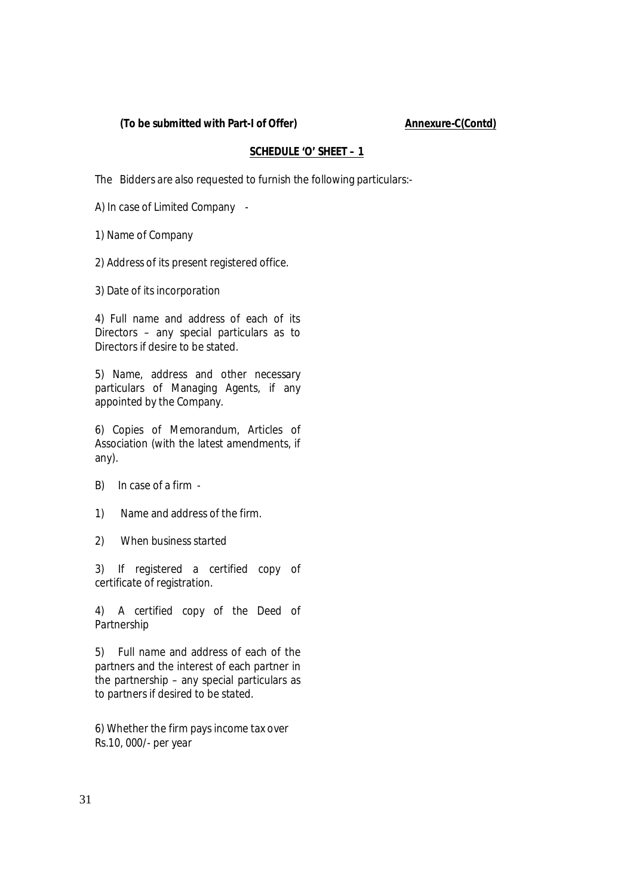**(To be submitted with Part-I of Offer)** **Annexure-C(Contd)**

**SCHEDULE 'O' SHEET – 1**

The Bidders are also requested to furnish the following particulars:-

A) In case of Limited Company -

1) Name of Company

2) Address of its present registered office.

3) Date of its incorporation

4) Full name and address of each of its Directors – any special particulars as to Directors if desire to be stated.

5) Name, address and other necessary particulars of Managing Agents, if any appointed by the Company.

6) Copies of Memorandum, Articles of Association (with the latest amendments, if any).

B) In case of a firm -

1) Name and address of the firm.

2) When business started

3) If registered a certified copy of certificate of registration.

4) A certified copy of the Deed of Partnership

5) Full name and address of each of the partners and the interest of each partner in the partnership – any special particulars as to partners if desired to be stated.

6) Whether the firm pays income tax over Rs.10, 000/- per year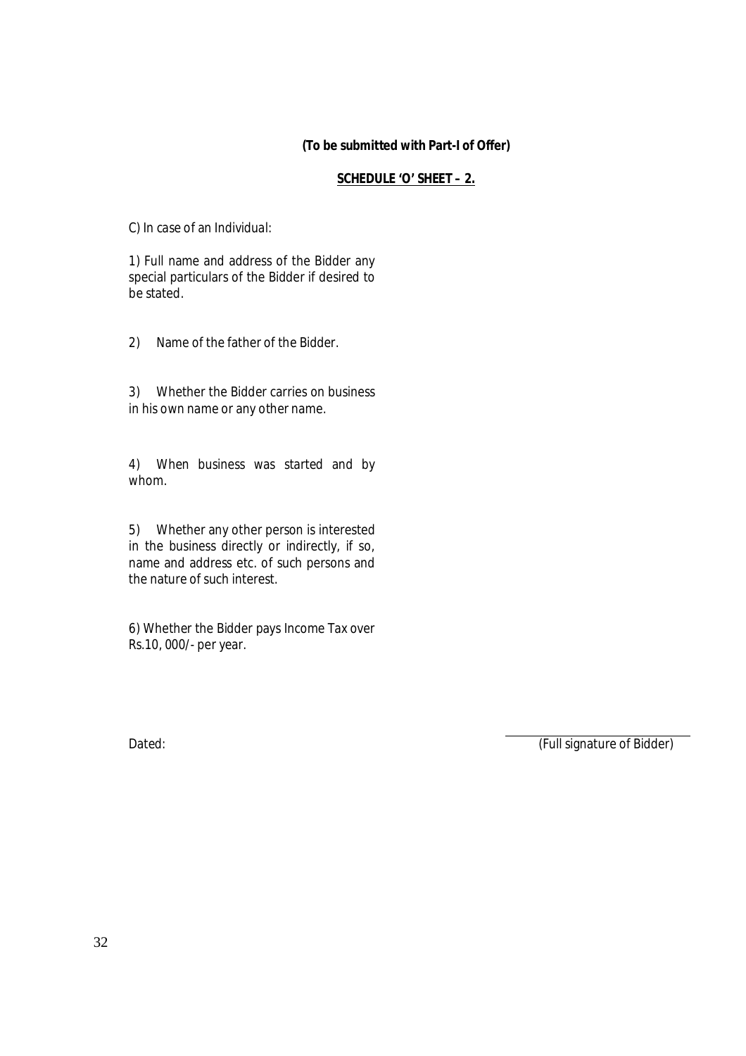**(To be submitted with Part-I of Offer)**

**<u>SCHEDULE 'O' SHEET – 2.</u>**

C) In case of an Individual:

1) Full name and address of the Bidder any special particulars of the Bidder if desired to be stated.

2) Name of the father of the Bidder.

3) Whether the Bidder carries on business in his own name or any other name.

4) When business was started and by whom.

5) Whether any other person is interested in the business directly or indirectly, if so, name and address etc. of such persons and the nature of such interest.

6) Whether the Bidder pays Income Tax over Rs.10, 000/- per year.

Dated: (Full signature of Bidder)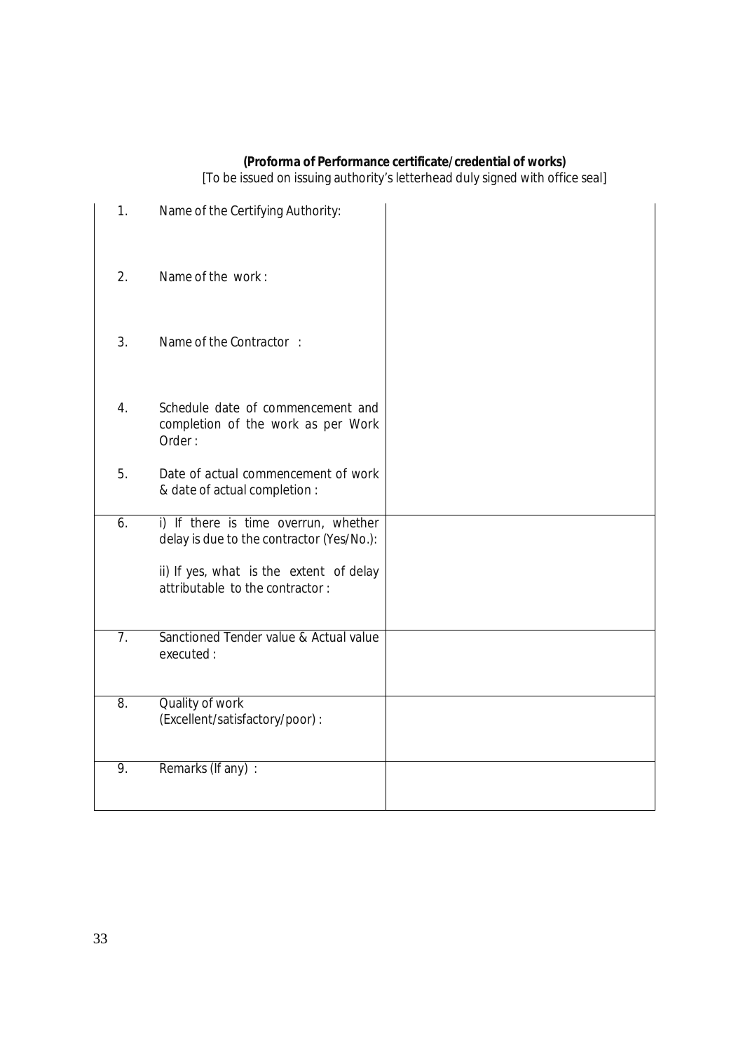**(Proforma of Performance certificate/credential of works)**

[To be issued on issuing authority's letterhead duly signed with office seal]

| | | |
|---|---|---|
| 1. | Name of the Certifying Authority: | |
| 2. | Name of the work : | |
| 3. | Name of the Contractor : | |
| 4. | Schedule date of commencement and completion of the work as per Work Order : | |
| 5. | Date of actual commencement of work & date of actual completion : | |
| 6. | i) If there is time overrun, whether delay is due to the contractor (Yes/No.):<br><br>ii) If yes, what is the extent of delay attributable to the contractor : | |
| 7. | Sanctioned Tender value & Actual value executed : | |
| 8. | Quality of work (Excellent/satisfactory/poor) : | |
| 9. | Remarks (If any) : | |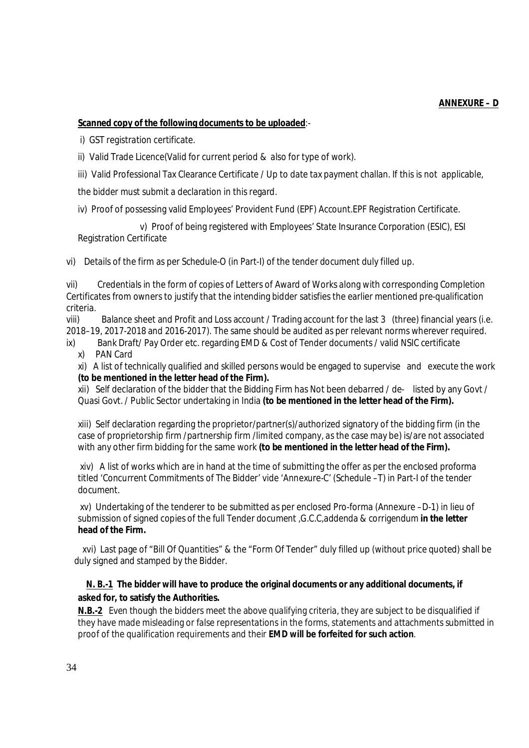**ANNEXURE – D**

**Scanned copy of the following documents to be uploaded**:-

i) GST registration certificate.

ii) Valid Trade Licence(Valid for current period & also for type of work).

iii) Valid Professional Tax Clearance Certificate / Up to date tax payment challan. If this is not applicable, the bidder must submit a declaration in this regard.

iv) Proof of possessing valid Employees' Provident Fund (EPF) Account.EPF Registration Certificate.

v) Proof of being registered with Employees' State Insurance Corporation (ESIC), ESI Registration Certificate

vi) Details of the firm as per Schedule-O (in Part-I) of the tender document duly filled up.

vii) Credentials in the form of copies of Letters of Award of Works along with corresponding Completion Certificates from owners to justify that the intending bidder satisfies the earlier mentioned pre-qualification criteria.

viii) Balance sheet and Profit and Loss account / Trading account for the last 3 (three) financial years (i.e. 2018–19, 2017-2018 and 2016-2017). The same should be audited as per relevant norms wherever required.

ix) Bank Draft/ Pay Order etc. regarding EMD & Cost of Tender documents / valid NSIC certificate

x) PAN Card

xi) A list of technically qualified and skilled persons would be engaged to supervise and execute the work **(to be mentioned in the letter head of the Firm).**

xii) Self declaration of the bidder that the Bidding Firm has Not been debarred / de- listed by any Govt / Quasi Govt. / Public Sector undertaking in India **(to be mentioned in the letter head of the Firm).**

xiii) Self declaration regarding the proprietor/partner(s)/authorized signatory of the bidding firm (in the case of proprietorship firm /partnership firm /limited company, as the case may be) is/are not associated with any other firm bidding for the same work **(to be mentioned in the letter head of the Firm).**

xiv) A list of works which are in hand at the time of submitting the offer as per the enclosed proforma titled 'Concurrent Commitments of The Bidder' vide 'Annexure-C' (Schedule –T) in Part-I of the tender document.

xv) Undertaking of the tenderer to be submitted as per enclosed Pro-forma (Annexure –D-1) in lieu of submission of signed copies of the full Tender document ,G.C.C,addenda & corrigendum **in the letter head of the Firm.**

xvi) Last page of "Bill Of Quantities" & the "Form Of Tender" duly filled up (without price quoted) shall be duly signed and stamped by the Bidder.

**N. B.-1 The bidder will have to produce the original documents or any additional documents, if asked for, to satisfy the Authorities.**

**N.B.-2** Even though the bidders meet the above qualifying criteria, they are subject to be disqualified if they have made misleading or false representations in the forms, statements and attachments submitted in proof of the qualification requirements and their **EMD will be forfeited for such action**.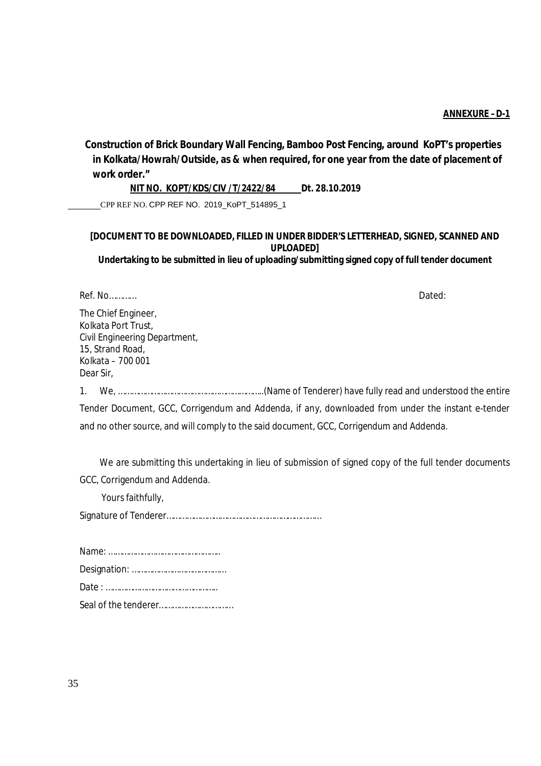**ANNEXURE - D-1**

**Construction of Brick Boundary Wall Fencing, Bamboo Post Fencing, around KoPT's properties in Kolkata/Howrah/Outside, as & when required, for one year from the date of placement of work order."**

**NIT NO. KOPT/KDS/CIV /T/2422/84 Dt. 28.10.2019**

CPP REF NO. CPP REF NO. 2019_KoPT_514895_1

**[DOCUMENT TO BE DOWNLOADED, FILLED IN UNDER BIDDER'S LETTERHEAD, SIGNED, SCANNED AND UPLOADED]**

**Undertaking to be submitted in lieu of uploading/submitting signed copy of full tender document**

Ref. No………… Dated:

The Chief Engineer,
Kolkata Port Trust,
Civil Engineering Department,
15, Strand Road,
Kolkata – 700 001
Dear Sir,

1. We, ……………………………………………………(Name of Tenderer) have fully read and understood the entire Tender Document, GCC, Corrigendum and Addenda, if any, downloaded from under the instant e-tender and no other source, and will comply to the said document, GCC, Corrigendum and Addenda.

We are submitting this undertaking in lieu of submission of signed copy of the full tender documents GCC, Corrigendum and Addenda.

Yours faithfully,

Signature of Tenderer……………………………………………………………

Name: …………………………………………

Designation: ……………………………………

Date : …………………………………………

Seal of the tenderer……………………………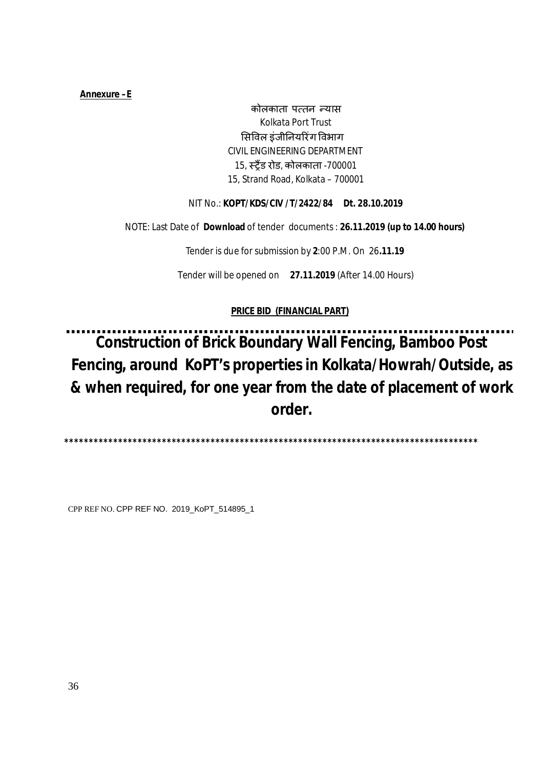**Annexure – E**

कोलकाता पत्तन न्यास
Kolkata Port Trust
सिविल इंजीनियरिंग विभाग
CIVIL ENGINEERING DEPARTMENT
15, स्ट्रैंड रोड, कोलकाता -700001
15, Strand Road, Kolkata – 700001

NIT No.: **KOPT/KDS/CIV /T/2422/84 Dt. 28.10.2019**

NOTE: Last Date of **Download** of tender documents : **26.11.2019 (up to 14.00 hours)**

Tender is due for submission by **2**:00 P.M. On 26**.11.19**

Tender will be opened on **27.11.2019** (After 14.00 Hours)

**PRICE BID (FINANCIAL PART)**

.........................................................................................

# Construction of Brick Boundary Wall Fencing, Bamboo Post Fencing, around KoPT's properties in Kolkata/Howrah/Outside, as & when required, for one year from the date of placement of work order.

***************************************************************************************

CPP REF NO. CPP REF NO. 2019_KoPT_514895_1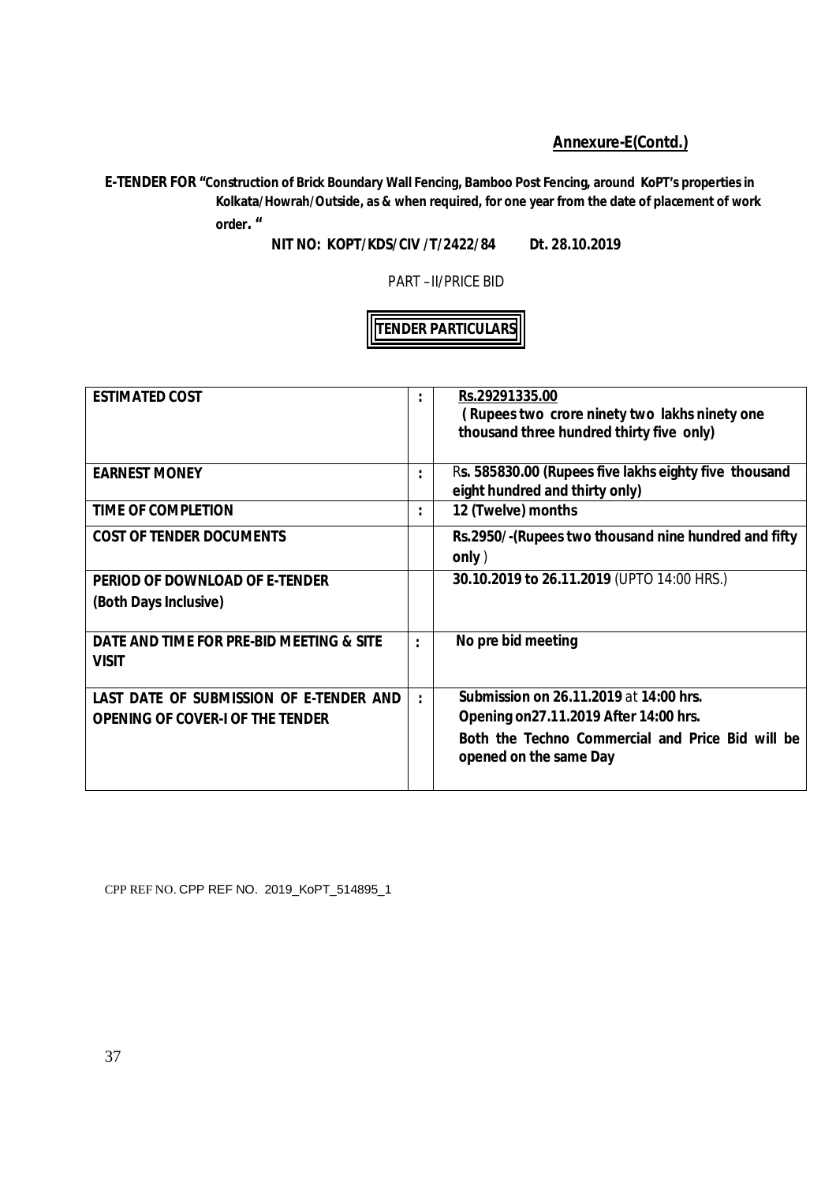**Annexure-E(Contd.)**

**E-TENDER FOR "Construction of Brick Boundary Wall Fencing, Bamboo Post Fencing, around KoPT's properties in Kolkata/Howrah/Outside, as & when required, for one year from the date of placement of work order. "**

**NIT NO: KOPT/KDS/CIV /T/2422/84 Dt. 28.10.2019**

PART –II/PRICE BID

**TENDER PARTICULARS**

| | | |
|---|---|---|
| **ESTIMATED COST** | : | **Rs.29291335.00** **( Rupees two crore ninety two lakhs ninety one thousand three hundred thirty five only)** |
| **EARNEST MONEY** | : | R**s. 585830.00 (Rupees five lakhs eighty five thousand eight hundred and thirty only)** |
| **TIME OF COMPLETION** | : | **12 (Twelve) months** |
| **COST OF TENDER DOCUMENTS** | | **Rs.2950/-(Rupees two thousand nine hundred and fifty only** ) |
| **PERIOD OF DOWNLOAD OF E-TENDER (Both Days Inclusive)** | | **30.10.2019 to 26.11.2019** (UPTO 14:00 HRS.) |
| **DATE AND TIME FOR PRE-BID MEETING & SITE VISIT** | : | **No pre bid meeting** |
| **LAST DATE OF SUBMISSION OF E-TENDER AND OPENING OF COVER-I OF THE TENDER** | : | **Submission on 26.11.2019** at **14:00 hrs.** **Opening on27.11.2019 After 14:00 hrs.** **Both the Techno Commercial and Price Bid will be opened on the same Day** |

CPP REF NO. CPP REF NO. 2019_KoPT_514895_1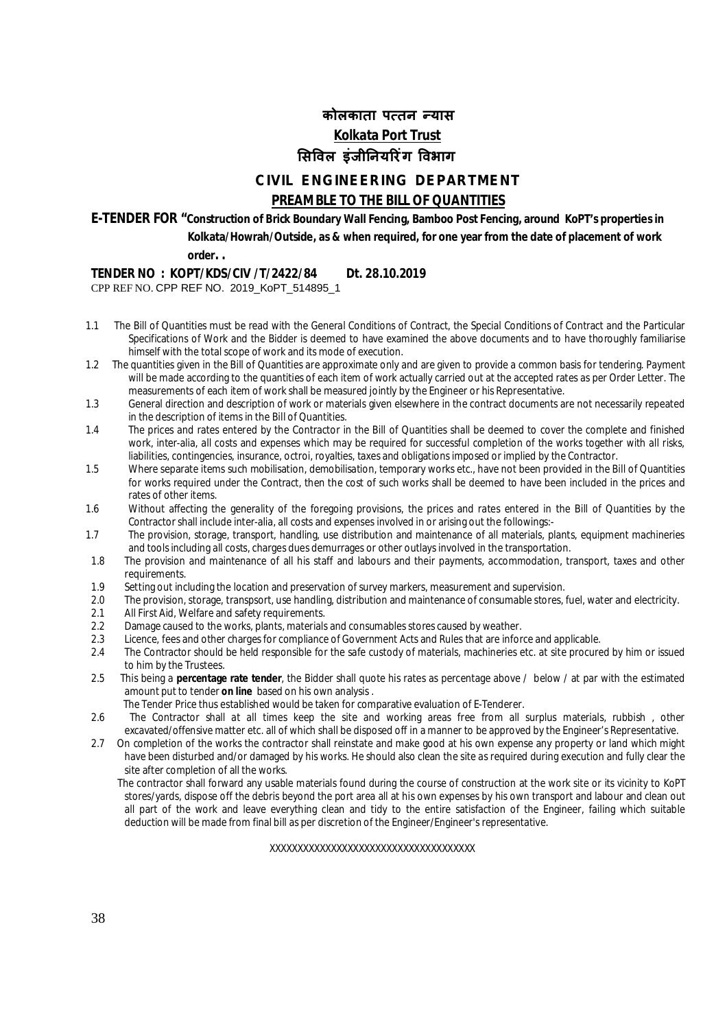# कोलकाता पत्तन न्यास

## Kolkata Port Trust

## सिविल इंजीनियरिंग विभाग

## CIVIL ENGINEERING DEPARTMENT

## PREAMBLE TO THE BILL OF QUANTITIES

**E-TENDER FOR "Construction of Brick Boundary Wall Fencing, Bamboo Post Fencing, around KoPT's properties in Kolkata/Howrah/Outside, as & when required, for one year from the date of placement of work order. .**

**TENDER NO : KOPT/KDS/CIV /T/2422/84 Dt. 28.10.2019**

CPP REF NO. CPP REF NO. 2019_KoPT_514895_1

1.1 The Bill of Quantities must be read with the General Conditions of Contract, the Special Conditions of Contract and the Particular Specifications of Work and the Bidder is deemed to have examined the above documents and to have thoroughly familiarise himself with the total scope of work and its mode of execution.

1.2 The quantities given in the Bill of Quantities are approximate only and are given to provide a common basis for tendering. Payment will be made according to the quantities of each item of work actually carried out at the accepted rates as per Order Letter. The measurements of each item of work shall be measured jointly by the Engineer or his Representative.

1.3 General direction and description of work or materials given elsewhere in the contract documents are not necessarily repeated in the description of items in the Bill of Quantities.

1.4 The prices and rates entered by the Contractor in the Bill of Quantities shall be deemed to cover the complete and finished work, inter-alia, all costs and expenses which may be required for successful completion of the works together with all risks, liabilities, contingencies, insurance, octroi, royalties, taxes and obligations imposed or implied by the Contractor.

1.5 Where separate items such mobilisation, demobilisation, temporary works etc., have not been provided in the Bill of Quantities for works required under the Contract, then the cost of such works shall be deemed to have been included in the prices and rates of other items.

1.6 Without affecting the generality of the foregoing provisions, the prices and rates entered in the Bill of Quantities by the Contractor shall include inter-alia, all costs and expenses involved in or arising out the followings:-

1.7 The provision, storage, transport, handling, use distribution and maintenance of all materials, plants, equipment machineries and tools including all costs, charges dues demurrages or other outlays involved in the transportation.

1.8 The provision and maintenance of all his staff and labours and their payments, accommodation, transport, taxes and other requirements.

1.9 Setting out including the location and preservation of survey markers, measurement and supervision.

2.0 The provision, storage, transpsort, use handling, distribution and maintenance of consumable stores, fuel, water and electricity.

2.1 All First Aid, Welfare and safety requirements.

2.2 Damage caused to the works, plants, materials and consumables stores caused by weather.

2.3 Licence, fees and other charges for compliance of Government Acts and Rules that are inforce and applicable.

2.4 The Contractor should be held responsible for the safe custody of materials, machineries etc. at site procured by him or issued to him by the Trustees.

2.5 This being a **percentage rate tender**, the Bidder shall quote his rates as percentage above / below / at par with the estimated amount put to tender **on line** based on his own analysis .
The Tender Price thus established would be taken for comparative evaluation of E-Tenderer.

2.6 The Contractor shall at all times keep the site and working areas free from all surplus materials, rubbish , other excavated/offensive matter etc. all of which shall be disposed off in a manner to be approved by the Engineer's Representative.

2.7 On completion of the works the contractor shall reinstate and make good at his own expense any property or land which might have been disturbed and/or damaged by his works. He should also clean the site as required during execution and fully clear the site after completion of all the works.
The contractor shall forward any usable materials found during the course of construction at the work site or its vicinity to KoPT stores/yards, dispose off the debris beyond the port area all at his own expenses by his own transport and labour and clean out all part of the work and leave everything clean and tidy to the entire satisfaction of the Engineer, failing which suitable deduction will be made from final bill as per discretion of the Engineer/Engineer's representative.

XXXXXXXXXXXXXXXXXXXXXXXXXXXXXXXXXXXXX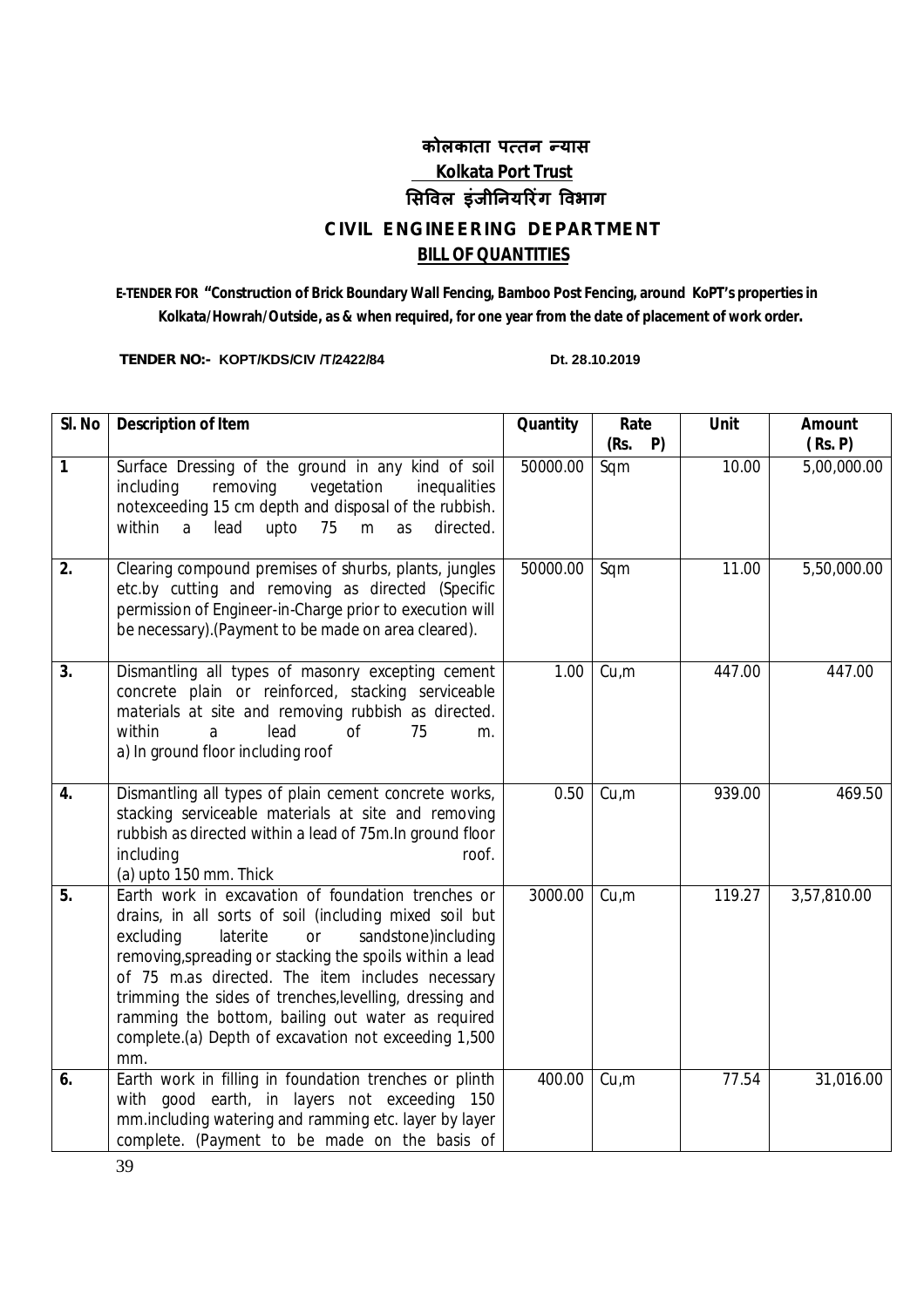# कोलकाता पत्तन न्यास

## Kolkata Port Trust

## सिविल इंजीनियरिंग विभाग

## CIVIL ENGINEERING DEPARTMENT

## BILL OF QUANTITIES

**E-TENDER FOR "Construction of Brick Boundary Wall Fencing, Bamboo Post Fencing, around KoPT's properties in Kolkata/Howrah/Outside, as & when required, for one year from the date of placement of work order.**

**TENDER NO:- KOPT/KDS/CIV /T/2422/84 Dt. 28.10.2019**

| Sl. No | Description of Item | Quantity | Rate (Rs. P) | Unit | Amount (Rs. P) |
|---|---|---|---|---|---|
| 1 | Surface Dressing of the ground in any kind of soil including removing vegetation inequalities notexceeding 15 cm depth and disposal of the rubbish. within a lead upto 75 m as directed. | 50000.00 | Sqm | 10.00 | 5,00,000.00 |
| 2. | Clearing compound premises of shurbs, plants, jungles etc.by cutting and removing as directed (Specific permission of Engineer-in-Charge prior to execution will be necessary).(Payment to be made on area cleared). | 50000.00 | Sqm | 11.00 | 5,50,000.00 |
| 3. | Dismantling all types of masonry excepting cement concrete plain or reinforced, stacking serviceable materials at site and removing rubbish as directed. within a lead of 75 m. a) In ground floor including roof | 1.00 | Cu,m | 447.00 | 447.00 |
| 4. | Dismantling all types of plain cement concrete works, stacking serviceable materials at site and removing rubbish as directed within a lead of 75m.In ground floor including roof. (a) upto 150 mm. Thick | 0.50 | Cu,m | 939.00 | 469.50 |
| 5. | Earth work in excavation of foundation trenches or drains, in all sorts of soil (including mixed soil but excluding laterite or sandstone)including removing,spreading or stacking the spoils within a lead of 75 m.as directed. The item includes necessary trimming the sides of trenches,levelling, dressing and ramming the bottom, bailing out water as required complete.(a) Depth of excavation not exceeding 1,500 mm. | 3000.00 | Cu,m | 119.27 | 3,57,810.00 |
| 6. | Earth work in filling in foundation trenches or plinth with good earth, in layers not exceeding 150 mm.including watering and ramming etc. layer by layer complete. (Payment to be made on the basis of | 400.00 | Cu,m | 77.54 | 31,016.00 |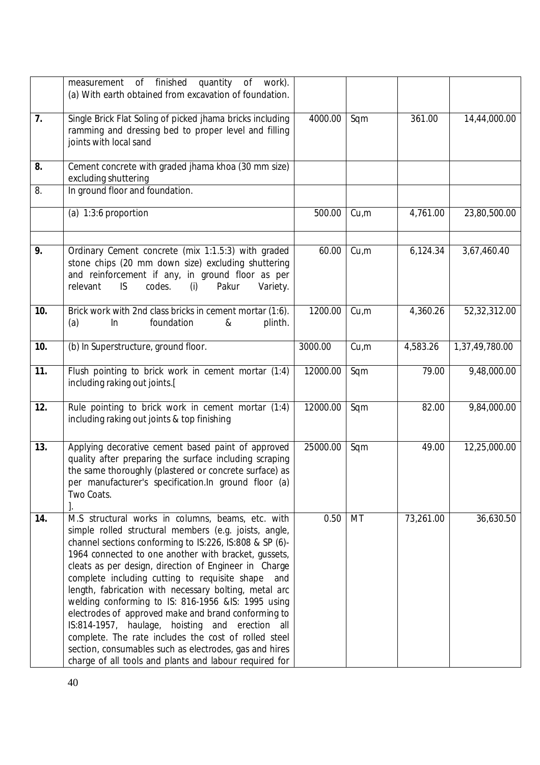| | | | | | |
|---|---|---|---|---|---|
| | measurement of finished quantity of work). (a) With earth obtained from excavation of foundation. | | | | |
| **7.** | Single Brick Flat Soling of picked jhama bricks including ramming and dressing bed to proper level and filling joints with local sand | 4000.00 | Sqm | 361.00 | 14,44,000.00 |
| **8.** | Cement concrete with graded jhama khoa (30 mm size) excluding shuttering | | | | |
| 8. | In ground floor and foundation. | | | | |
| | (a) 1:3:6 proportion | 500.00 | Cu,m | 4,761.00 | 23,80,500.00 |
| | | | | | |
| **9.** | Ordinary Cement concrete (mix 1:1.5:3) with graded stone chips (20 mm down size) excluding shuttering and reinforcement if any, in ground floor as per relevant IS codes. (i) Pakur Variety. | 60.00 | Cu,m | 6,124.34 | 3,67,460.40 |
| **10.** | Brick work with 2nd class bricks in cement mortar (1:6). (a) In foundation & plinth. | 1200.00 | Cu,m | 4,360.26 | 52,32,312.00 |
| **10.** | (b) In Superstructure, ground floor. | 3000.00 | Cu,m | 4,583.26 | 1,37,49,780.00 |
| **11.** | Flush pointing to brick work in cement mortar (1:4) including raking out joints.[ | 12000.00 | Sqm | 79.00 | 9,48,000.00 |
| **12.** | Rule pointing to brick work in cement mortar (1:4) including raking out joints & top finishing | 12000.00 | Sqm | 82.00 | 9,84,000.00 |
| **13.** | Applying decorative cement based paint of approved quality after preparing the surface including scraping the same thoroughly (plastered or concrete surface) as per manufacturer's specification.In ground floor (a) Two Coats. ]. | 25000.00 | Sqm | 49.00 | 12,25,000.00 |
| **14.** | M.S structural works in columns, beams, etc. with simple rolled structural members (e.g. joists, angle, channel sections conforming to IS:226, IS:808 & SP (6)-1964 connected to one another with bracket, gussets, cleats as per design, direction of Engineer in Charge complete including cutting to requisite shape and length, fabrication with necessary bolting, metal arc welding conforming to IS: 816-1956 &IS: 1995 using electrodes of approved make and brand conforming to IS:814-1957, haulage, hoisting and erection all complete. The rate includes the cost of rolled steel section, consumables such as electrodes, gas and hires charge of all tools and plants and labour required for | 0.50 | MT | 73,261.00 | 36,630.50 |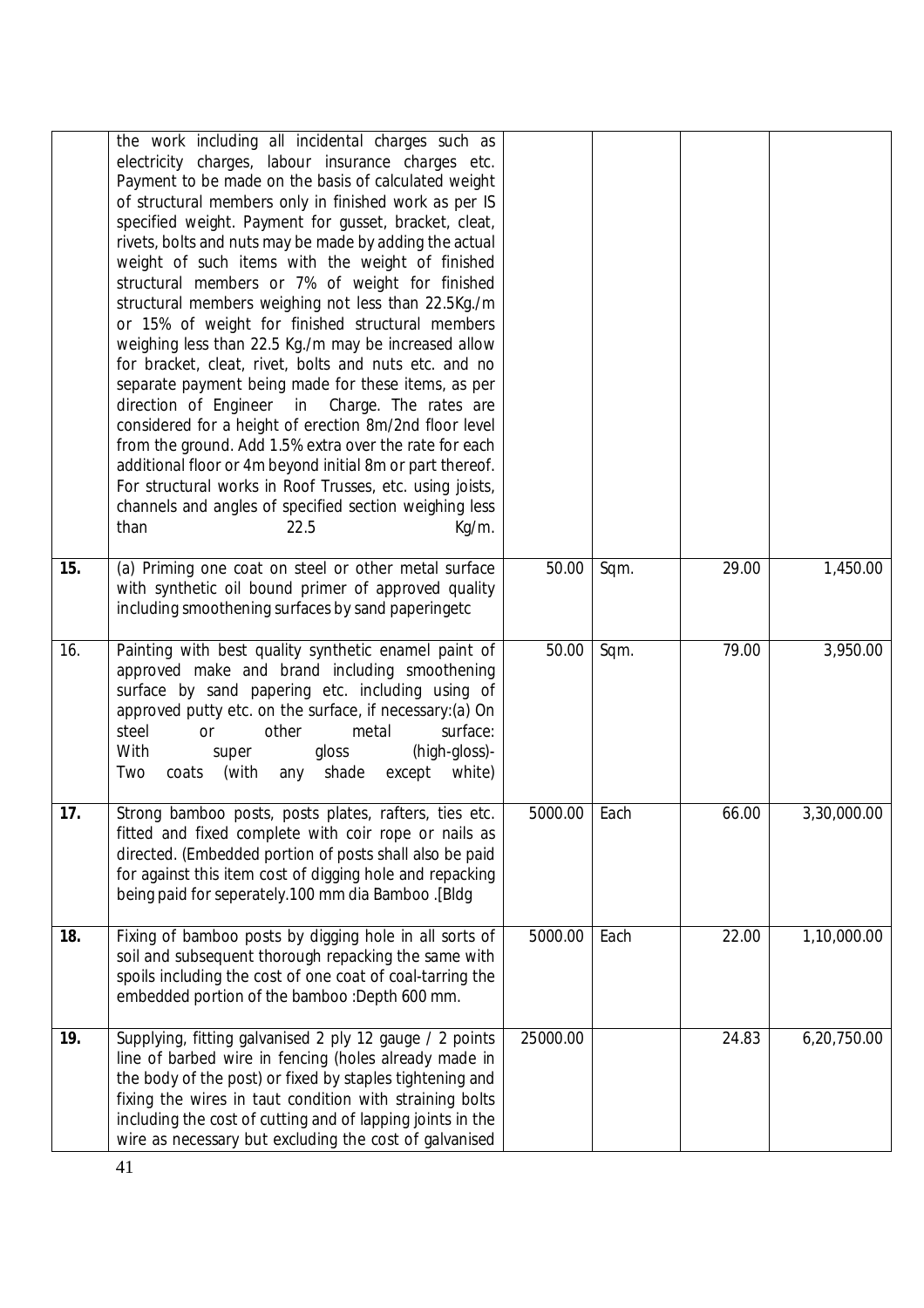| | | | | | |
|---|---|---|---|---|---|
| | the work including all incidental charges such as electricity charges, labour insurance charges etc. Payment to be made on the basis of calculated weight of structural members only in finished work as per IS specified weight. Payment for gusset, bracket, cleat, rivets, bolts and nuts may be made by adding the actual weight of such items with the weight of finished structural members or 7% of weight for finished structural members weighing not less than 22.5Kg./m or 15% of weight for finished structural members weighing less than 22.5 Kg./m may be increased allow for bracket, cleat, rivet, bolts and nuts etc. and no separate payment being made for these items, as per direction of Engineer in Charge. The rates are considered for a height of erection 8m/2nd floor level from the ground. Add 1.5% extra over the rate for each additional floor or 4m beyond initial 8m or part thereof. For structural works in Roof Trusses, etc. using joists, channels and angles of specified section weighing less than 22.5 Kg/m. | | | | |
| **15.** | (a) Priming one coat on steel or other metal surface with synthetic oil bound primer of approved quality including smoothening surfaces by sand paperingetc | 50.00 | Sqm. | 29.00 | 1,450.00 |
| 16. | Painting with best quality synthetic enamel paint of approved make and brand including smoothening surface by sand papering etc. including using of approved putty etc. on the surface, if necessary:(a) On steel or other metal surface: With super gloss (high-gloss)- Two coats (with any shade except white) | 50.00 | Sqm. | 79.00 | 3,950.00 |
| **17.** | Strong bamboo posts, posts plates, rafters, ties etc. fitted and fixed complete with coir rope or nails as directed. (Embedded portion of posts shall also be paid for against this item cost of digging hole and repacking being paid for seperately.100 mm dia Bamboo .[Bldg | 5000.00 | Each | 66.00 | 3,30,000.00 |
| **18.** | Fixing of bamboo posts by digging hole in all sorts of soil and subsequent thorough repacking the same with spoils including the cost of one coat of coal-tarring the embedded portion of the bamboo :Depth 600 mm. | 5000.00 | Each | 22.00 | 1,10,000.00 |
| **19.** | Supplying, fitting galvanised 2 ply 12 gauge / 2 points line of barbed wire in fencing (holes already made in the body of the post) or fixed by staples tightening and fixing the wires in taut condition with straining bolts including the cost of cutting and of lapping joints in the wire as necessary but excluding the cost of galvanised | 25000.00 | | 24.83 | 6,20,750.00 |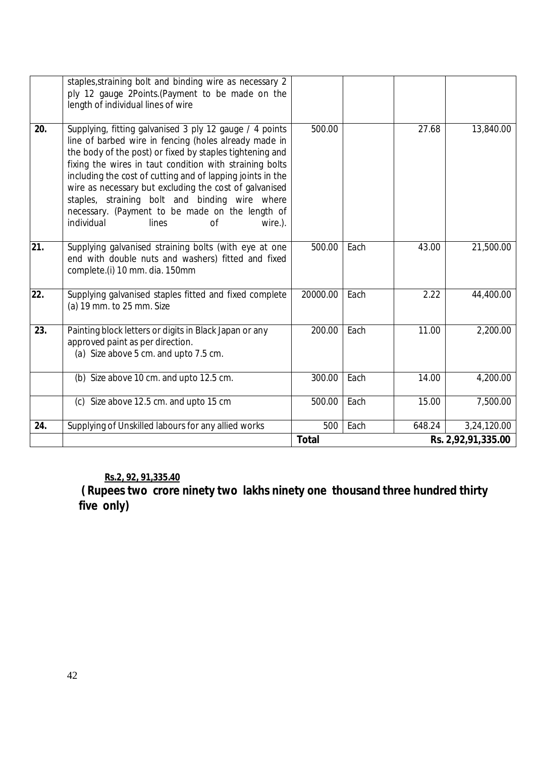| | | | | | |
|---|---|---|---|---|---|
| | staples,straining bolt and binding wire as necessary 2 ply 12 gauge 2Points.(Payment to be made on the length of individual lines of wire | | | | |
| 20. | Supplying, fitting galvanised 3 ply 12 gauge / 4 points line of barbed wire in fencing (holes already made in the body of the post) or fixed by staples tightening and fixing the wires in taut condition with straining bolts including the cost of cutting and of lapping joints in the wire as necessary but excluding the cost of galvanised staples, straining bolt and binding wire where necessary. (Payment to be made on the length of individual lines of wire.). | 500.00 | | 27.68 | 13,840.00 |
| 21. | Supplying galvanised straining bolts (with eye at one end with double nuts and washers) fitted and fixed complete.(i) 10 mm. dia. 150mm | 500.00 | Each | 43.00 | 21,500.00 |
| 22. | Supplying galvanised staples fitted and fixed complete (a) 19 mm. to 25 mm. Size | 20000.00 | Each | 2.22 | 44,400.00 |
| 23. | Painting block letters or digits in Black Japan or any approved paint as per direction.<br>(a) Size above 5 cm. and upto 7.5 cm. | 200.00 | Each | 11.00 | 2,200.00 |
| | (b) Size above 10 cm. and upto 12.5 cm. | 300.00 | Each | 14.00 | 4,200.00 |
| | (c) Size above 12.5 cm. and upto 15 cm | 500.00 | Each | 15.00 | 7,500.00 |
| 24. | Supplying of Unskilled labours for any allied works | 500 | Each | 648.24 | 3,24,120.00 |
| | | **Total** | | | **Rs. 2,92,91,335.00** |

**Rs.2, 92, 91,335.40**

**( Rupees two crore ninety two lakhs ninety one thousand three hundred thirty five only)**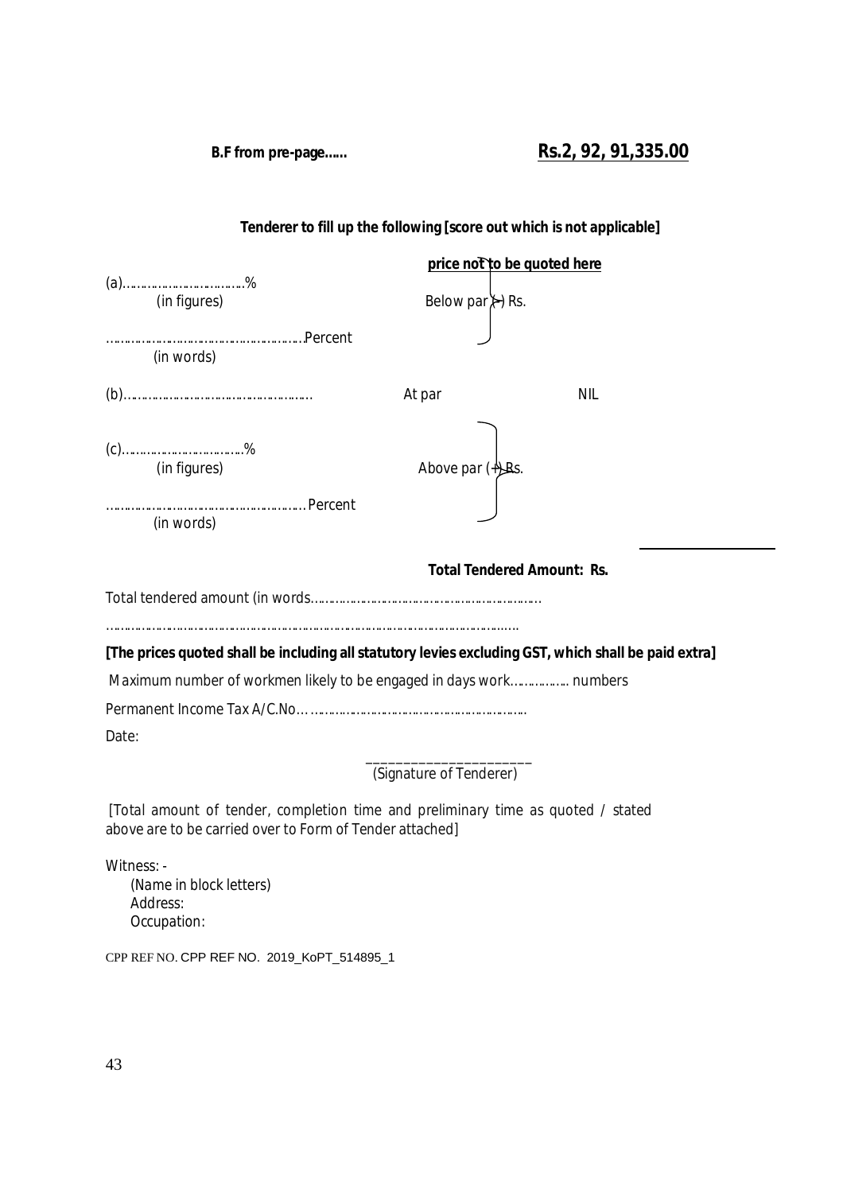**B.F from pre-page......** **Rs.2, 92, 91,335.00**

**Tenderer to fill up the following [score out which is not applicable]**

**price not to be quoted here**

(a)……………………………%
(in figures) Below par (-) Rs.

……………………………………………Percent
(in words)

(b)……………………………………………… At par NIL

(c)……………………………%
(in figures) Above par (+) Rs.

……………………………………………Percent
(in words)

**Total Tendered Amount: Rs.**

Total tendered amount (in words………………………………………………………

………………………………………………………………………………………………

**[The prices quoted shall be including all statutory levies excluding GST, which shall be paid extra]**

Maximum number of workmen likely to be engaged in days work……………. numbers

Permanent Income Tax A/C.No………………………………………………………

Date:

_______________________
(Signature of Tenderer)

[Total amount of tender, completion time and preliminary time as quoted / stated above are to be carried over to Form of Tender attached]

Witness: -
(Name in block letters)
Address:
Occupation:

CPP REF NO. CPP REF NO. 2019_KoPT_514895_1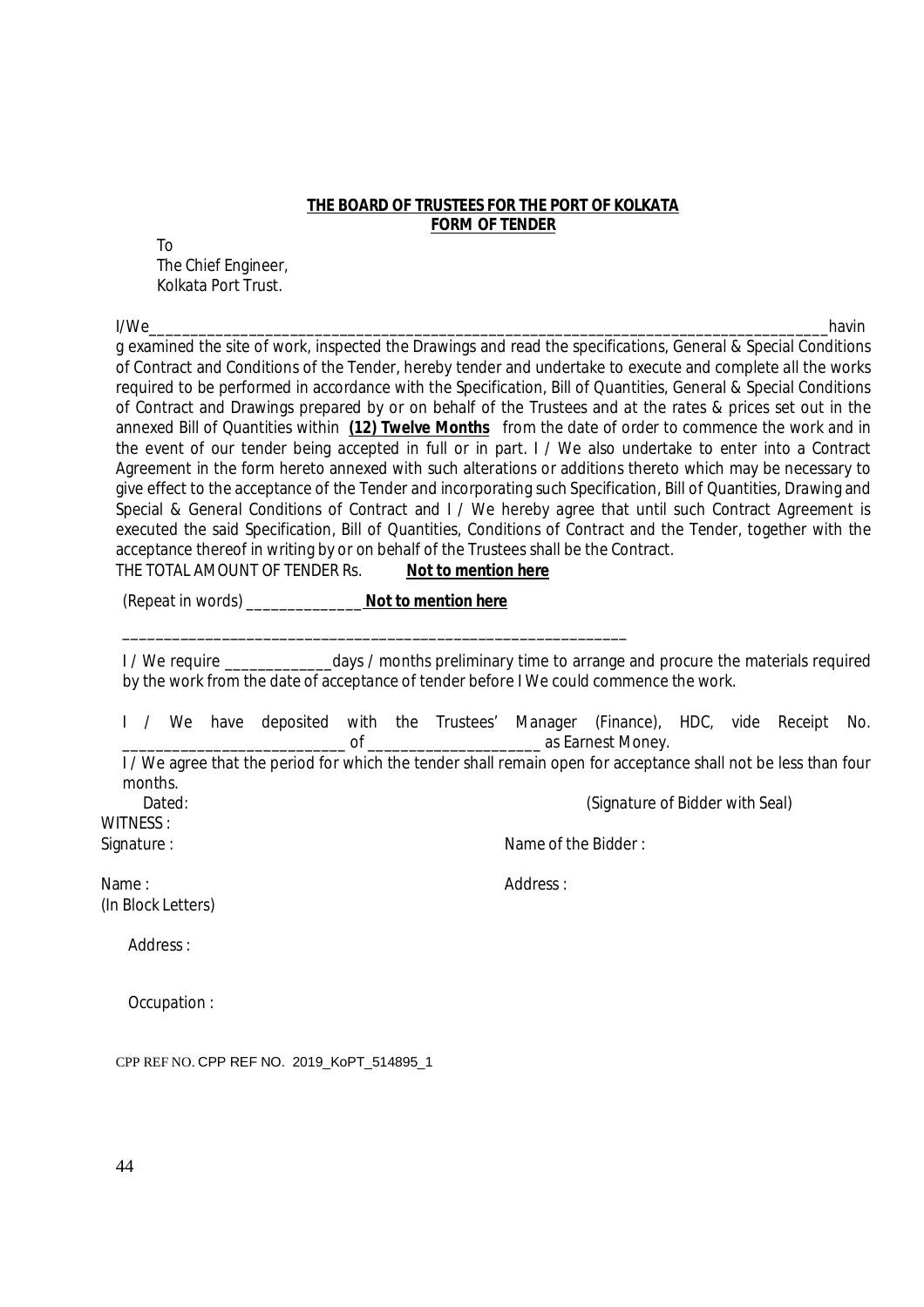**THE BOARD OF TRUSTEES FOR THE PORT OF KOLKATA**
**FORM OF TENDER**

To
The Chief Engineer,
Kolkata Port Trust.

I/We_______________________________________________________________________________________havin g examined the site of work, inspected the Drawings and read the specifications, General & Special Conditions of Contract and Conditions of the Tender, hereby tender and undertake to execute and complete all the works required to be performed in accordance with the Specification, Bill of Quantities, General & Special Conditions of Contract and Drawings prepared by or on behalf of the Trustees and at the rates & prices set out in the annexed Bill of Quantities within **(12) Twelve Months** from the date of order to commence the work and in the event of our tender being accepted in full or in part. I / We also undertake to enter into a Contract Agreement in the form hereto annexed with such alterations or additions thereto which may be necessary to give effect to the acceptance of the Tender and incorporating such Specification, Bill of Quantities, Drawing and Special & General Conditions of Contract and I / We hereby agree that until such Contract Agreement is executed the said Specification, Bill of Quantities, Conditions of Contract and the Tender, together with the acceptance thereof in writing by or on behalf of the Trustees shall be the Contract.

THE TOTAL AMOUNT OF TENDER Rs. **Not to mention here**

(Repeat in words) _______________ **Not to mention here**

_________________________________________________________________

I / We require ______________days / months preliminary time to arrange and procure the materials required by the work from the date of acceptance of tender before I We could commence the work.

I / We have deposited with the Trustees' Manager (Finance), HDC, vide Receipt No. ___________________________ of _____________________ as Earnest Money.

I / We agree that the period for which the tender shall remain open for acceptance shall not be less than four months.

Dated: (Signature of Bidder with Seal)

WITNESS :

Signature :

Name :
(In Block Letters)

Address :

Occupation :

Name of the Bidder :

Address :

CPP REF NO. CPP REF NO. 2019_KoPT_514895_1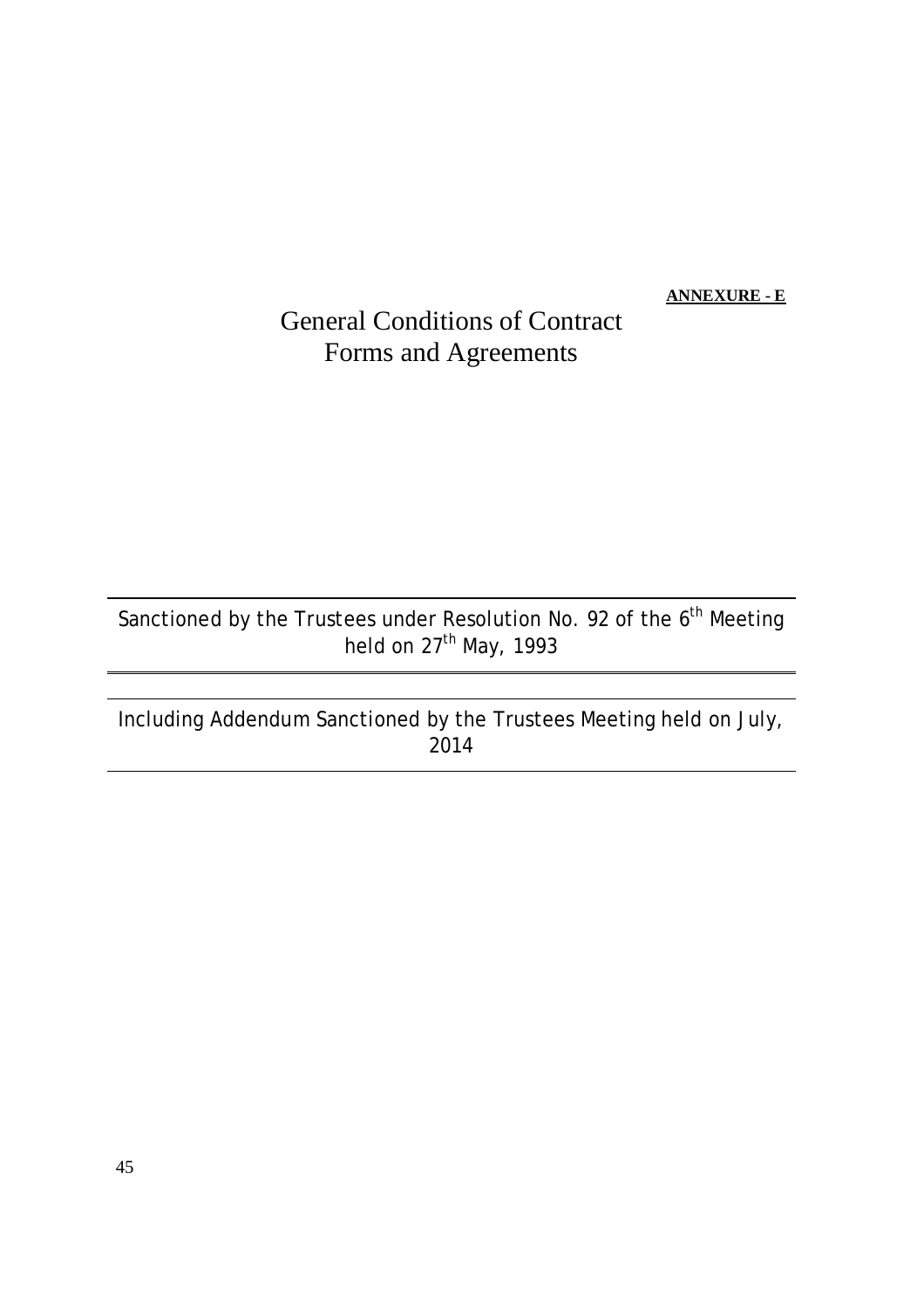**ANNEXURE - E**

# General Conditions of Contract
# Forms and Agreements

---

Sanctioned by the Trustees under Resolution No. 92 of the 6th Meeting held on 27th May, 1993

---

Including Addendum Sanctioned by the Trustees Meeting held on July, 2014

---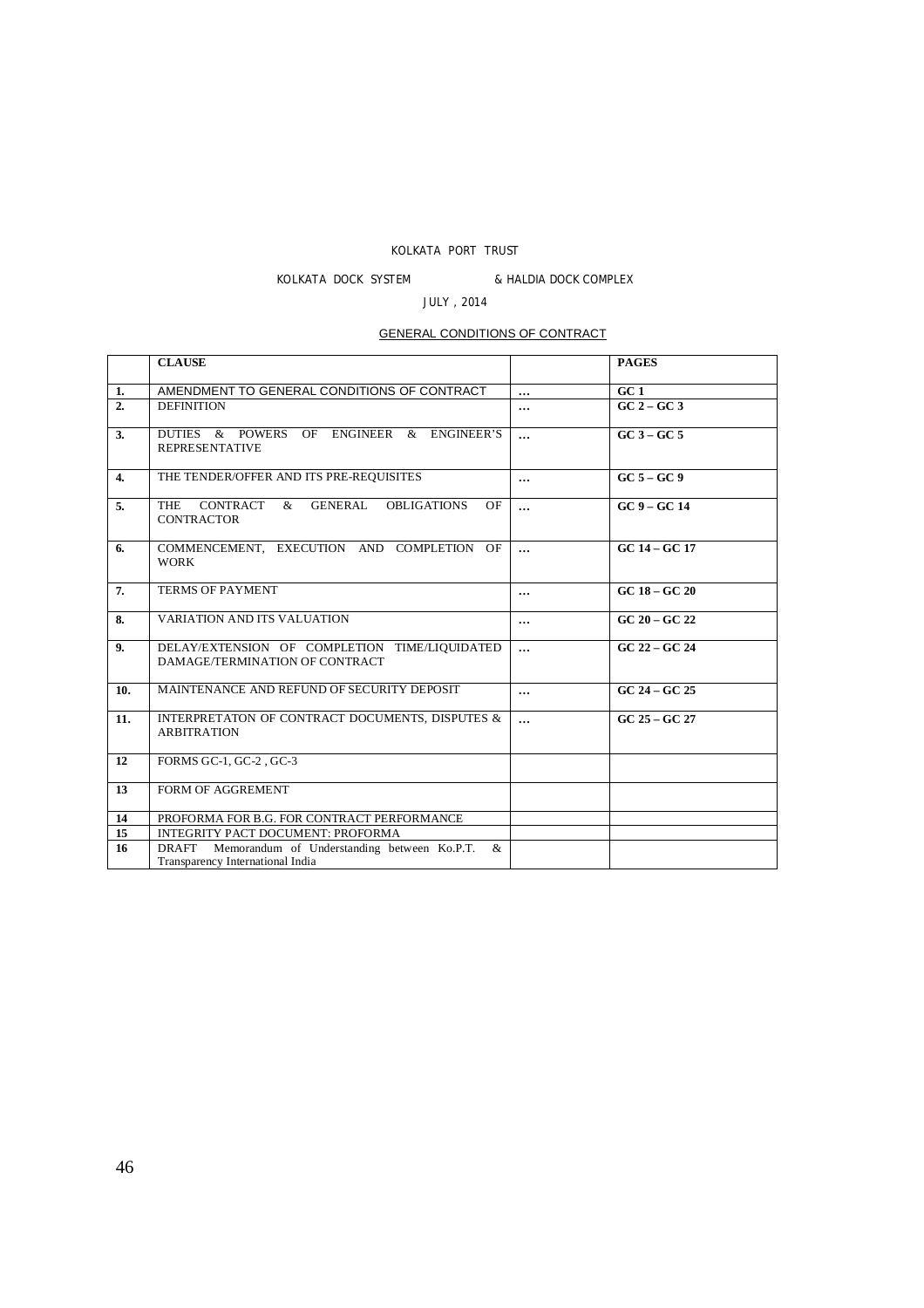KOLKATA PORT TRUST

KOLKATA DOCK SYSTEM & HALDIA DOCK COMPLEX

JULY , 2014

GENERAL CONDITIONS OF CONTRACT

| | CLAUSE | | PAGES |
|---|---|---|---|
| 1. | AMENDMENT TO GENERAL CONDITIONS OF CONTRACT | … | GC 1 |
| 2. | DEFINITION | … | GC 2 – GC 3 |
| 3. | DUTIES & POWERS OF ENGINEER & ENGINEER'S REPRESENTATIVE | … | GC 3 – GC 5 |
| 4. | THE TENDER/OFFER AND ITS PRE-REQUISITES | … | GC 5 – GC 9 |
| 5. | THE CONTRACT & GENERAL OBLIGATIONS OF CONTRACTOR | … | GC 9 – GC 14 |
| 6. | COMMENCEMENT, EXECUTION AND COMPLETION OF WORK | … | GC 14 – GC 17 |
| 7. | TERMS OF PAYMENT | … | GC 18 – GC 20 |
| 8. | VARIATION AND ITS VALUATION | … | GC 20 – GC 22 |
| 9. | DELAY/EXTENSION OF COMPLETION TIME/LIQUIDATED DAMAGE/TERMINATION OF CONTRACT | … | GC 22 – GC 24 |
| 10. | MAINTENANCE AND REFUND OF SECURITY DEPOSIT | … | GC 24 – GC 25 |
| 11. | INTERPRETATON OF CONTRACT DOCUMENTS, DISPUTES & ARBITRATION | … | GC 25 – GC 27 |
| 12 | FORMS GC-1, GC-2 , GC-3 | | |
| 13 | FORM OF AGGREMENT | | |
| 14 | PROFORMA FOR B.G. FOR CONTRACT PERFORMANCE | | |
| 15 | INTEGRITY PACT DOCUMENT: PROFORMA | | |
| 16 | DRAFT Memorandum of Understanding between Ko.P.T. & Transparency International India | | |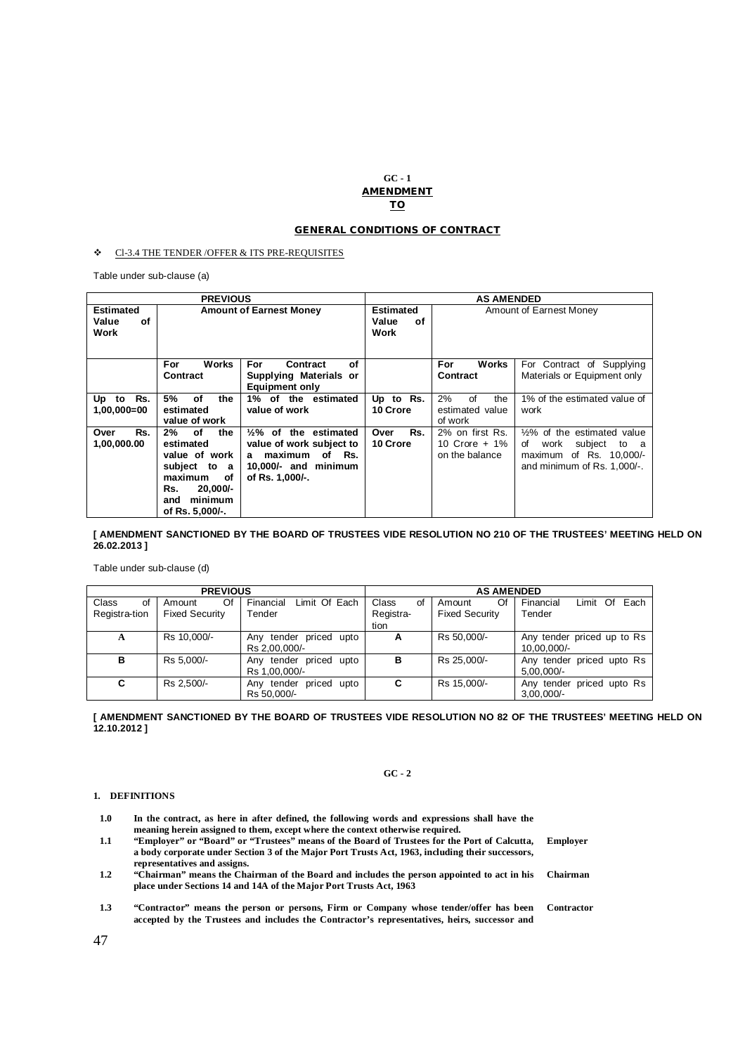**GC - 1**

**AMENDMENT**

**TO**

**GENERAL CONDITIONS OF CONTRACT**

- Cl-3.4 THE TENDER /OFFER & ITS PRE-REQUISITES

Table under sub-clause (a)

| PREVIOUS | | | AS AMENDED | | |
|---|---|---|---|---|---|
| **Estimated Value of Work** | **Amount of Earnest Money** | | **Estimated Value of Work** | Amount of Earnest Money | |
| | **For Works Contract** | **For Contract of Supplying Materials or Equipment only** | | **For Works Contract** | For Contract of Supplying Materials or Equipment only |
| **Up to Rs. 1,00,000=00** | **5% of the estimated value of work** | **1% of the estimated value of work** | **Up to Rs. 10 Crore** | 2% of the estimated value of work | 1% of the estimated value of work |
| **Over Rs. 1,00,000.00** | **2% of the estimated value of work subject to a maximum of Rs. 20,000/- and minimum of Rs. 5,000/-.** | **½% of the estimated value of work subject to a maximum of Rs. 10,000/- and minimum of Rs. 1,000/-.** | **Over Rs. 10 Crore** | 2% on first Rs. 10 Crore + 1% on the balance | ½% of the estimated value of work subject to a maximum of Rs. 10,000/- and minimum of Rs. 1,000/-. |

**[ AMENDMENT SANCTIONED BY THE BOARD OF TRUSTEES VIDE RESOLUTION NO 210 OF THE TRUSTEES' MEETING HELD ON 26.02.2013 ]**

Table under sub-clause (d)

| PREVIOUS | | | AS AMENDED | | |
|---|---|---|---|---|---|
| Class of Registra-tion | Amount Of Fixed Security | Financial Limit Of Each Tender | Class of Registra-tion | Amount Of Fixed Security | Financial Limit Of Each Tender |
| **A** | Rs 10,000/- | Any tender priced upto Rs 2,00,000/- | **A** | Rs 50,000/- | Any tender priced up to Rs 10,00,000/- |
| **B** | Rs 5,000/- | Any tender priced upto Rs 1,00,000/- | **B** | Rs 25,000/- | Any tender priced upto Rs 5,00,000/- |
| **C** | Rs 2,500/- | Any tender priced upto Rs 50,000/- | **C** | Rs 15,000/- | Any tender priced upto Rs 3,00,000/- |

**[ AMENDMENT SANCTIONED BY THE BOARD OF TRUSTEES VIDE RESOLUTION NO 82 OF THE TRUSTEES' MEETING HELD ON 12.10.2012 ]**

**GC - 2**

**1. DEFINITIONS**

**1.0** **In the contract, as here in after defined, the following words and expressions shall have the meaning herein assigned to them, except where the context otherwise required.**

**1.1** **"Employer" or "Board" or "Trustees" means of the Board of Trustees for the Port of Calcutta, a body corporate under Section 3 of the Major Port Trusts Act, 1963, including their successors, representatives and assigns.** **Employer**

**1.2** **"Chairman" means the Chairman of the Board and includes the person appointed to act in his place under Sections 14 and 14A of the Major Port Trusts Act, 1963** **Chairman**

**1.3** **"Contractor" means the person or persons, Firm or Company whose tender/offer has been accepted by the Trustees and includes the Contractor's representatives, heirs, successor and** **Contractor**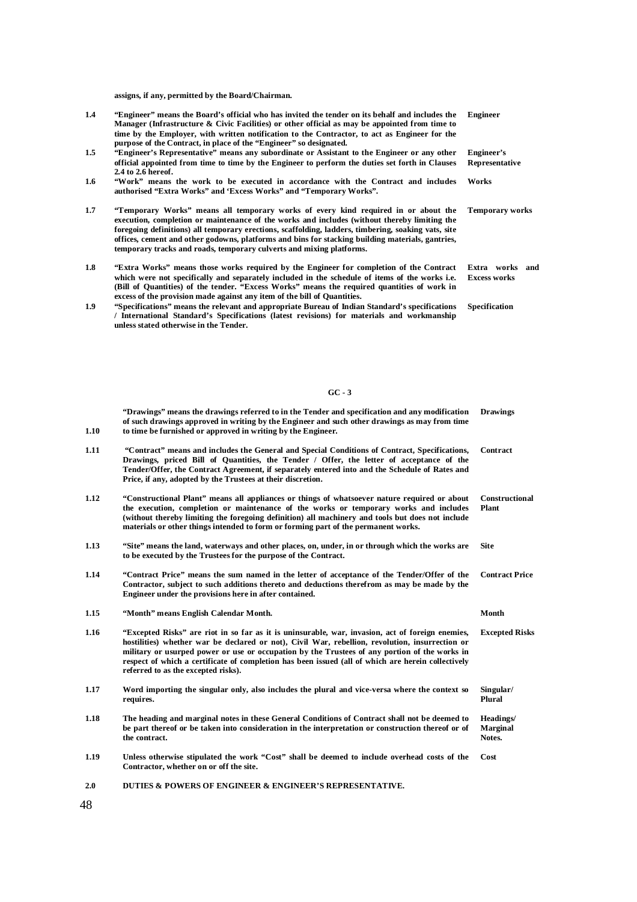**assigns, if any, permitted by the Board/Chairman.**

| | | |
|---|---|---|
| **1.4** | **"Engineer" means the Board's official who has invited the tender on its behalf and includes the Manager (Infrastructure & Civic Facilities) or other official as may be appointed from time to time by the Employer, with written notification to the Contractor, to act as Engineer for the purpose of the Contract, in place of the "Engineer" so designated.** | **Engineer** |
| **1.5** | **"Engineer's Representative" means any subordinate or Assistant to the Engineer or any other official appointed from time to time by the Engineer to perform the duties set forth in Clauses 2.4 to 2.6 hereof.** | **Engineer's Representative** |
| **1.6** | **"Work" means the work to be executed in accordance with the Contract and includes authorised "Extra Works" and 'Excess Works" and "Temporary Works".** | **Works** |
| **1.7** | **"Temporary Works" means all temporary works of every kind required in or about the execution, completion or maintenance of the works and includes (without thereby limiting the foregoing definitions) all temporary erections, scaffolding, ladders, timbering, soaking vats, site offices, cement and other godowns, platforms and bins for stacking building materials, gantries, temporary tracks and roads, temporary culverts and mixing platforms.** | **Temporary works** |
| **1.8** | **"Extra Works" means those works required by the Engineer for completion of the Contract which were not specifically and separately included in the schedule of items of the works i.e. (Bill of Quantities) of the tender. "Excess Works" means the required quantities of work in excess of the provision made against any item of the bill of Quantities.** | **Extra works and Excess works** |
| **1.9** | **"Specifications" means the relevant and appropriate Bureau of Indian Standard's specifications / International Standard's Specifications (latest revisions) for materials and workmanship unless stated otherwise in the Tender.** | **Specification** |

**GC - 3**

| | | |
|---|---|---|
| **1.10** | **"Drawings" means the drawings referred to in the Tender and specification and any modification of such drawings approved in writing by the Engineer and such other drawings as may from time to time be furnished or approved in writing by the Engineer.** | **Drawings** |
| **1.11** | **"Contract" means and includes the General and Special Conditions of Contract, Specifications, Drawings, priced Bill of Quantities, the Tender / Offer, the letter of acceptance of the Tender/Offer, the Contract Agreement, if separately entered into and the Schedule of Rates and Price, if any, adopted by the Trustees at their discretion.** | **Contract** |
| **1.12** | **"Constructional Plant" means all appliances or things of whatsoever nature required or about the execution, completion or maintenance of the works or temporary works and includes (without thereby limiting the foregoing definition) all machinery and tools but does not include materials or other things intended to form or forming part of the permanent works.** | **Constructional Plant** |
| **1.13** | **"Site" means the land, waterways and other places, on, under, in or through which the works are to be executed by the Trustees for the purpose of the Contract.** | **Site** |
| **1.14** | **"Contract Price" means the sum named in the letter of acceptance of the Tender/Offer of the Contractor, subject to such additions thereto and deductions therefrom as may be made by the Engineer under the provisions here in after contained.** | **Contract Price** |
| **1.15** | **"Month" means English Calendar Month.** | **Month** |
| **1.16** | **"Excepted Risks" are riot in so far as it is uninsurable, war, invasion, act of foreign enemies, hostilities) whether war be declared or not), Civil War, rebellion, revolution, insurrection or military or usurped power or use or occupation by the Trustees of any portion of the works in respect of which a certificate of completion has been issued (all of which are herein collectively referred to as the excepted risks).** | **Excepted Risks** |
| **1.17** | **Word importing the singular only, also includes the plural and vice-versa where the context so requires.** | **Singular/ Plural** |
| **1.18** | **The heading and marginal notes in these General Conditions of Contract shall not be deemed to be part thereof or be taken into consideration in the interpretation or construction thereof or of the contract.** | **Headings/ Marginal Notes.** |
| **1.19** | **Unless otherwise stipulated the work "Cost" shall be deemed to include overhead costs of the Contractor, whether on or off the site.** | **Cost** |

**2.0 DUTIES & POWERS OF ENGINEER & ENGINEER'S REPRESENTATIVE.**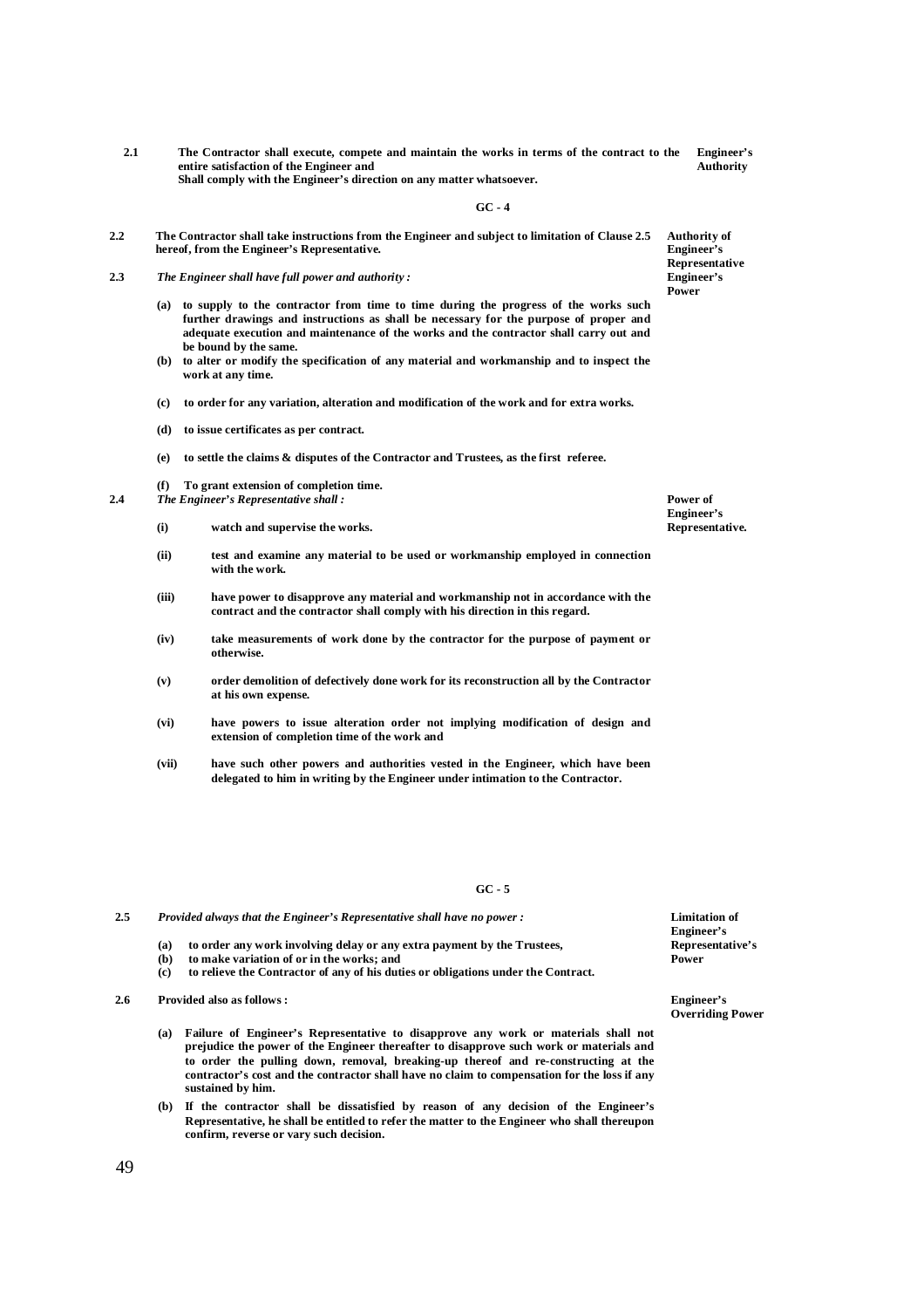**2.1** **The Contractor shall execute, compete and maintain the works in terms of the contract to the entire satisfaction of the Engineer and Shall comply with the Engineer's direction on any matter whatsoever.** — **Engineer's Authority**

**GC - 4**

**2.2** **The Contractor shall take instructions from the Engineer and subject to limitation of Clause 2.5 hereof, from the Engineer's Representative.** — **Authority of Engineer's Representative**

**2.3** ***The Engineer shall have full power and authority :*** — **Engineer's Power**

- **(a)** **to supply to the contractor from time to time during the progress of the works such further drawings and instructions as shall be necessary for the purpose of proper and adequate execution and maintenance of the works and the contractor shall carry out and be bound by the same.**
- **(b)** **to alter or modify the specification of any material and workmanship and to inspect the work at any time.**
- **(c)** **to order for any variation, alteration and modification of the work and for extra works.**
- **(d)** **to issue certificates as per contract.**
- **(e)** **to settle the claims & disputes of the Contractor and Trustees, as the first referee.**
- **(f)** **To grant extension of completion time.**

**2.4** ***The Engineer's Representative shall :*** — **Power of Engineer's Representative.**

- **(i)** **watch and supervise the works.**
- **(ii)** **test and examine any material to be used or workmanship employed in connection with the work.**
- **(iii)** **have power to disapprove any material and workmanship not in accordance with the contract and the contractor shall comply with his direction in this regard.**
- **(iv)** **take measurements of work done by the contractor for the purpose of payment or otherwise.**
- **(v)** **order demolition of defectively done work for its reconstruction all by the Contractor at his own expense.**
- **(vi)** **have powers to issue alteration order not implying modification of design and extension of completion time of the work and**
- **(vii)** **have such other powers and authorities vested in the Engineer, which have been delegated to him in writing by the Engineer under intimation to the Contractor.**

**GC - 5**

**2.5** ***Provided always that the Engineer's Representative shall have no power :*** — **Limitation of Engineer's Representative's Power**

- **(a)** **to order any work involving delay or any extra payment by the Trustees,**
- **(b)** **to make variation of or in the works; and**
- **(c)** **to relieve the Contractor of any of his duties or obligations under the Contract.**

**2.6** **Provided also as follows :** — **Engineer's Overriding Power**

- **(a)** **Failure of Engineer's Representative to disapprove any work or materials shall not prejudice the power of the Engineer thereafter to disapprove such work or materials and to order the pulling down, removal, breaking-up thereof and re-constructing at the contractor's cost and the contractor shall have no claim to compensation for the loss if any sustained by him.**
- **(b)** **If the contractor shall be dissatisfied by reason of any decision of the Engineer's Representative, he shall be entitled to refer the matter to the Engineer who shall thereupon confirm, reverse or vary such decision.**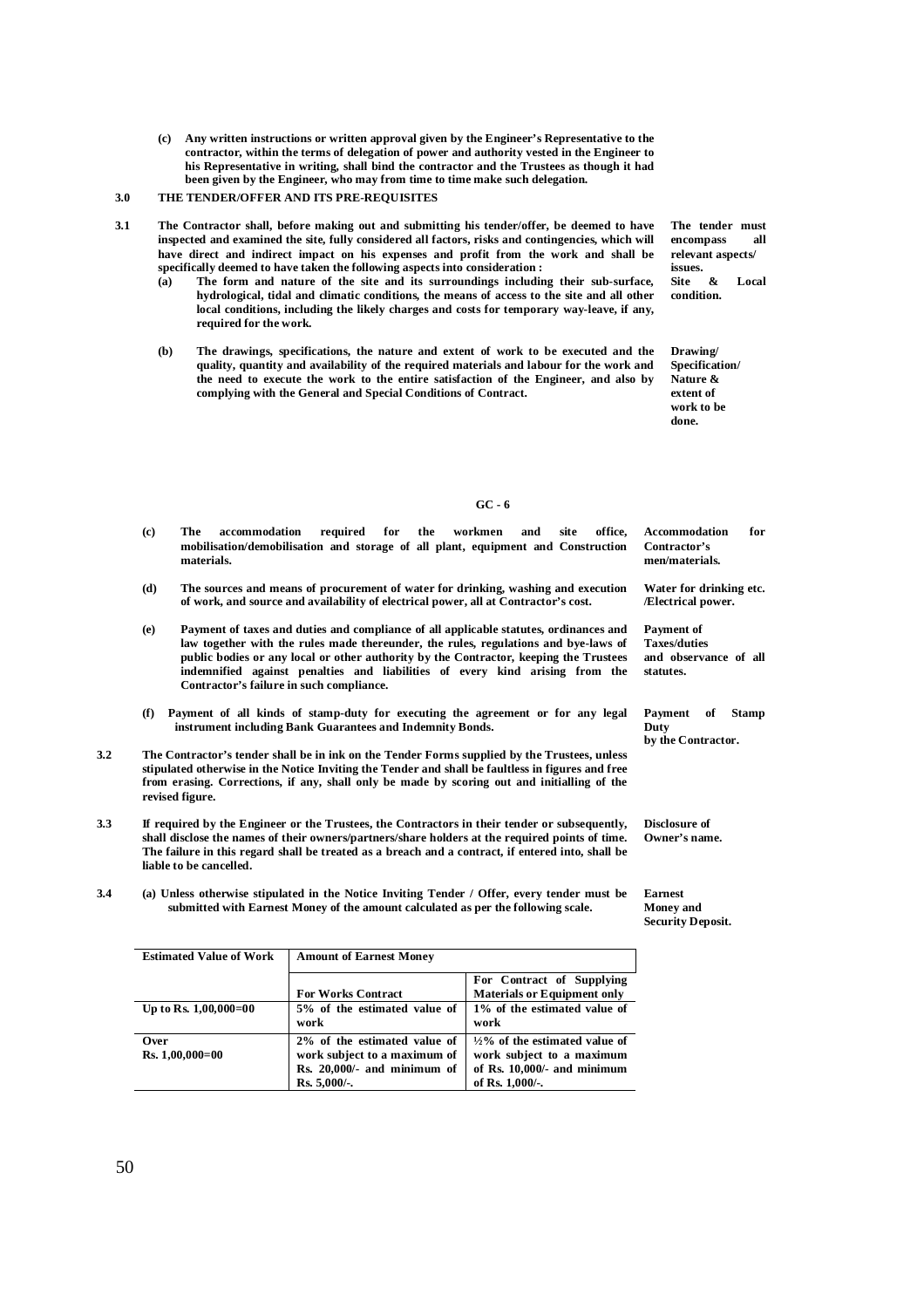**(c) Any written instructions or written approval given by the Engineer's Representative to the contractor, within the terms of delegation of power and authority vested in the Engineer to his Representative in writing, shall bind the contractor and the Trustees as though it had been given by the Engineer, who may from time to time make such delegation.**

## 3.0 THE TENDER/OFFER AND ITS PRE-REQUISITES

**3.1** **The Contractor shall, before making out and submitting his tender/offer, be deemed to have inspected and examined the site, fully considered all factors, risks and contingencies, which will have direct and indirect impact on his expenses and profit from the work and shall be specifically deemed to have taken the following aspects into consideration :** *(The tender must encompass all relevant aspects/ issues.)*

**(a) The form and nature of the site and its surroundings including their sub-surface, hydrological, tidal and climatic conditions, the means of access to the site and all other local conditions, including the likely charges and costs for temporary way-leave, if any, required for the work.** *(Site & Local condition.)*

**(b) The drawings, specifications, the nature and extent of work to be executed and the quality, quantity and availability of the required materials and labour for the work and the need to execute the work to the entire satisfaction of the Engineer, and also by complying with the General and Special Conditions of Contract.** *(Drawing/ Specification/ Nature & extent of work to be done.)*

**GC - 6**

**(c) The accommodation required for the workmen and site office, mobilisation/demobilisation and storage of all plant, equipment and Construction materials.** *(Accommodation for Contractor's men/materials.)*

**(d) The sources and means of procurement of water for drinking, washing and execution of work, and source and availability of electrical power, all at Contractor's cost.** *(Water for drinking etc. /Electrical power.)*

**(e) Payment of taxes and duties and compliance of all applicable statutes, ordinances and law together with the rules made thereunder, the rules, regulations and bye-laws of public bodies or any local or other authority by the Contractor, keeping the Trustees indemnified against penalties and liabilities of every kind arising from the Contractor's failure in such compliance.** *(Payment of Taxes/duties and observance of all statutes.)*

**(f) Payment of all kinds of stamp-duty for executing the agreement or for any legal instrument including Bank Guarantees and Indemnity Bonds.** *(Payment of Stamp Duty by the Contractor.)*

**3.2** **The Contractor's tender shall be in ink on the Tender Forms supplied by the Trustees, unless stipulated otherwise in the Notice Inviting the Tender and shall be faultless in figures and free from erasing. Corrections, if any, shall only be made by scoring out and initialling of the revised figure.**

**3.3** **If required by the Engineer or the Trustees, the Contractors in their tender or subsequently, shall disclose the names of their owners/partners/share holders at the required points of time. The failure in this regard shall be treated as a breach and a contract, if entered into, shall be liable to be cancelled.** *(Disclosure of Owner's name.)*

**3.4** **(a) Unless otherwise stipulated in the Notice Inviting Tender / Offer, every tender must be submitted with Earnest Money of the amount calculated as per the following scale.** *(Earnest Money and Security Deposit.)*

| Estimated Value of Work | Amount of Earnest Money | |
|---|---|---|
| | For Works Contract | For Contract of Supplying Materials or Equipment only |
| Up to Rs. 1,00,000=00 | 5% of the estimated value of work | 1% of the estimated value of work |
| Over Rs. 1,00,000=00 | 2% of the estimated value of work subject to a maximum of Rs. 20,000/- and minimum of Rs. 5,000/-. | ½% of the estimated value of work subject to a maximum of Rs. 10,000/- and minimum of Rs. 1,000/-. |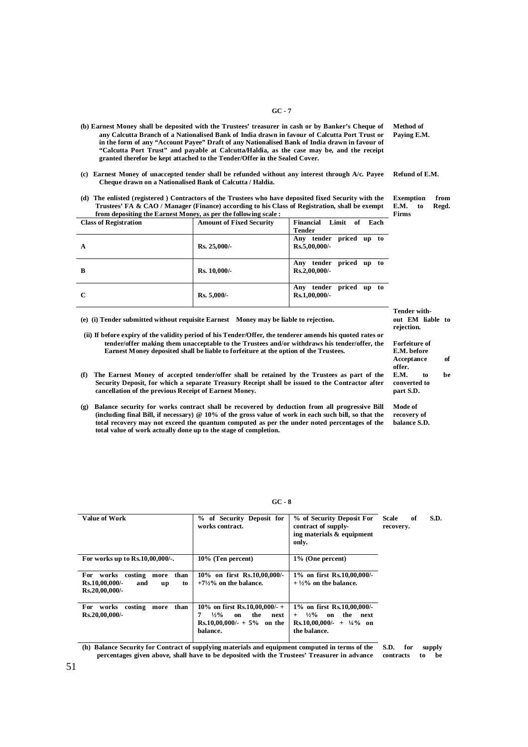## GC - 7

**(b) Earnest Money shall be deposited with the Trustees' treasurer in cash or by Banker's Cheque of any Calcutta Branch of a Nationalised Bank of India drawn in favour of Calcutta Port Trust or in the form of any "Account Payee" Draft of any Nationalised Bank of India drawn in favour of "Calcutta Port Trust" and payable at Calcutta/Haldia, as the case may be, and the receipt granted therefor be kept attached to the Tender/Offer in the Sealed Cover.** — **Method of Paying E.M.**

**(c) Earnest Money of unaccepted tender shall be refunded without any interest through A/c. Payee Cheque drawn on a Nationalised Bank of Calcutta / Haldia.** — **Refund of E.M.**

**(d) The enlisted (registered ) Contractors of the Trustees who have deposited fixed Security with the Trustees' FA & CAO / Manager (Finance) according to his Class of Registration, shall be exempt from depositing the Earnest Money, as per the following scale :** — **Exemption from E.M. to Regd. Firms**

| Class of Registration | Amount of Fixed Security | Financial Limit of Each Tender |
|---|---|---|
| A | Rs. 25,000/- | Any tender priced up to Rs.5,00,000/- |
| B | Rs. 10,000/- | Any tender priced up to Rs.2,00,000/- |
| C | Rs. 5,000/- | Any tender priced up to Rs.1,00,000/- |

**(e) (i) Tender submitted without requisite Earnest Money may be liable to rejection.** — **Tender without EM liable to rejection.**

**(ii) If before expiry of the validity period of his Tender/Offer, the tenderer amends his quoted rates or tender/offer making them unacceptable to the Trustees and/or withdraws his tender/offer, the Earnest Money deposited shall be liable to forfeiture at the option of the Trustees.** — **Forfeiture of E.M. before Acceptance of offer.**

**(f) The Earnest Money of accepted tender/offer shall be retained by the Trustees as part of the Security Deposit, for which a separate Treasury Receipt shall be issued to the Contractor after cancellation of the previous Receipt of Earnest Money.** — **E.M. to be converted to part S.D.**

**(g) Balance security for works contract shall be recovered by deduction from all progressive Bill (including final Bill, if necessary) @ 10% of the gross value of work in each such bill, so that the total recovery may not exceed the quantum computed as per the under noted percentages of the total value of work actually done up to the stage of completion.** — **Mode of recovery of balance S.D.**

## GC - 8

**Scale of S.D. recovery.**

| Value of Work | % of Security Deposit for works contract. | % of Security Deposit For contract of supplying materials & equipment only. |
|---|---|---|
| For works up to Rs.10,00,000/-. | 10% (Ten percent) | 1% (One percent) |
| For works costing more than Rs.10,00,000/- and up to Rs.20,00,000/- | 10% on first Rs.10,00,000/- +7½% on the balance. | 1% on first Rs.10,00,000/- + ½% on the balance. |
| For works costing more than Rs.20,00,000/- | 10% on first Rs.10,00,000/- + 7 ½% on the next Rs.10,00,000/- + 5% on the balance. | 1% on first Rs.10,00,000/- + ½% on the next Rs.10,00,000/- + ¼% on the balance. |

**(h) Balance Security for Contract of supplying materials and equipment computed in terms of the percentages given above, shall have to be deposited with the Trustees' Treasurer in advance** — **S.D. for supply contracts to be**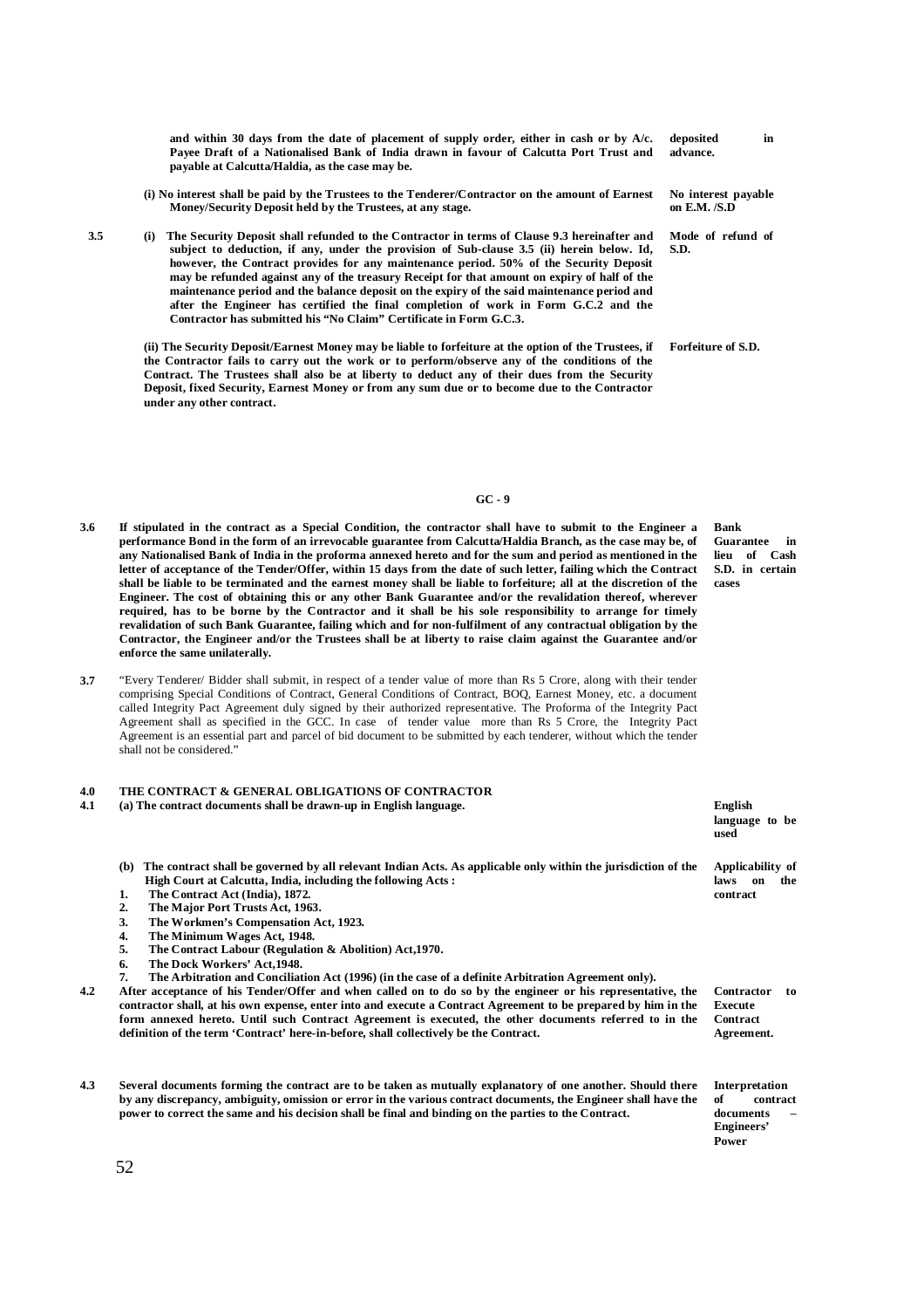**and within 30 days from the date of placement of supply order, either in cash or by A/c. Payee Draft of a Nationalised Bank of India drawn in favour of Calcutta Port Trust and payable at Calcutta/Haldia, as the case may be.** — **deposited in advance.**

**(i) No interest shall be paid by the Trustees to the Tenderer/Contractor on the amount of Earnest Money/Security Deposit held by the Trustees, at any stage.** — **No interest payable on E.M. /S.D**

**3.5** **(i) The Security Deposit shall refunded to the Contractor in terms of Clause 9.3 hereinafter and subject to deduction, if any, under the provision of Sub-clause 3.5 (ii) herein below. Id, however, the Contract provides for any maintenance period. 50% of the Security Deposit may be refunded against any of the treasury Receipt for that amount on expiry of half of the maintenance period and the balance deposit on the expiry of the said maintenance period and after the Engineer has certified the final completion of work in Form G.C.2 and the Contractor has submitted his "No Claim" Certificate in Form G.C.3.** — **Mode of refund of S.D.**

**(ii) The Security Deposit/Earnest Money may be liable to forfeiture at the option of the Trustees, if the Contractor fails to carry out the work or to perform/observe any of the conditions of the Contract. The Trustees shall also be at liberty to deduct any of their dues from the Security Deposit, fixed Security, Earnest Money or from any sum due or to become due to the Contractor under any other contract.** — **Forfeiture of S.D.**

**GC - 9**

**3.6** **If stipulated in the contract as a Special Condition, the contractor shall have to submit to the Engineer a performance Bond in the form of an irrevocable guarantee from Calcutta/Haldia Branch, as the case may be, of any Nationalised Bank of India in the proforma annexed hereto and for the sum and period as mentioned in the letter of acceptance of the Tender/Offer, within 15 days from the date of such letter, failing which the Contract shall be liable to be terminated and the earnest money shall be liable to forfeiture; all at the discretion of the Engineer. The cost of obtaining this or any other Bank Guarantee and/or the revalidation thereof, wherever required, has to be borne by the Contractor and it shall be his sole responsibility to arrange for timely revalidation of such Bank Guarantee, failing which and for non-fulfilment of any contractual obligation by the Contractor, the Engineer and/or the Trustees shall be at liberty to raise claim against the Guarantee and/or enforce the same unilaterally.** — **Bank Guarantee in lieu of Cash S.D. in certain cases**

**3.7** "Every Tenderer/ Bidder shall submit, in respect of a tender value of more than Rs 5 Crore, along with their tender comprising Special Conditions of Contract, General Conditions of Contract, BOQ, Earnest Money, etc. a document called Integrity Pact Agreement duly signed by their authorized representative. The Proforma of the Integrity Pact Agreement shall as specified in the GCC. In case of tender value more than Rs 5 Crore, the Integrity Pact Agreement is an essential part and parcel of bid document to be submitted by each tenderer, without which the tender shall not be considered."

## 4.0 THE CONTRACT & GENERAL OBLIGATIONS OF CONTRACTOR

**4.1** **(a) The contract documents shall be drawn-up in English language.** — **English language to be used**

**(b) The contract shall be governed by all relevant Indian Acts. As applicable only within the jurisdiction of the High Court at Calcutta, India, including the following Acts :** — **Applicability of laws on the contract**

1. **The Contract Act (India), 1872.**
2. **The Major Port Trusts Act, 1963.**
3. **The Workmen's Compensation Act, 1923.**
4. **The Minimum Wages Act, 1948.**
5. **The Contract Labour (Regulation & Abolition) Act,1970.**
6. **The Dock Workers' Act,1948.**
7. **The Arbitration and Conciliation Act (1996) (in the case of a definite Arbitration Agreement only).**

**4.2** **After acceptance of his Tender/Offer and when called on to do so by the engineer or his representative, the contractor shall, at his own expense, enter into and execute a Contract Agreement to be prepared by him in the form annexed hereto. Until such Contract Agreement is executed, the other documents referred to in the definition of the term 'Contract' here-in-before, shall collectively be the Contract.** — **Contractor to Execute Contract Agreement.**

**4.3** **Several documents forming the contract are to be taken as mutually explanatory of one another. Should there by any discrepancy, ambiguity, omission or error in the various contract documents, the Engineer shall have the power to correct the same and his decision shall be final and binding on the parties to the Contract.** — **Interpretation of contract documents – Engineers' Power**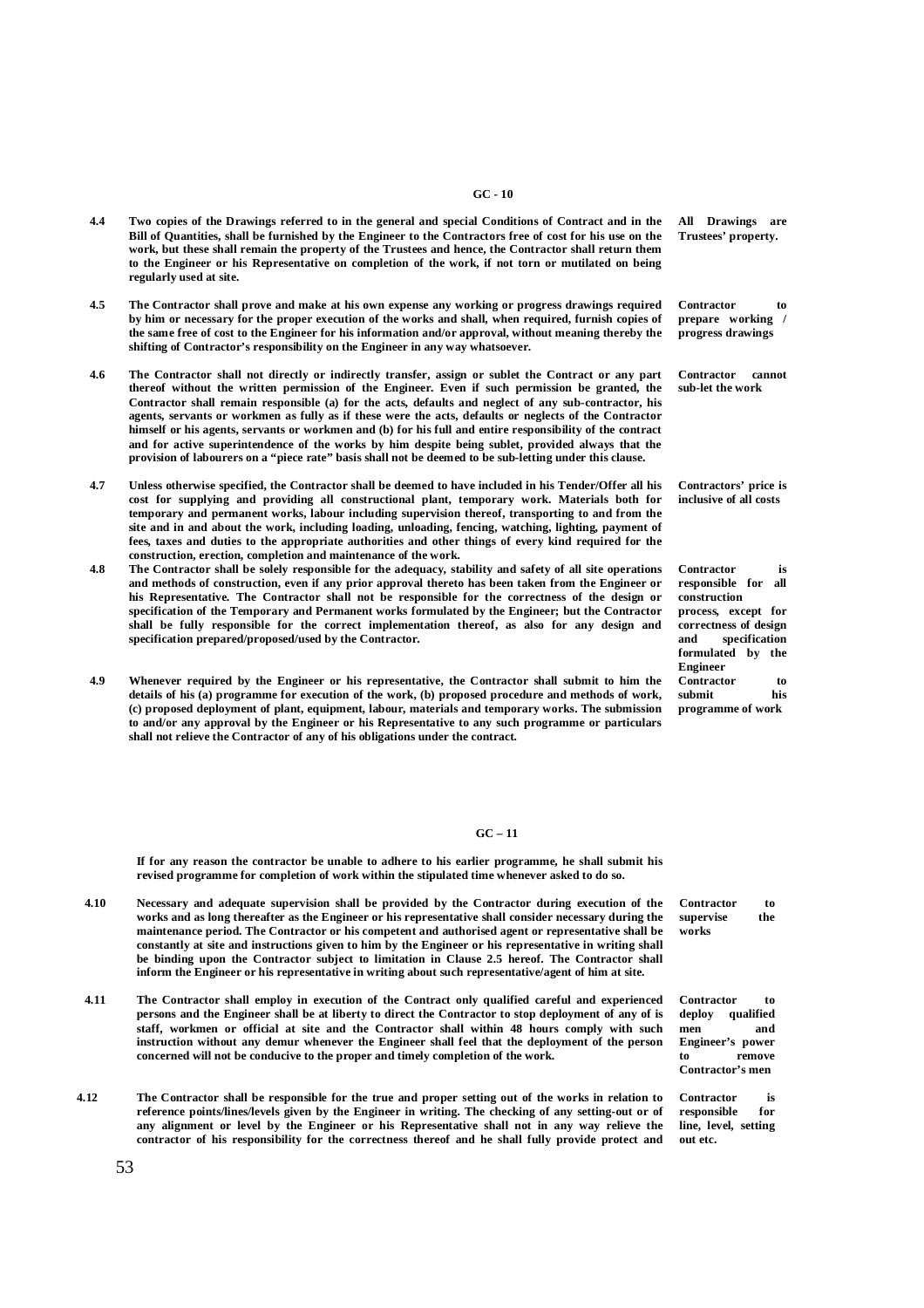**4.4** **Two copies of the Drawings referred to in the general and special Conditions of Contract and in the Bill of Quantities, shall be furnished by the Engineer to the Contractors free of cost for his use on the work, but these shall remain the property of the Trustees and hence, the Contractor shall return them to the Engineer or his Representative on completion of the work, if not torn or mutilated on being regularly used at site.** — *All Drawings are Trustees' property.*

**4.5** **The Contractor shall prove and make at his own expense any working or progress drawings required by him or necessary for the proper execution of the works and shall, when required, furnish copies of the same free of cost to the Engineer for his information and/or approval, without meaning thereby the shifting of Contractor's responsibility on the Engineer in any way whatsoever.** — *Contractor to prepare working / progress drawings*

**4.6** **The Contractor shall not directly or indirectly transfer, assign or sublet the Contract or any part thereof without the written permission of the Engineer. Even if such permission be granted, the Contractor shall remain responsible (a) for the acts, defaults and neglect of any sub-contractor, his agents, servants or workmen as fully as if these were the acts, defaults or neglects of the Contractor himself or his agents, servants or workmen and (b) for his full and entire responsibility of the contract and for active superintendence of the works by him despite being sublet, provided always that the provision of labourers on a "piece rate" basis shall not be deemed to be sub-letting under this clause.** — *Contractor cannot sub-let the work*

**4.7** **Unless otherwise specified, the Contractor shall be deemed to have included in his Tender/Offer all his cost for supplying and providing all constructional plant, temporary work. Materials both for temporary and permanent works, labour including supervision thereof, transporting to and from the site and in and about the work, including loading, unloading, fencing, watching, lighting, payment of fees, taxes and duties to the appropriate authorities and other things of every kind required for the construction, erection, completion and maintenance of the work.** — *Contractors' price is inclusive of all costs*

**4.8** **The Contractor shall be solely responsible for the adequacy, stability and safety of all site operations and methods of construction, even if any prior approval thereto has been taken from the Engineer or his Representative. The Contractor shall not be responsible for the correctness of the design or specification of the Temporary and Permanent works formulated by the Engineer; but the Contractor shall be fully responsible for the correct implementation thereof, as also for any design and specification prepared/proposed/used by the Contractor.** — *Contractor is responsible for all construction process, except for correctness of design and specification formulated by the Engineer*

**4.9** **Whenever required by the Engineer or his representative, the Contractor shall submit to him the details of his (a) programme for execution of the work, (b) proposed procedure and methods of work, (c) proposed deployment of plant, equipment, labour, materials and temporary works. The submission to and/or any approval by the Engineer or his Representative to any such programme or particulars shall not relieve the Contractor of any of his obligations under the contract.** — *Contractor to submit his programme of work*

**If for any reason the contractor be unable to adhere to his earlier programme, he shall submit his revised programme for completion of work within the stipulated time whenever asked to do so.**

**4.10** **Necessary and adequate supervision shall be provided by the Contractor during execution of the works and as long thereafter as the Engineer or his representative shall consider necessary during the maintenance period. The Contractor or his competent and authorised agent or representative shall be constantly at site and instructions given to him by the Engineer or his representative in writing shall be binding upon the Contractor subject to limitation in Clause 2.5 hereof. The Contractor shall inform the Engineer or his representative in writing about such representative/agent of him at site.** — *Contractor to supervise the works*

**4.11** **The Contractor shall employ in execution of the Contract only qualified careful and experienced persons and the Engineer shall be at liberty to direct the Contractor to stop deployment of any of is staff, workmen or official at site and the Contractor shall within 48 hours comply with such instruction without any demur whenever the Engineer shall feel that the deployment of the person concerned will not be conducive to the proper and timely completion of the work.** — *Contractor to deploy qualified men and Engineer's power to remove Contractor's men*

**4.12** **The Contractor shall be responsible for the true and proper setting out of the works in relation to reference points/lines/levels given by the Engineer in writing. The checking of any setting-out or of any alignment or level by the Engineer or his Representative shall not in any way relieve the contractor of his responsibility for the correctness thereof and he shall fully provide protect and** — *Contractor is responsible for line, level, setting out etc.*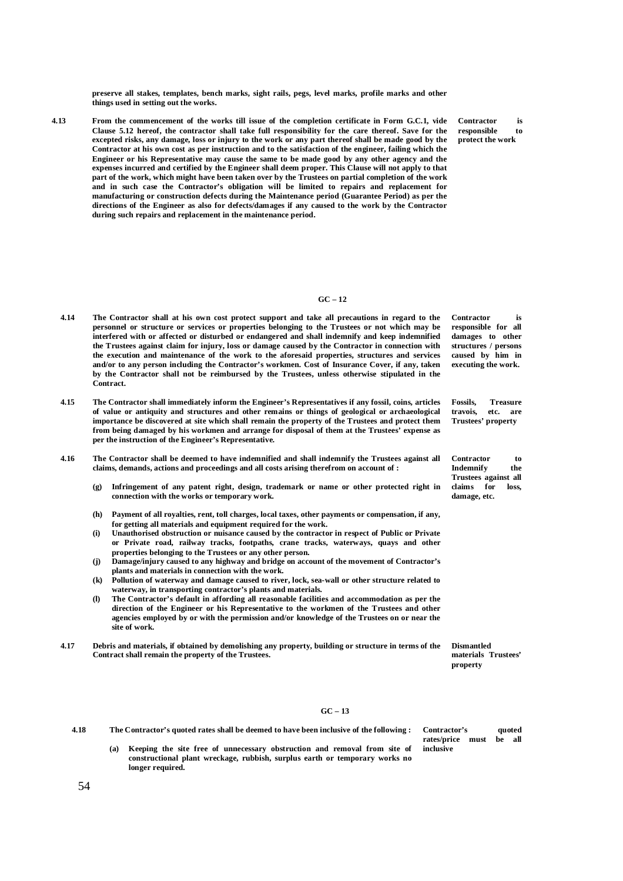**preserve all stakes, templates, bench marks, sight rails, pegs, level marks, profile marks and other things used in setting out the works.**

**4.13** **From the commencement of the works till issue of the completion certificate in Form G.C.1, vide Clause 5.12 hereof, the contractor shall take full responsibility for the care thereof. Save for the excepted risks, any damage, loss or injury to the work or any part thereof shall be made good by the Contractor at his own cost as per instruction and to the satisfaction of the engineer, failing which the Engineer or his Representative may cause the same to be made good by any other agency and the expenses incurred and certified by the Engineer shall deem proper. This Clause will not apply to that part of the work, which might have been taken over by the Trustees on partial completion of the work and in such case the Contractor's obligation will be limited to repairs and replacement for manufacturing or construction defects during the Maintenance period (Guarantee Period) as per the directions of the Engineer as also for defects/damages if any caused to the work by the Contractor during such repairs and replacement in the maintenance period.**

*Contractor is responsible to protect the work*

**GC – 12**

**4.14** **The Contractor shall at his own cost protect support and take all precautions in regard to the personnel or structure or services or properties belonging to the Trustees or not which may be interfered with or affected or disturbed or endangered and shall indemnify and keep indemnified the Trustees against claim for injury, loss or damage caused by the Contractor in connection with the execution and maintenance of the work to the aforesaid properties, structures and services and/or to any person including the Contractor's workmen. Cost of Insurance Cover, if any, taken by the Contractor shall not be reimbursed by the Trustees, unless otherwise stipulated in the Contract.**

*Contractor is responsible for all damages to other structures / persons caused by him in executing the work.*

**4.15** **The Contractor shall immediately inform the Engineer's Representatives if any fossil, coins, articles of value or antiquity and structures and other remains or things of geological or archaeological importance be discovered at site which shall remain the property of the Trustees and protect them from being damaged by his workmen and arrange for disposal of them at the Trustees' expense as per the instruction of the Engineer's Representative.**

*Fossils, Treasure travois, etc. are Trustees' property*

**4.16** **The Contractor shall be deemed to have indemnified and shall indemnify the Trustees against all claims, demands, actions and proceedings and all costs arising therefrom on account of :**

*Contractor to Indemnify the Trustees against all claims for loss, damage, etc.*

- **(g)** **Infringement of any patent right, design, trademark or name or other protected right in connection with the works or temporary work.**
- **(h)** **Payment of all royalties, rent, toll charges, local taxes, other payments or compensation, if any, for getting all materials and equipment required for the work.**
- **(i)** **Unauthorised obstruction or nuisance caused by the contractor in respect of Public or Private or Private road, railway tracks, footpaths, crane tracks, waterways, quays and other properties belonging to the Trustees or any other person.**
- **(j)** **Damage/injury caused to any highway and bridge on account of the movement of Contractor's plants and materials in connection with the work.**
- **(k)** **Pollution of waterway and damage caused to river, lock, sea-wall or other structure related to waterway, in transporting contractor's plants and materials.**
- **(l)** **The Contractor's default in affording all reasonable facilities and accommodation as per the direction of the Engineer or his Representative to the workmen of the Trustees and other agencies employed by or with the permission and/or knowledge of the Trustees on or near the site of work.**

**4.17** **Debris and materials, if obtained by demolishing any property, building or structure in terms of the Contract shall remain the property of the Trustees.**

*Dismantled materials Trustees' property*

**GC – 13**

**4.18** **The Contractor's quoted rates shall be deemed to have been inclusive of the following :**

*Contractor's quoted rates/price must be all inclusive*

- **(a)** **Keeping the site free of unnecessary obstruction and removal from site of constructional plant wreckage, rubbish, surplus earth or temporary works no longer required.**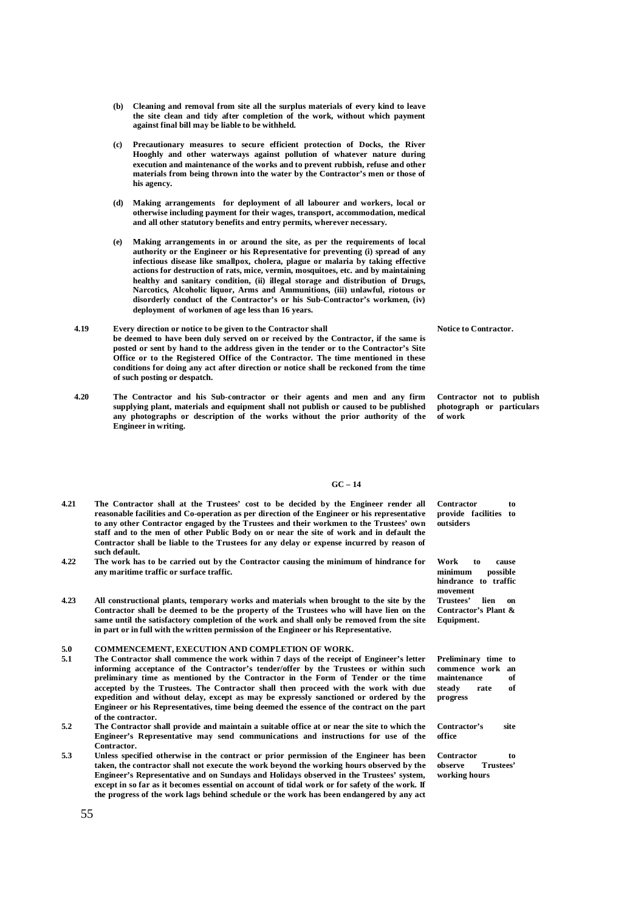**(b)** **Cleaning and removal from site all the surplus materials of every kind to leave the site clean and tidy after completion of the work, without which payment against final bill may be liable to be withheld.**

**(c)** **Precautionary measures to secure efficient protection of Docks, the River Hooghly and other waterways against pollution of whatever nature during execution and maintenance of the works and to prevent rubbish, refuse and other materials from being thrown into the water by the Contractor's men or those of his agency.**

**(d)** **Making arrangements for deployment of all labourer and workers, local or otherwise including payment for their wages, transport, accommodation, medical and all other statutory benefits and entry permits, wherever necessary.**

**(e)** **Making arrangements in or around the site, as per the requirements of local authority or the Engineer or his Representative for preventing (i) spread of any infectious disease like smallpox, cholera, plague or malaria by taking effective actions for destruction of rats, mice, vermin, mosquitoes, etc. and by maintaining healthy and sanitary condition, (ii) illegal storage and distribution of Drugs, Narcotics, Alcoholic liquor, Arms and Ammunitions, (iii) unlawful, riotous or disorderly conduct of the Contractor's or his Sub-Contractor's workmen, (iv) deployment of workmen of age less than 16 years.**

**4.19** **Every direction or notice to be given to the Contractor shall be deemed to have been duly served on or received by the Contractor, if the same is posted or sent by hand to the address given in the tender or to the Contractor's Site Office or to the Registered Office of the Contractor. The time mentioned in these conditions for doing any act after direction or notice shall be reckoned from the time of such posting or despatch.** *(Notice to Contractor.)*

**4.20** **The Contractor and his Sub-contractor or their agents and men and any firm supplying plant, materials and equipment shall not publish or caused to be published any photographs or description of the works without the prior authority of the Engineer in writing.** *(Contractor not to publish photograph or particulars of work)*

**GC – 14**

**4.21** **The Contractor shall at the Trustees' cost to be decided by the Engineer render all reasonable facilities and Co-operation as per direction of the Engineer or his representative to any other Contractor engaged by the Trustees and their workmen to the Trustees' own staff and to the men of other Public Body on or near the site of work and in default the Contractor shall be liable to the Trustees for any delay or expense incurred by reason of such default.** *(Contractor to provide facilities to outsiders)*

**4.22** **The work has to be carried out by the Contractor causing the minimum of hindrance for any maritime traffic or surface traffic.** *(Work to cause minimum possible hindrance to traffic movement)*

**4.23** **All constructional plants, temporary works and materials when brought to the site by the Contractor shall be deemed to be the property of the Trustees who will have lien on the same until the satisfactory completion of the work and shall only be removed from the site in part or in full with the written permission of the Engineer or his Representative.** *(Trustees' lien on Contractor's Plant & Equipment.)*

## 5.0 COMMENCEMENT, EXECUTION AND COMPLETION OF WORK.

**5.1** **The Contractor shall commence the work within 7 days of the receipt of Engineer's letter informing acceptance of the Contractor's tender/offer by the Trustees or within such preliminary time as mentioned by the Contractor in the Form of Tender or the time accepted by the Trustees. The Contractor shall then proceed with the work with due expedition and without delay, except as may be expressly sanctioned or ordered by the Engineer or his Representatives, time being deemed the essence of the contract on the part of the contractor.** *(Preliminary time to commence work an maintenance of steady rate of progress)*

**5.2** **The Contractor shall provide and maintain a suitable office at or near the site to which the Engineer's Representative may send communications and instructions for use of the Contractor.** *(Contractor's site office)*

**5.3** **Unless specified otherwise in the contract or prior permission of the Engineer has been taken, the contractor shall not execute the work beyond the working hours observed by the Engineer's Representative and on Sundays and Holidays observed in the Trustees' system, except in so far as it becomes essential on account of tidal work or for safety of the work. If the progress of the work lags behind schedule or the work has been endangered by any act** *(Contractor to observe Trustees' working hours)*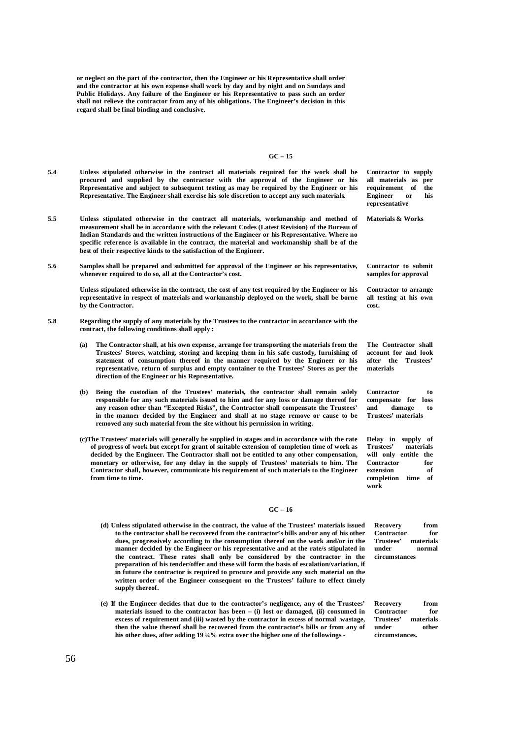**or neglect on the part of the contractor, then the Engineer or his Representative shall order and the contractor at his own expense shall work by day and by night and on Sundays and Public Holidays. Any failure of the Engineer or his Representative to pass such an order shall not relieve the contractor from any of his obligations. The Engineer's decision in this regard shall be final binding and conclusive.**

**GC – 15**

| | | |
|---|---|---|
| **5.4** | **Unless stipulated otherwise in the contract all materials required for the work shall be procured and supplied by the contractor with the approval of the Engineer or his Representative and subject to subsequent testing as may be required by the Engineer or his Representative. The Engineer shall exercise his sole discretion to accept any such materials.** | **Contractor to supply all materials as per requirement of the Engineer or his representative** |
| **5.5** | **Unless stipulated otherwise in the contract all materials, workmanship and method of measurement shall be in accordance with the relevant Codes (Latest Revision) of the Bureau of Indian Standards and the written instructions of the Engineer or his Representative. Where no specific reference is available in the contract, the material and workmanship shall be of the best of their respective kinds to the satisfaction of the Engineer.** | **Materials & Works** |
| **5.6** | **Samples shall be prepared and submitted for approval of the Engineer or his representative, whenever required to do so, all at the Contractor's cost.** | **Contractor to submit samples for approval** |
| | **Unless stipulated otherwise in the contract, the cost of any test required by the Engineer or his representative in respect of materials and workmanship deployed on the work, shall be borne by the Contractor.** | **Contractor to arrange all testing at his own cost.** |
| **5.8** | **Regarding the supply of any materials by the Trustees to the contractor in accordance with the contract, the following conditions shall apply :** | |
| | **(a) The Contractor shall, at his own expense, arrange for transporting the materials from the Trustees' Stores, watching, storing and keeping them in his safe custody, furnishing of statement of consumption thereof in the manner required by the Engineer or his representative, return of surplus and empty container to the Trustees' Stores as per the direction of the Engineer or his Representative.** | **The Contractor shall account for and look after the Trustees' materials** |
| | **(b) Being the custodian of the Trustees' materials, the contractor shall remain solely responsible for any such materials issued to him and for any loss or damage thereof for any reason other than "Excepted Risks", the Contractor shall compensate the Trustees' in the manner decided by the Engineer and shall at no stage remove or cause to be removed any such material from the site without his permission in writing.** | **Contractor to compensate for loss and damage to Trustees' materials** |
| | **(c) The Trustees' materials will generally be supplied in stages and in accordance with the rate of progress of work but except for grant of suitable extension of completion time of work as decided by the Engineer. The Contractor shall not be entitled to any other compensation, monetary or otherwise, for any delay in the supply of Trustees' materials to him. The Contractor shall, however, communicate his requirement of such materials to the Engineer from time to time.** | **Delay in supply of Trustees' materials will only entitle the Contractor for extension of completion time of work** |

**GC – 16**

| | | |
|---|---|---|
| | **(d) Unless stipulated otherwise in the contract, the value of the Trustees' materials issued to the contractor shall be recovered from the contractor's bills and/or any of his other dues, progressively according to the consumption thereof on the work and/or in the manner decided by the Engineer or his representative and at the rate/s stipulated in the contract. These rates shall only be considered by the contractor in the preparation of his tender/offer and these will form the basis of escalation/variation, if in future the contractor is required to procure and provide any such material on the written order of the Engineer consequent on the Trustees' failure to effect timely supply thereof.** | **Recovery from Contractor for Trustees' materials under normal circumstances** |
| | **(e) If the Engineer decides that due to the contractor's negligence, any of the Trustees' materials issued to the contractor has been – (i) lost or damaged, (ii) consumed in excess of requirement and (iii) wasted by the contractor in excess of normal wastage, then the value thereof shall be recovered from the contractor's bills or from any of his other dues, after adding 19 ¼% extra over the higher one of the followings -** | **Recovery from Contractor for Trustees' materials under other circumstances.** |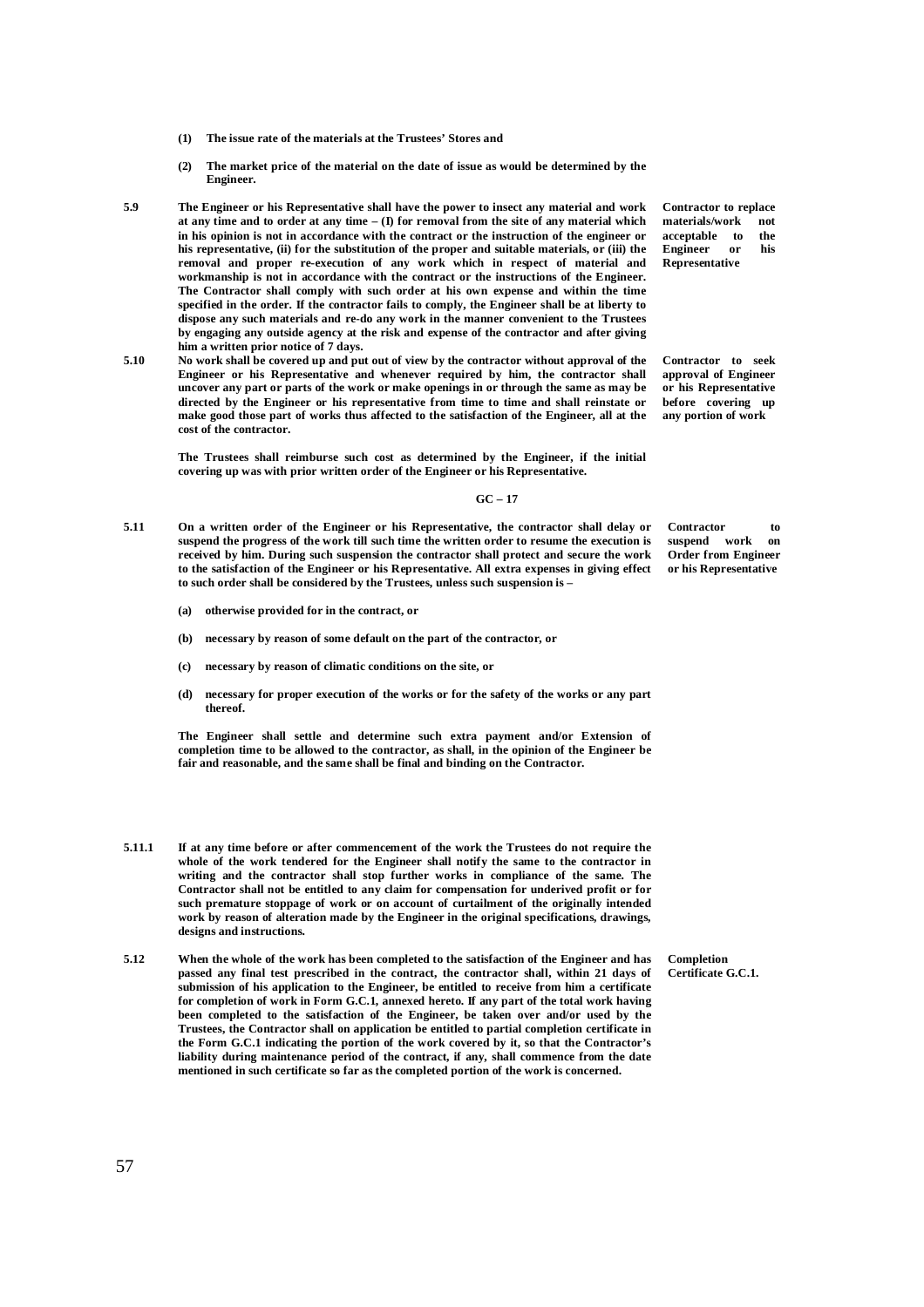**(1) The issue rate of the materials at the Trustees' Stores and**

**(2) The market price of the material on the date of issue as would be determined by the Engineer.**

**5.9** **The Engineer or his Representative shall have the power to insect any material and work at any time and to order at any time – (I) for removal from the site of any material which in his opinion is not in accordance with the contract or the instruction of the engineer or his representative, (ii) for the substitution of the proper and suitable materials, or (iii) the removal and proper re-execution of any work which in respect of material and workmanship is not in accordance with the contract or the instructions of the Engineer. The Contractor shall comply with such order at his own expense and within the time specified in the order. If the contractor fails to comply, the Engineer shall be at liberty to dispose any such materials and re-do any work in the manner convenient to the Trustees by engaging any outside agency at the risk and expense of the contractor and after giving him a written prior notice of 7 days.**

*Contractor to replace materials/work not acceptable to the Engineer or his Representative*

**5.10** **No work shall be covered up and put out of view by the contractor without approval of the Engineer or his Representative and whenever required by him, the contractor shall uncover any part or parts of the work or make openings in or through the same as may be directed by the Engineer or his representative from time to time and shall reinstate or make good those part of works thus affected to the satisfaction of the Engineer, all at the cost of the contractor.**

*Contractor to seek approval of Engineer or his Representative before covering up any portion of work*

**The Trustees shall reimburse such cost as determined by the Engineer, if the initial covering up was with prior written order of the Engineer or his Representative.**

**GC – 17**

**5.11** **On a written order of the Engineer or his Representative, the contractor shall delay or suspend the progress of the work till such time the written order to resume the execution is received by him. During such suspension the contractor shall protect and secure the work to the satisfaction of the Engineer or his Representative. All extra expenses in giving effect to such order shall be considered by the Trustees, unless such suspension is –**

*Contractor to suspend work on Order from Engineer or his Representative*

**(a) otherwise provided for in the contract, or**

**(b) necessary by reason of some default on the part of the contractor, or**

**(c) necessary by reason of climatic conditions on the site, or**

**(d) necessary for proper execution of the works or for the safety of the works or any part thereof.**

**The Engineer shall settle and determine such extra payment and/or Extension of completion time to be allowed to the contractor, as shall, in the opinion of the Engineer be fair and reasonable, and the same shall be final and binding on the Contractor.**

**5.11.1** **If at any time before or after commencement of the work the Trustees do not require the whole of the work tendered for the Engineer shall notify the same to the contractor in writing and the contractor shall stop further works in compliance of the same. The Contractor shall not be entitled to any claim for compensation for underived profit or for such premature stoppage of work or on account of curtailment of the originally intended work by reason of alteration made by the Engineer in the original specifications, drawings, designs and instructions.**

**5.12** **When the whole of the work has been completed to the satisfaction of the Engineer and has passed any final test prescribed in the contract, the contractor shall, within 21 days of submission of his application to the Engineer, be entitled to receive from him a certificate for completion of work in Form G.C.1, annexed hereto. If any part of the total work having been completed to the satisfaction of the Engineer, be taken over and/or used by the Trustees, the Contractor shall on application be entitled to partial completion certificate in the Form G.C.1 indicating the portion of the work covered by it, so that the Contractor's liability during maintenance period of the contract, if any, shall commence from the date mentioned in such certificate so far as the completed portion of the work is concerned.**

*Completion Certificate G.C.1.*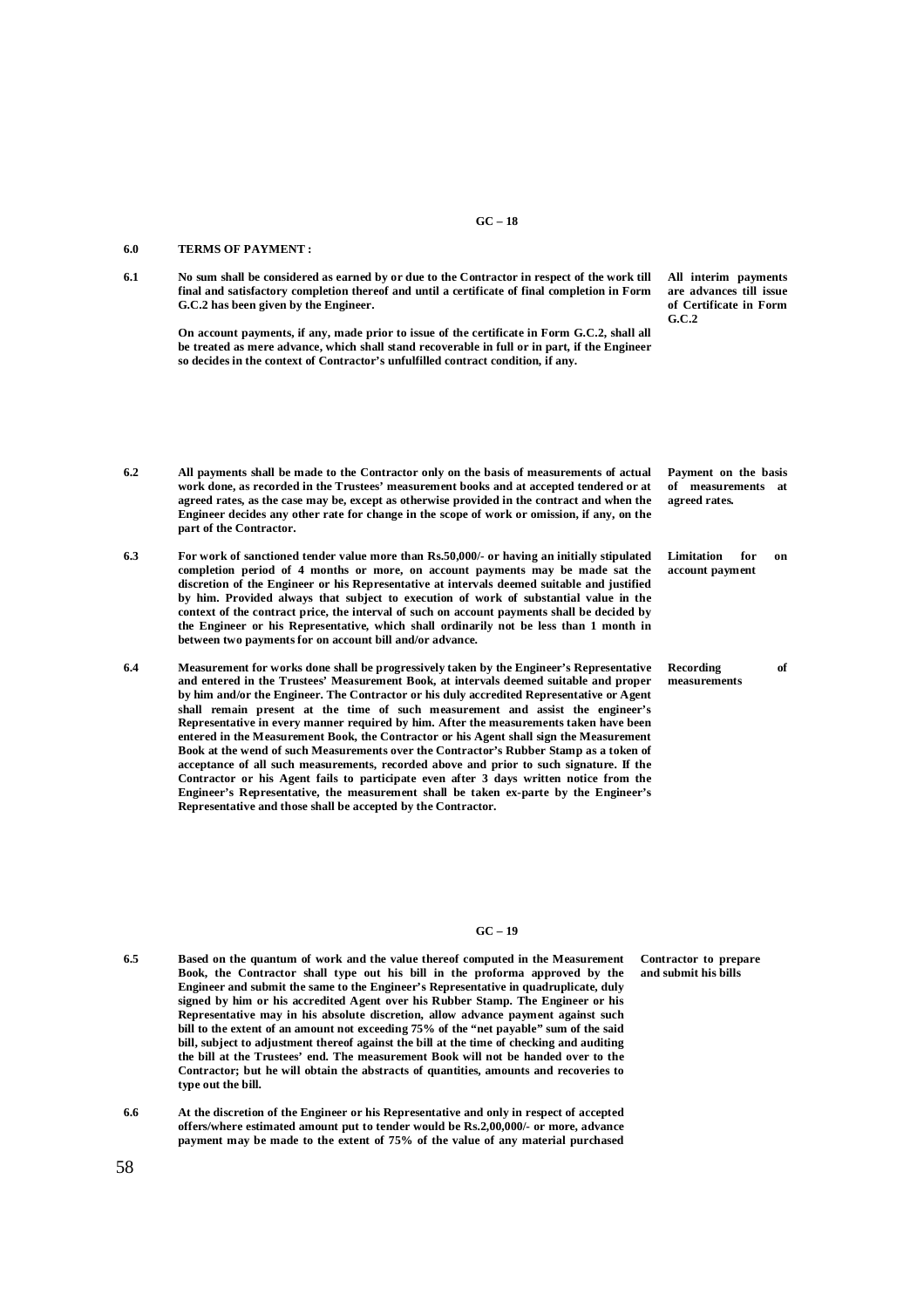## 6.0 TERMS OF PAYMENT :

**6.1** No sum shall be considered as earned by or due to the Contractor in respect of the work till final and satisfactory completion thereof and until a certificate of final completion in Form G.C.2 has been given by the Engineer.

*All interim payments are advances till issue of Certificate in Form G.C.2*

On account payments, if any, made prior to issue of the certificate in Form G.C.2, shall all be treated as mere advance, which shall stand recoverable in full or in part, if the Engineer so decides in the context of Contractor's unfulfilled contract condition, if any.

**6.2** All payments shall be made to the Contractor only on the basis of measurements of actual work done, as recorded in the Trustees' measurement books and at accepted tendered or at agreed rates, as the case may be, except as otherwise provided in the contract and when the Engineer decides any other rate for change in the scope of work or omission, if any, on the part of the Contractor.

*Payment on the basis of measurements at agreed rates.*

**6.3** For work of sanctioned tender value more than Rs.50,000/- or having an initially stipulated completion period of 4 months or more, on account payments may be made sat the discretion of the Engineer or his Representative at intervals deemed suitable and justified by him. Provided always that subject to execution of work of substantial value in the context of the contract price, the interval of such on account payments shall be decided by the Engineer or his Representative, which shall ordinarily not be less than 1 month in between two payments for on account bill and/or advance.

*Limitation for on account payment*

**6.4** Measurement for works done shall be progressively taken by the Engineer's Representative and entered in the Trustees' Measurement Book, at intervals deemed suitable and proper by him and/or the Engineer. The Contractor or his duly accredited Representative or Agent shall remain present at the time of such measurement and assist the engineer's Representative in every manner required by him. After the measurements taken have been entered in the Measurement Book, the Contractor or his Agent shall sign the Measurement Book at the wend of such Measurements over the Contractor's Rubber Stamp as a token of acceptance of all such measurements, recorded above and prior to such signature. If the Contractor or his Agent fails to participate even after 3 days written notice from the Engineer's Representative, the measurement shall be taken ex-parte by the Engineer's Representative and those shall be accepted by the Contractor.

*Recording of measurements*

**6.5** Based on the quantum of work and the value thereof computed in the Measurement Book, the Contractor shall type out his bill in the proforma approved by the Engineer and submit the same to the Engineer's Representative in quadruplicate, duly signed by him or his accredited Agent over his Rubber Stamp. The Engineer or his Representative may in his absolute discretion, allow advance payment against such bill to the extent of an amount not exceeding 75% of the "net payable" sum of the said bill, subject to adjustment thereof against the bill at the time of checking and auditing the bill at the Trustees' end. The measurement Book will not be handed over to the Contractor; but he will obtain the abstracts of quantities, amounts and recoveries to type out the bill.

*Contractor to prepare and submit his bills*

**6.6** At the discretion of the Engineer or his Representative and only in respect of accepted offers/where estimated amount put to tender would be Rs.2,00,000/- or more, advance payment may be made to the extent of 75% of the value of any material purchased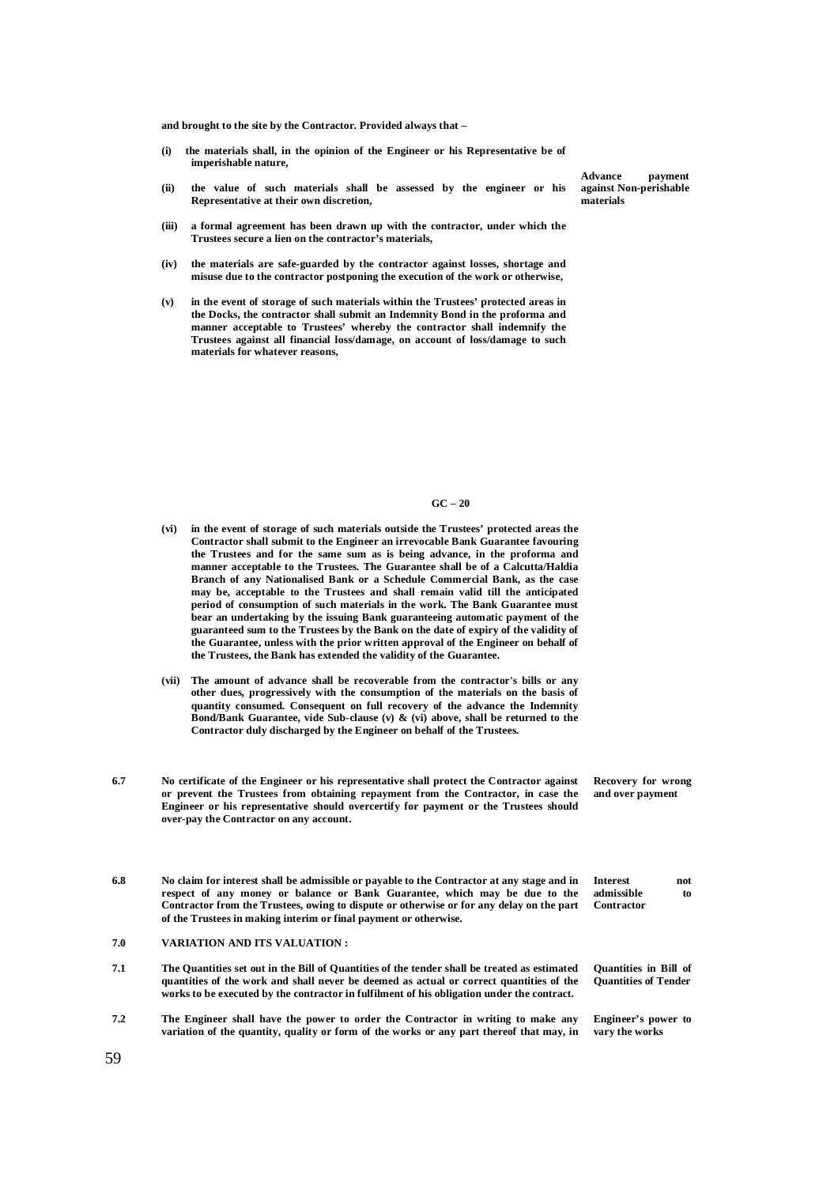**and brought to the site by the Contractor. Provided always that –**

**Advance payment against Non-perishable materials**

**(i) the materials shall, in the opinion of the Engineer or his Representative be of imperishable nature,**

**(ii) the value of such materials shall be assessed by the engineer or his Representative at their own discretion,**

**(iii) a formal agreement has been drawn up with the contractor, under which the Trustees secure a lien on the contractor's materials,**

**(iv) the materials are safe-guarded by the contractor against losses, shortage and misuse due to the contractor postponing the execution of the work or otherwise,**

**(v) in the event of storage of such materials within the Trustees' protected areas in the Docks, the contractor shall submit an Indemnity Bond in the proforma and manner acceptable to Trustees' whereby the contractor shall indemnify the Trustees against all financial loss/damage, on account of loss/damage to such materials for whatever reasons,**

**(vi) in the event of storage of such materials outside the Trustees' protected areas the Contractor shall submit to the Engineer an irrevocable Bank Guarantee favouring the Trustees and for the same sum as is being advance, in the proforma and manner acceptable to the Trustees. The Guarantee shall be of a Calcutta/Haldia Branch of any Nationalised Bank or a Schedule Commercial Bank, as the case may be, acceptable to the Trustees and shall remain valid till the anticipated period of consumption of such materials in the work. The Bank Guarantee must bear an undertaking by the issuing Bank guaranteeing automatic payment of the guaranteed sum to the Trustees by the Bank on the date of expiry of the validity of the Guarantee, unless with the prior written approval of the Engineer on behalf of the Trustees, the Bank has extended the validity of the Guarantee.**

**(vii) The amount of advance shall be recoverable from the contractor's bills or any other dues, progressively with the consumption of the materials on the basis of quantity consumed. Consequent on full recovery of the advance the Indemnity Bond/Bank Guarantee, vide Sub-clause (v) & (vi) above, shall be returned to the Contractor duly discharged by the Engineer on behalf of the Trustees.**

**6.7 Recovery for wrong and over payment** — **No certificate of the Engineer or his representative shall protect the Contractor against or prevent the Trustees from obtaining repayment from the Contractor, in case the Engineer or his representative should overcertify for payment or the Trustees should over-pay the Contractor on any account.**

**6.8 Interest not admissible to Contractor** — **No claim for interest shall be admissible or payable to the Contractor at any stage and in respect of any money or balance or Bank Guarantee, which may be due to the Contractor from the Trustees, owing to dispute or otherwise or for any delay on the part of the Trustees in making interim or final payment or otherwise.**

## 7.0 VARIATION AND ITS VALUATION :

**7.1 Quantities in Bill of Quantities of Tender** — **The Quantities set out in the Bill of Quantities of the tender shall be treated as estimated quantities of the work and shall never be deemed as actual or correct quantities of the works to be executed by the contractor in fulfilment of his obligation under the contract.**

**7.2 Engineer's power to vary the works** — **The Engineer shall have the power to order the Contractor in writing to make any variation of the quantity, quality or form of the works or any part thereof that may, in**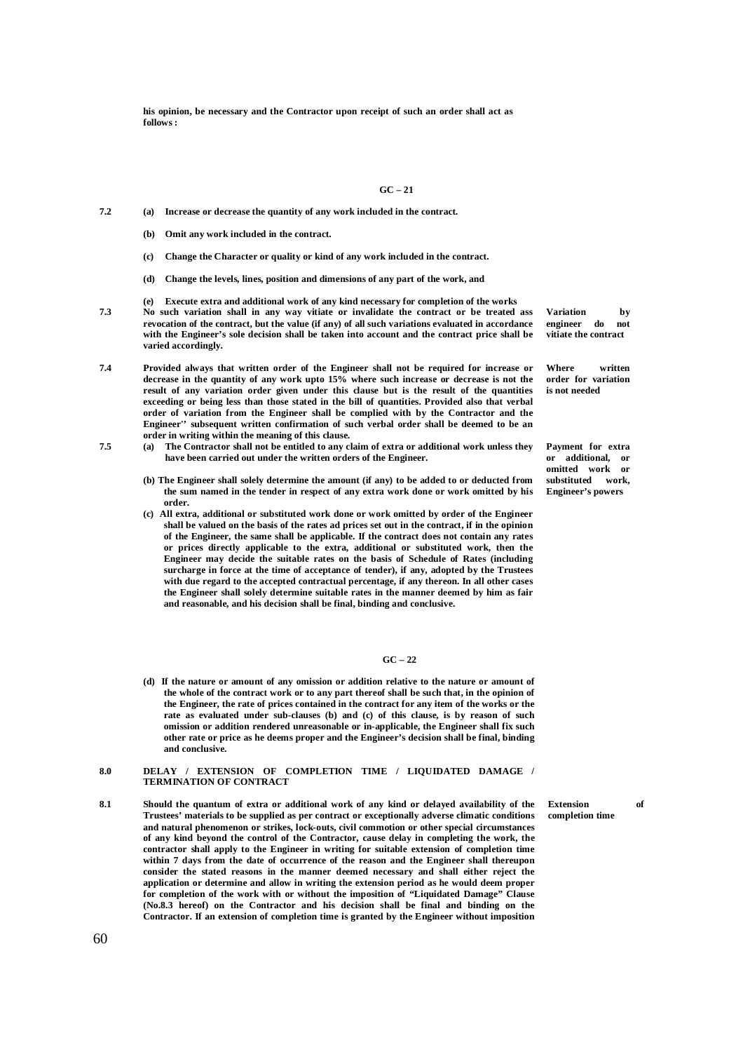**his opinion, be necessary and the Contractor upon receipt of such an order shall act as follows :**

**GC – 21**

**7.2** **(a) Increase or decrease the quantity of any work included in the contract.**

**(b) Omit any work included in the contract.**

**(c) Change the Character or quality or kind of any work included in the contract.**

**(d) Change the levels, lines, position and dimensions of any part of the work, and**

**(e) Execute extra and additional work of any kind necessary for completion of the works**

**7.3** **No such variation shall in any way vitiate or invalidate the contract or be treated ass revocation of the contract, but the value (if any) of all such variations evaluated in accordance with the Engineer's sole decision shall be taken into account and the contract price shall be varied accordingly.** — **Variation by engineer do not vitiate the contract**

**7.4** **Provided always that written order of the Engineer shall not be required for increase or decrease in the quantity of any work upto 15% where such increase or decrease is not the result of any variation order given under this clause but is the result of the quantities exceeding or being less than those stated in the bill of quantities. Provided also that verbal order of variation from the Engineer shall be complied with by the Contractor and the Engineer'' subsequent written confirmation of such verbal order shall be deemed to be an order in writing within the meaning of this clause.** — **Where written order for variation is not needed**

**7.5** **(a) The Contractor shall not be entitled to any claim of extra or additional work unless they have been carried out under the written orders of the Engineer.** — **Payment for extra or additional, or omitted work or substituted work, Engineer's powers**

**(b) The Engineer shall solely determine the amount (if any) to be added to or deducted from the sum named in the tender in respect of any extra work done or work omitted by his order.**

**(c) All extra, additional or substituted work done or work omitted by order of the Engineer shall be valued on the basis of the rates ad prices set out in the contract, if in the opinion of the Engineer, the same shall be applicable. If the contract does not contain any rates or prices directly applicable to the extra, additional or substituted work, then the Engineer may decide the suitable rates on the basis of Schedule of Rates (including surcharge in force at the time of acceptance of tender), if any, adopted by the Trustees with due regard to the accepted contractual percentage, if any thereon. In all other cases the Engineer shall solely determine suitable rates in the manner deemed by him as fair and reasonable, and his decision shall be final, binding and conclusive.**

**GC – 22**

**(d) If the nature or amount of any omission or addition relative to the nature or amount of the whole of the contract work or to any part thereof shall be such that, in the opinion of the Engineer, the rate of prices contained in the contract for any item of the works or the rate as evaluated under sub-clauses (b) and (c) of this clause, is by reason of such omission or addition rendered unreasonable or in-applicable, the Engineer shall fix such other rate or price as he deems proper and the Engineer's decision shall be final, binding and conclusive.**

## 8.0 DELAY / EXTENSION OF COMPLETION TIME / LIQUIDATED DAMAGE / TERMINATION OF CONTRACT

**8.1** **Should the quantum of extra or additional work of any kind or delayed availability of the Trustees' materials to be supplied as per contract or exceptionally adverse climatic conditions and natural phenomenon or strikes, lock-outs, civil commotion or other special circumstances of any kind beyond the control of the Contractor, cause delay in completing the work, the contractor shall apply to the Engineer in writing for suitable extension of completion time within 7 days from the date of occurrence of the reason and the Engineer shall thereupon consider the stated reasons in the manner deemed necessary and shall either reject the application or determine and allow in writing the extension period as he would deem proper for completion of the work with or without the imposition of "Liquidated Damage" Clause (No.8.3 hereof) on the Contractor and his decision shall be final and binding on the Contractor. If an extension of completion time is granted by the Engineer without imposition** — **Extension of completion time**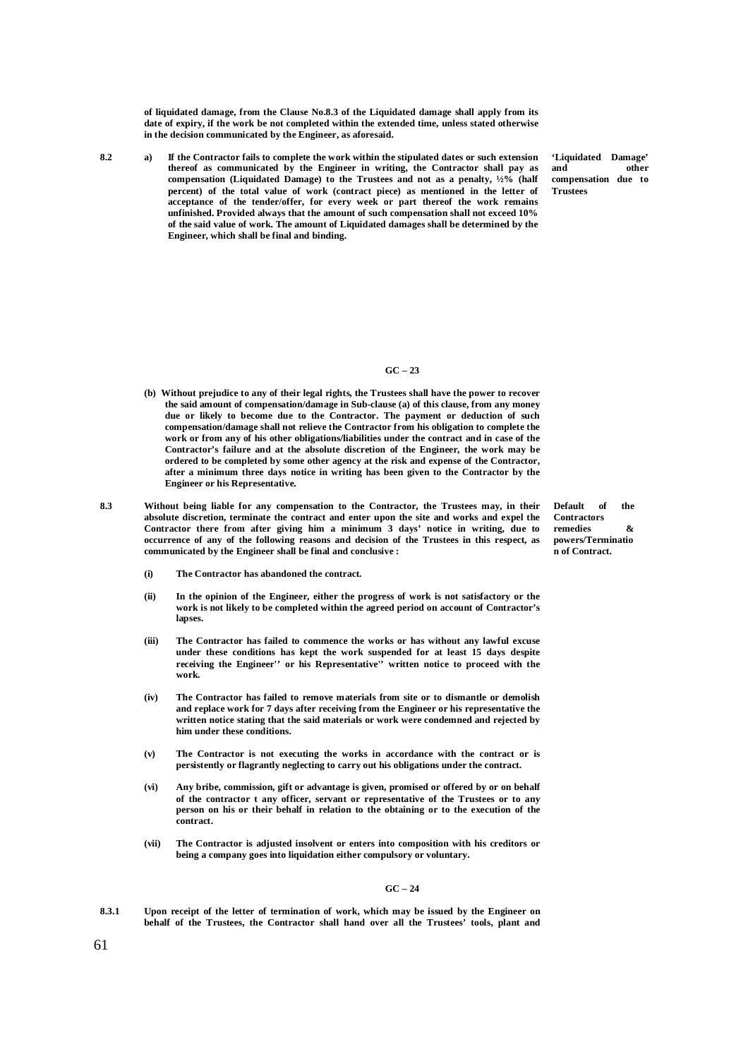**of liquidated damage, from the Clause No.8.3 of the Liquidated damage shall apply from its date of expiry, if the work be not completed within the extended time, unless stated otherwise in the decision communicated by the Engineer, as aforesaid.**

**8.2 a) If the Contractor fails to complete the work within the stipulated dates or such extension thereof as communicated by the Engineer in writing, the Contractor shall pay as compensation (Liquidated Damage) to the Trustees and not as a penalty, ½% (half percent) of the total value of work (contract piece) as mentioned in the letter of acceptance of the tender/offer, for every week or part thereof the work remains unfinished. Provided always that the amount of such compensation shall not exceed 10% of the said value of work. The amount of Liquidated damages shall be determined by the Engineer, which shall be final and binding.**

**'Liquidated Damage' and other compensation due to Trustees**

**GC – 23**

**(b) Without prejudice to any of their legal rights, the Trustees shall have the power to recover the said amount of compensation/damage in Sub-clause (a) of this clause, from any money due or likely to become due to the Contractor. The payment or deduction of such compensation/damage shall not relieve the Contractor from his obligation to complete the work or from any of his other obligations/liabilities under the contract and in case of the Contractor's failure and at the absolute discretion of the Engineer, the work may be ordered to be completed by some other agency at the risk and expense of the Contractor, after a minimum three days notice in writing has been given to the Contractor by the Engineer or his Representative.**

**8.3 Without being liable for any compensation to the Contractor, the Trustees may, in their absolute discretion, terminate the contract and enter upon the site and works and expel the Contractor there from after giving him a minimum 3 days' notice in writing, due to occurrence of any of the following reasons and decision of the Trustees in this respect, as communicated by the Engineer shall be final and conclusive :**

**Default of the Contractors remedies & powers/Termination of Contract.**

**(i) The Contractor has abandoned the contract.**

**(ii) In the opinion of the Engineer, either the progress of work is not satisfactory or the work is not likely to be completed within the agreed period on account of Contractor's lapses.**

**(iii) The Contractor has failed to commence the works or has without any lawful excuse under these conditions has kept the work suspended for at least 15 days despite receiving the Engineer'' or his Representative'' written notice to proceed with the work.**

**(iv) The Contractor has failed to remove materials from site or to dismantle or demolish and replace work for 7 days after receiving from the Engineer or his representative the written notice stating that the said materials or work were condemned and rejected by him under these conditions.**

**(v) The Contractor is not executing the works in accordance with the contract or is persistently or flagrantly neglecting to carry out his obligations under the contract.**

**(vi) Any bribe, commission, gift or advantage is given, promised or offered by or on behalf of the contractor t any officer, servant or representative of the Trustees or to any person on his or their behalf in relation to the obtaining or to the execution of the contract.**

**(vii) The Contractor is adjusted insolvent or enters into composition with his creditors or being a company goes into liquidation either compulsory or voluntary.**

**GC – 24**

**8.3.1 Upon receipt of the letter of termination of work, which may be issued by the Engineer on behalf of the Trustees, the Contractor shall hand over all the Trustees' tools, plant and**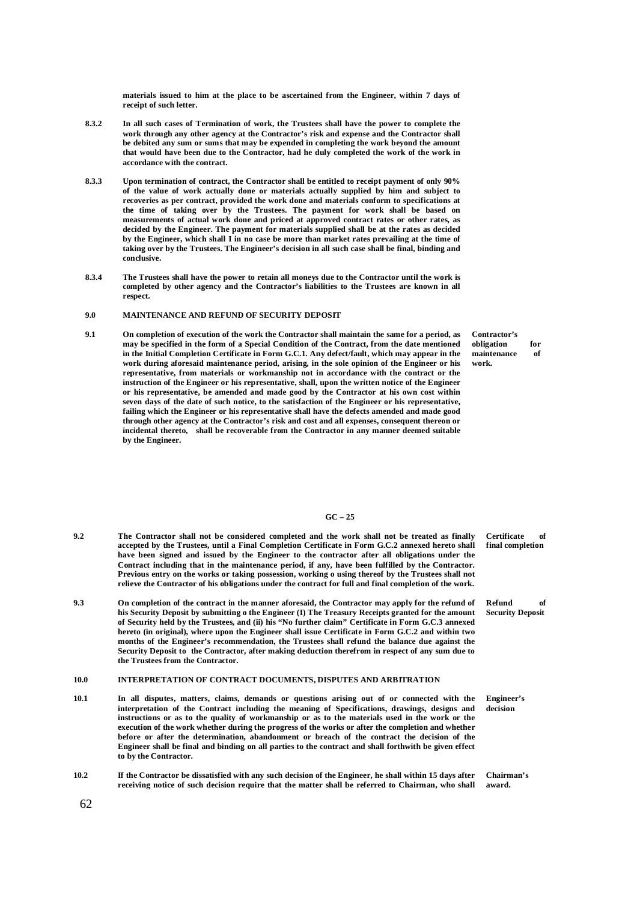**materials issued to him at the place to be ascertained from the Engineer, within 7 days of receipt of such letter.**

**8.3.2** **In all such cases of Termination of work, the Trustees shall have the power to complete the work through any other agency at the Contractor's risk and expense and the Contractor shall be debited any sum or sums that may be expended in completing the work beyond the amount that would have been due to the Contractor, had he duly completed the work of the work in accordance with the contract.**

**8.3.3** **Upon termination of contract, the Contractor shall be entitled to receipt payment of only 90% of the value of work actually done or materials actually supplied by him and subject to recoveries as per contract, provided the work done and materials conform to specifications at the time of taking over by the Trustees. The payment for work shall be based on measurements of actual work done and priced at approved contract rates or other rates, as decided by the Engineer. The payment for materials supplied shall be at the rates as decided by the Engineer, which shall I in no case be more than market rates prevailing at the time of taking over by the Trustees. The Engineer's decision in all such case shall be final, binding and conclusive.**

**8.3.4** **The Trustees shall have the power to retain all moneys due to the Contractor until the work is completed by other agency and the Contractor's liabilities to the Trustees are known in all respect.**

## 9.0 MAINTENANCE AND REFUND OF SECURITY DEPOSIT

**9.1** **On completion of execution of the work the Contractor shall maintain the same for a period, as may be specified in the form of a Special Condition of the Contract, from the date mentioned in the Initial Completion Certificate in Form G.C.1. Any defect/fault, which may appear in the work during aforesaid maintenance period, arising, in the sole opinion of the Engineer or his representative, from materials or workmanship not in accordance with the contract or the instruction of the Engineer or his representative, shall, upon the written notice of the Engineer or his representative, be amended and made good by the Contractor at his own cost within seven days of the date of such notice, to the satisfaction of the Engineer or his representative, failing which the Engineer or his representative shall have the defects amended and made good through other agency at the Contractor's risk and cost and all expenses, consequent thereon or incidental thereto, shall be recoverable from the Contractor in any manner deemed suitable by the Engineer.** *Contractor's obligation for maintenance of work.*

**GC – 25**

**9.2** **The Contractor shall not be considered completed and the work shall not be treated as finally accepted by the Trustees, until a Final Completion Certificate in Form G.C.2 annexed hereto shall have been signed and issued by the Engineer to the contractor after all obligations under the Contract including that in the maintenance period, if any, have been fulfilled by the Contractor. Previous entry on the works or taking possession, working o using thereof by the Trustees shall not relieve the Contractor of his obligations under the contract for full and final completion of the work.** *Certificate of final completion*

**9.3** **On completion of the contract in the manner aforesaid, the Contractor may apply for the refund of his Security Deposit by submitting o the Engineer (I) The Treasury Receipts granted for the amount of Security held by the Trustees, and (ii) his "No further claim" Certificate in Form G.C.3 annexed hereto (in original), where upon the Engineer shall issue Certificate in Form G.C.2 and within two months of the Engineer's recommendation, the Trustees shall refund the balance due against the Security Deposit to the Contractor, after making deduction therefrom in respect of any sum due to the Trustees from the Contractor.** *Refund of Security Deposit*

## 10.0 INTERPRETATION OF CONTRACT DOCUMENTS, DISPUTES AND ARBITRATION

**10.1** **In all disputes, matters, claims, demands or questions arising out of or connected with the interpretation of the Contract including the meaning of Specifications, drawings, designs and instructions or as to the quality of workmanship or as to the materials used in the work or the execution of the work whether during the progress of the works or after the completion and whether before or after the determination, abandonment or breach of the contract the decision of the Engineer shall be final and binding on all parties to the contract and shall forthwith be given effect to by the Contractor.** *Engineer's decision*

**10.2** **If the Contractor be dissatisfied with any such decision of the Engineer, he shall within 15 days after receiving notice of such decision require that the matter shall be referred to Chairman, who shall** *Chairman's award.*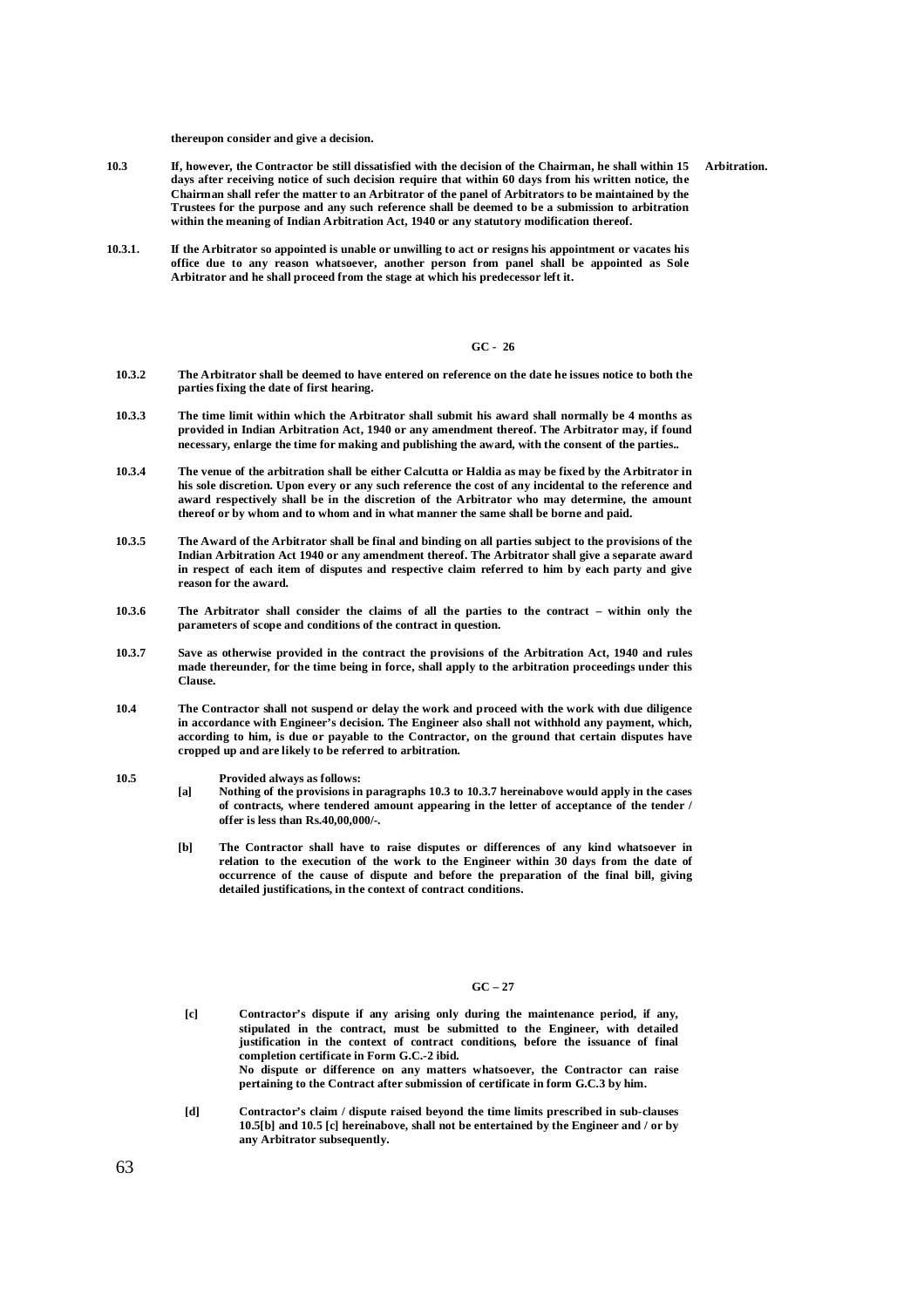**thereupon consider and give a decision.**

**10.3** **If, however, the Contractor be still dissatisfied with the decision of the Chairman, he shall within 15 days after receiving notice of such decision require that within 60 days from his written notice, the Chairman shall refer the matter to an Arbitrator of the panel of Arbitrators to be maintained by the Trustees for the purpose and any such reference shall be deemed to be a submission to arbitration within the meaning of Indian Arbitration Act, 1940 or any statutory modification thereof.** **Arbitration.**

**10.3.1.** **If the Arbitrator so appointed is unable or unwilling to act or resigns his appointment or vacates his office due to any reason whatsoever, another person from panel shall be appointed as Sole Arbitrator and he shall proceed from the stage at which his predecessor left it.**

**GC - 26**

**10.3.2** **The Arbitrator shall be deemed to have entered on reference on the date he issues notice to both the parties fixing the date of first hearing.**

**10.3.3** **The time limit within which the Arbitrator shall submit his award shall normally be 4 months as provided in Indian Arbitration Act, 1940 or any amendment thereof. The Arbitrator may, if found necessary, enlarge the time for making and publishing the award, with the consent of the parties..**

**10.3.4** **The venue of the arbitration shall be either Calcutta or Haldia as may be fixed by the Arbitrator in his sole discretion. Upon every or any such reference the cost of any incidental to the reference and award respectively shall be in the discretion of the Arbitrator who may determine, the amount thereof or by whom and to whom and in what manner the same shall be borne and paid.**

**10.3.5** **The Award of the Arbitrator shall be final and binding on all parties subject to the provisions of the Indian Arbitration Act 1940 or any amendment thereof. The Arbitrator shall give a separate award in respect of each item of disputes and respective claim referred to him by each party and give reason for the award.**

**10.3.6** **The Arbitrator shall consider the claims of all the parties to the contract – within only the parameters of scope and conditions of the contract in question.**

**10.3.7** **Save as otherwise provided in the contract the provisions of the Arbitration Act, 1940 and rules made thereunder, for the time being in force, shall apply to the arbitration proceedings under this Clause.**

**10.4** **The Contractor shall not suspend or delay the work and proceed with the work with due diligence in accordance with Engineer's decision. The Engineer also shall not withhold any payment, which, according to him, is due or payable to the Contractor, on the ground that certain disputes have cropped up and are likely to be referred to arbitration.**

**10.5** **Provided always as follows:**

**[a]** **Nothing of the provisions in paragraphs 10.3 to 10.3.7 hereinabove would apply in the cases of contracts, where tendered amount appearing in the letter of acceptance of the tender / offer is less than Rs.40,00,000/-.**

**[b]** **The Contractor shall have to raise disputes or differences of any kind whatsoever in relation to the execution of the work to the Engineer within 30 days from the date of occurrence of the cause of dispute and before the preparation of the final bill, giving detailed justifications, in the context of contract conditions.**

**GC – 27**

**[c]** **Contractor's dispute if any arising only during the maintenance period, if any, stipulated in the contract, must be submitted to the Engineer, with detailed justification in the context of contract conditions, before the issuance of final completion certificate in Form G.C.-2 ibid.**
**No dispute or difference on any matters whatsoever, the Contractor can raise pertaining to the Contract after submission of certificate in form G.C.3 by him.**

**[d]** **Contractor's claim / dispute raised beyond the time limits prescribed in sub-clauses 10.5[b] and 10.5 [c] hereinabove, shall not be entertained by the Engineer and / or by any Arbitrator subsequently.**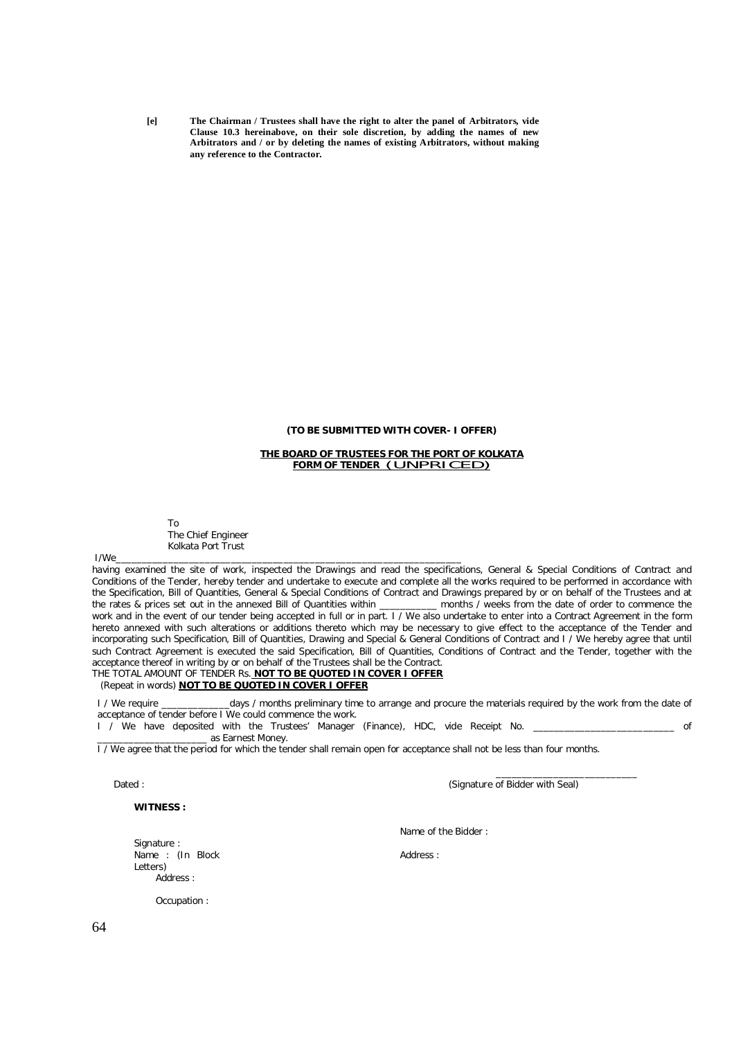**[e]** **The Chairman / Trustees shall have the right to alter the panel of Arbitrators, vide Clause 10.3 hereinabove, on their sole discretion, by adding the names of new Arbitrators and / or by deleting the names of existing Arbitrators, without making any reference to the Contractor.**

**(TO BE SUBMITTED WITH COVER- I OFFER)**

**THE BOARD OF TRUSTEES FOR THE PORT OF KOLKATA**
**FORM OF TENDER (UNPRICED)**

To
The Chief Engineer
Kolkata Port Trust

I/We_________________________________________________________________

having examined the site of work, inspected the Drawings and read the specifications, General & Special Conditions of Contract and Conditions of the Tender, hereby tender and undertake to execute and complete all the works required to be performed in accordance with the Specification, Bill of Quantities, General & Special Conditions of Contract and Drawings prepared by or on behalf of the Trustees and at the rates & prices set out in the annexed Bill of Quantities within ___________ months / weeks from the date of order to commence the work and in the event of our tender being accepted in full or in part. I / We also undertake to enter into a Contract Agreement in the form hereto annexed with such alterations or additions thereto which may be necessary to give effect to the acceptance of the Tender and incorporating such Specification, Bill of Quantities, Drawing and Special & General Conditions of Contract and I / We hereby agree that until such Contract Agreement is executed the said Specification, Bill of Quantities, Conditions of Contract and the Tender, together with the acceptance thereof in writing by or on behalf of the Trustees shall be the Contract.

THE TOTAL AMOUNT OF TENDER Rs. **NOT TO BE QUOTED IN COVER I OFFER**

(Repeat in words) **NOT TO BE QUOTED IN COVER I OFFER**

I / We require _____________days / months preliminary time to arrange and procure the materials required by the work from the date of acceptance of tender before I We could commence the work.

I / We have deposited with the Trustees' Manager (Finance), HDC, vide Receipt No. ___________________________ of _____________________ as Earnest Money.

I / We agree that the period for which the tender shall remain open for acceptance shall not be less than four months.

Dated :

___________________________
(Signature of Bidder with Seal)

**WITNESS :**

Signature :
Name : (In Block Letters)
Address :

Occupation :

Name of the Bidder :

Address :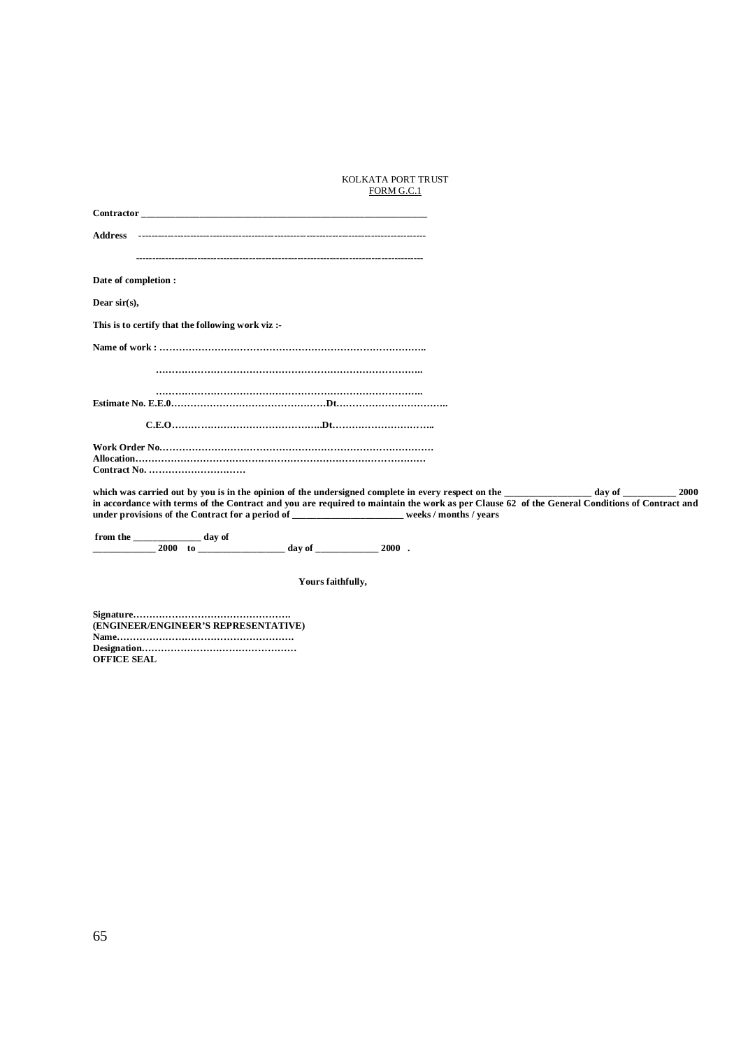KOLKATA PORT TRUST
FORM G.C.1

**Contractor \_\_\_\_\_\_\_\_\_\_\_\_\_\_\_\_\_\_\_\_\_\_\_\_\_\_\_\_\_\_\_\_\_\_\_\_\_\_\_\_\_\_\_\_\_\_\_\_\_\_\_\_\_\_\_\_\_\_\_\_\_**

**Address** ------------------------------------------------------------------------------------------

------------------------------------------------------------------------------------------

**Date of completion :**

**Dear sir(s),**

**This is to certify that the following work viz :-**

**Name of work : ………………………………………………………………………..**

**………………………………………………………………………..**

**………………………………………………………………………..**

**Estimate No. E.E.0…………………………………………Dt……………………………..**

**C.E.O……………………………………..Dt…………………………..**

**Work Order No………………………………………………………………………….**

**Allocation……………………………………………………………………………….**

**Contract No. …………………………**

**which was carried out by you is in the opinion of the undersigned complete in every respect on the \_\_\_\_\_\_\_\_\_\_\_\_\_\_\_\_\_\_ day of \_\_\_\_\_\_\_\_\_\_\_ 2000 in accordance with terms of the Contract and you are required to maintain the work as per Clause 62 of the General Conditions of Contract and under provisions of the Contract for a period of \_\_\_\_\_\_\_\_\_\_\_\_\_\_\_\_\_\_\_\_\_\_ weeks / months / years**

**from the \_\_\_\_\_\_\_\_\_\_\_\_\_\_ day of \_\_\_\_\_\_\_\_\_\_\_\_\_ 2000 to \_\_\_\_\_\_\_\_\_\_\_\_\_\_\_\_\_\_ day of \_\_\_\_\_\_\_\_\_\_\_\_\_ 2000 .**

**Yours faithfully,**

**Signature………………………………………….**
**(ENGINEER/ENGINEER'S REPRESENTATIVE)**
**Name……………………………………………….**
**Designation…………………………………………**
**OFFICE SEAL**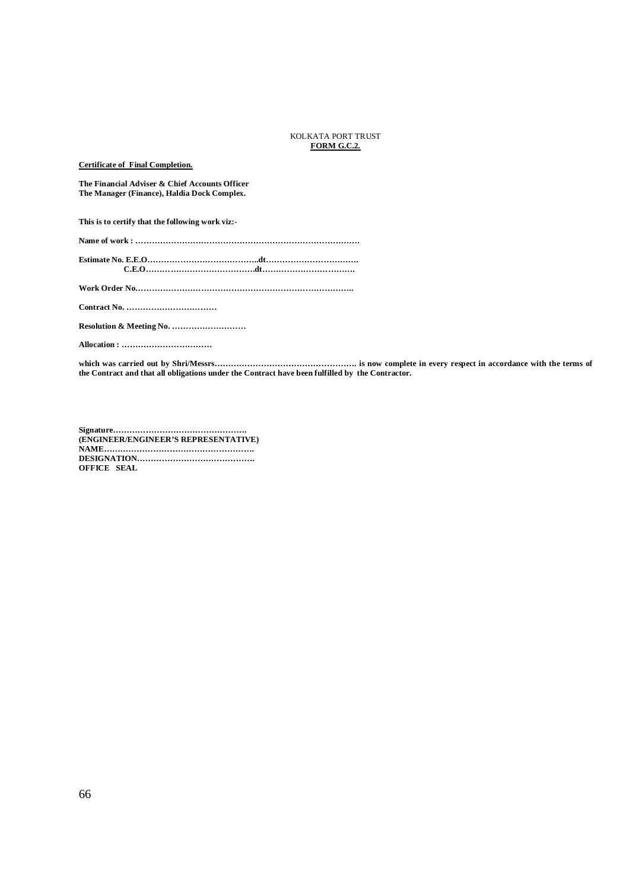KOLKATA PORT TRUST

**FORM G.C.2.**

**Certificate of Final Completion.**

**The Financial Adviser & Chief Accounts Officer**
**The Manager (Finance), Haldia Dock Complex.**

**This is to certify that the following work viz:-**

**Name of work : ……………………………………………………………………….**

**Estimate No. E.E.O………………………………..dt…………………………….**
**C.E.O…….………………………….dt……………………………**

**Work Order No……………………………………………………………………..**

**Contract No. ……………………………**

**Resolution & Meeting No. ………………………**

**Allocation : ……………………………**

**which was carried out by Shri/Messrs……………………………………………. is now complete in every respect in accordance with the terms of the Contract and that all obligations under the Contract have been fulfilled by the Contractor.**

**Signature………………………………………….**
**(ENGINEER/ENGINEER'S REPRESENTATIVE)**
**NAME……………………………………………….**
**DESIGNATION…………………………………….**
**OFFICE SEAL**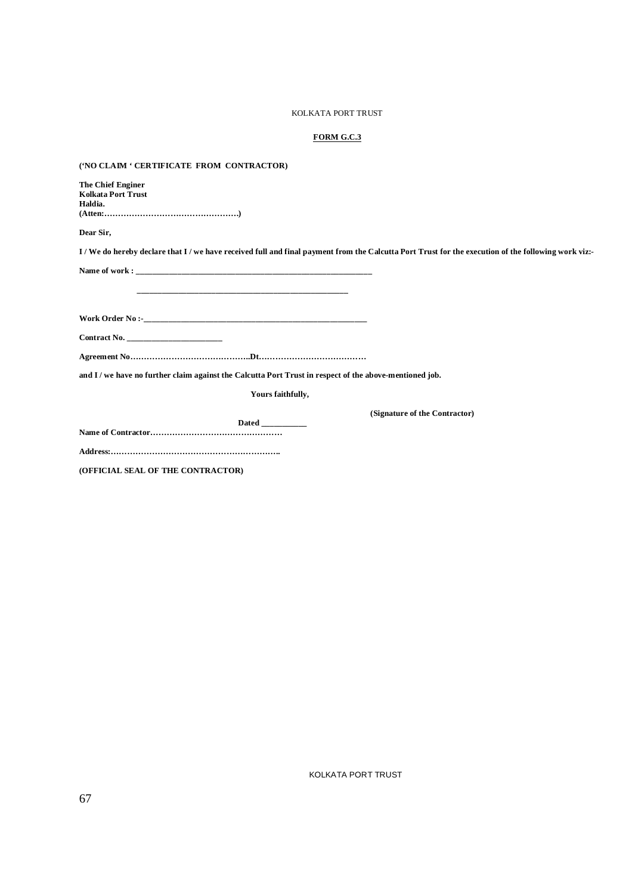KOLKATA PORT TRUST

**FORM G.C.3**

**('NO CLAIM ' CERTIFICATE FROM CONTRACTOR)**

**The Chief Enginer**
**Kolkata Port Trust**
**Haldia.**
**(Atten:………………………………………….)**

**Dear Sir,**

**I / We do hereby declare that I / we have received full and final payment from the Calcutta Port Trust for the execution of the following work viz:-**

**Name of work : ___________________________________________________________**

**_____________________________________________________**

**Work Order No :-_________________________________________________________**

**Contract No. _______________________**

**Agreement No……………………………………..Dt…………………………………**

**and I / we have no further claim against the Calcutta Port Trust in respect of the above-mentioned job.**

**Yours faithfully,**

**(Signature of the Contractor)**

**Dated ___________**

**Name of Contractor…………………………………………**

**Address:……………………………………………………..**

**(OFFICIAL SEAL OF THE CONTRACTOR)**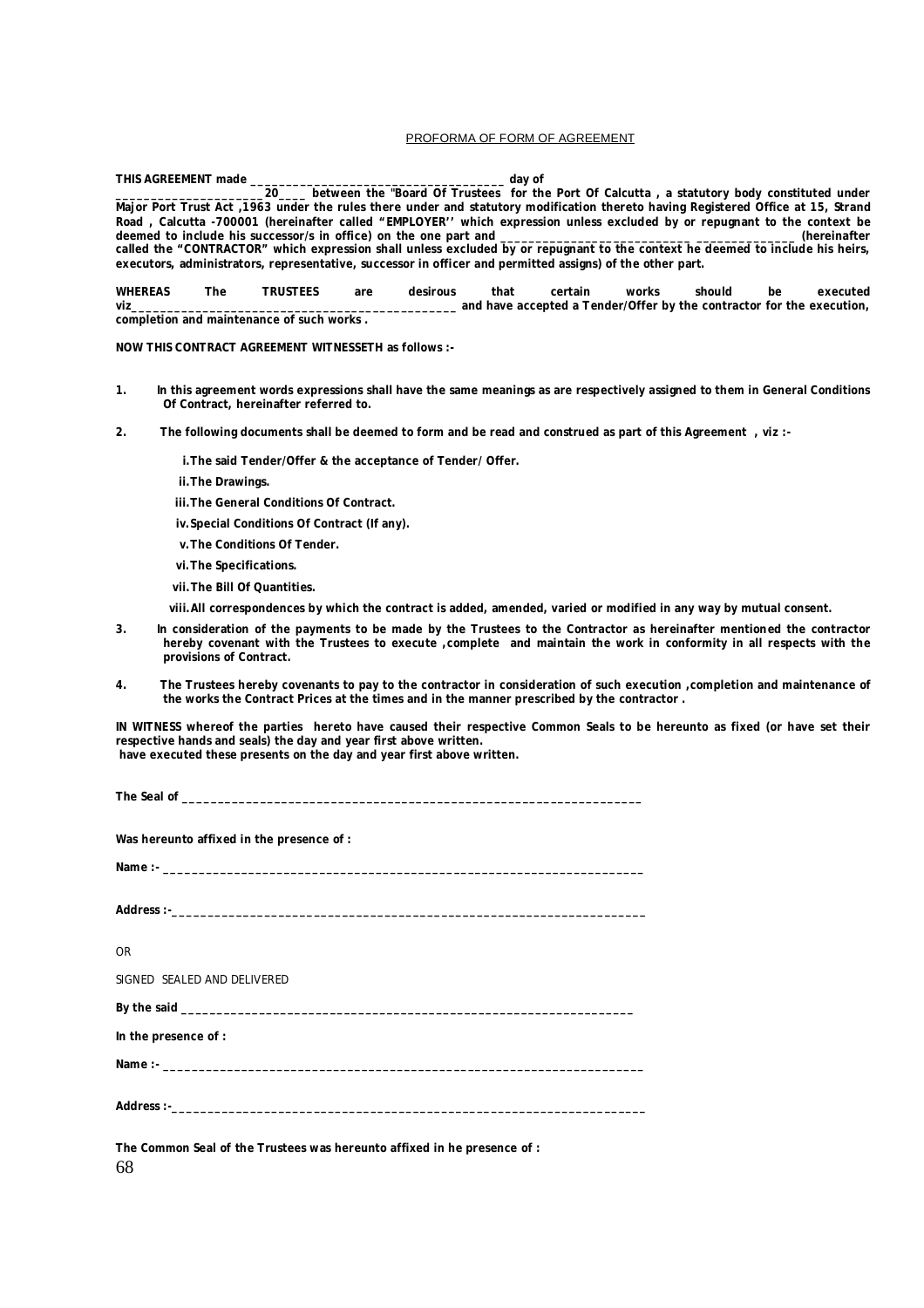PROFORMA OF FORM OF AGREEMENT

**THIS AGREEMENT made ______________________________________ day of _____________________20____ between the "Board Of Trustees for the Port Of Calcutta , a statutory body constituted under Major Port Trust Act ,1963 under the rules there under and statutory modification thereto having Registered Office at 15, Strand Road , Calcutta -700001 (hereinafter called "EMPLOYER'' which expression unless excluded by or repugnant to the context be deemed to include his successor/s in office) on the one part and ______________________________ ________________ (hereinafter called the "CONTRACTOR" which expression shall unless excluded by or repugnant to the context he deemed to include his heirs, executors, administrators, representative, successor in officer and permitted assigns) of the other part.**

**WHEREAS The TRUSTEES are desirous that certain works should be executed viz_________________________________________________ and have accepted a Tender/Offer by the contractor for the execution, completion and maintenance of such works .**

**NOW THIS CONTRACT AGREEMENT WITNESSETH as follows :-**

1. **In this agreement words expressions shall have the same meanings as are respectively assigned to them in General Conditions Of Contract, hereinafter referred to.**

2. **The following documents shall be deemed to form and be read and construed as part of this Agreement , viz :-**

   i. **The said Tender/Offer & the acceptance of Tender/ Offer.**

   ii. **The Drawings.**

   iii. **The General Conditions Of Contract.**

   iv. **Special Conditions Of Contract (If any).**

   v. **The Conditions Of Tender.**

   vi. **The Specifications.**

   vii. **The Bill Of Quantities.**

   viii. **All correspondences by which the contract is added, amended, varied or modified in any way by mutual consent.**

3. **In consideration of the payments to be made by the Trustees to the Contractor as hereinafter mentioned the contractor hereby covenant with the Trustees to execute ,complete and maintain the work in conformity in all respects with the provisions of Contract.**

4. **The Trustees hereby covenants to pay to the contractor in consideration of such execution ,completion and maintenance of the works the Contract Prices at the times and in the manner prescribed by the contractor .**

**IN WITNESS whereof the parties hereto have caused their respective Common Seals to be hereunto as fixed (or have set their respective hands and seals) the day and year first above written.**
**have executed these presents on the day and year first above written.**

**The Seal of** ____________________________________________________________________

**Was hereunto affixed in the presence of :**

**Name :-** ______________________________________________________________________

**Address :-**_____________________________________________________________________

OR

SIGNED SEALED AND DELIVERED

**By the said** __________________________________________________________________

**In the presence of :**

**Name :-** ______________________________________________________________________

**Address :-**_____________________________________________________________________

**The Common Seal of the Trustees was hereunto affixed in he presence of :**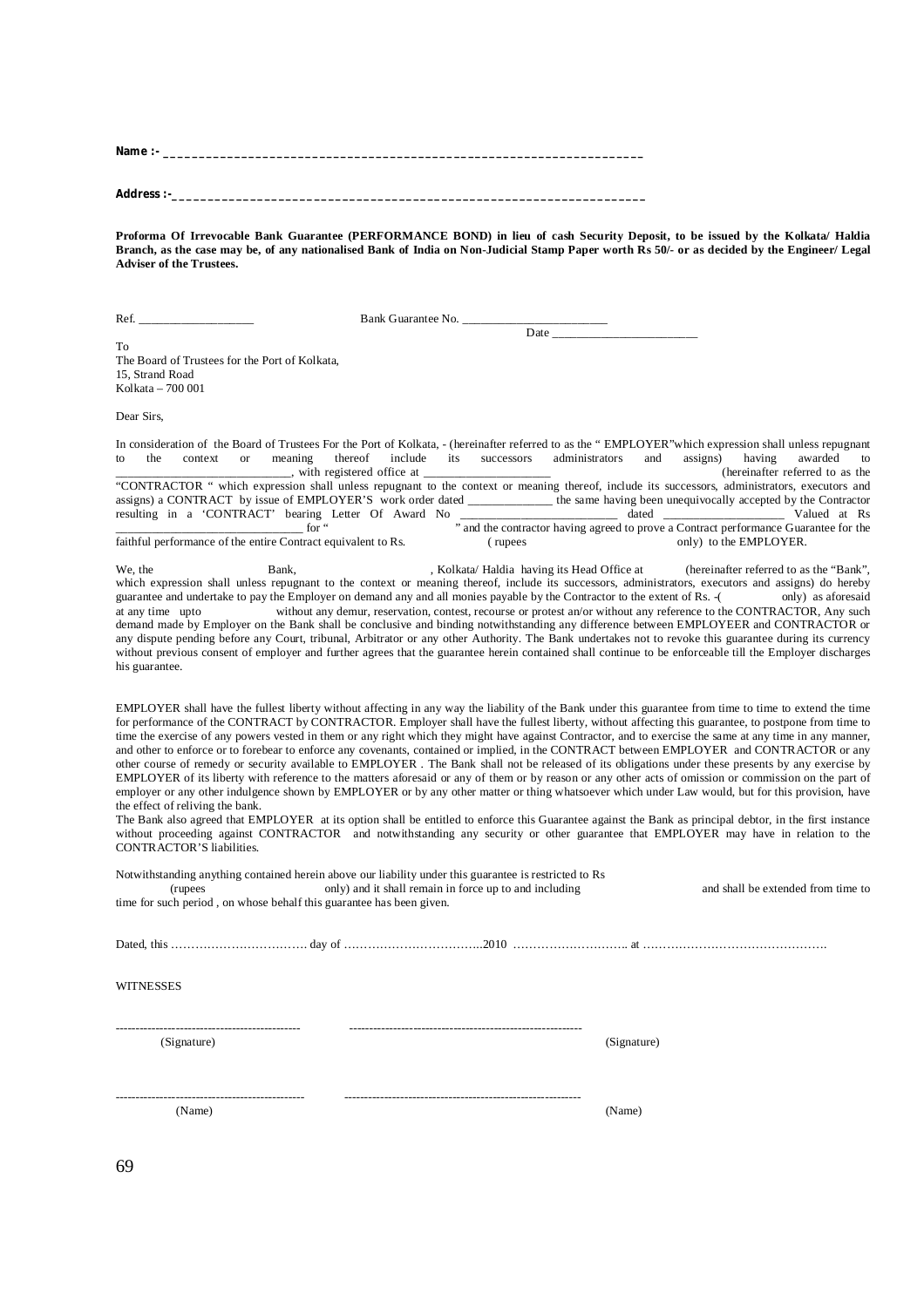**Name :- ___________________________________________________________________**

**Address :-__________________________________________________________________**

**Proforma Of Irrevocable Bank Guarantee (PERFORMANCE BOND) in lieu of cash Security Deposit, to be issued by the Kolkata/ Haldia Branch, as the case may be, of any nationalised Bank of India on Non-Judicial Stamp Paper worth Rs 50/- or as decided by the Engineer/ Legal Adviser of the Trustees.**

Ref. ___________________ Bank Guarantee No. ________________________

Date ________________________

To
The Board of Trustees for the Port of Kolkata,
15, Strand Road
Kolkata – 700 001

Dear Sirs,

In consideration of the Board of Trustees For the Port of Kolkata, - (hereinafter referred to as the " EMPLOYER"which expression shall unless repugnant to the context or meaning thereof include its successors administrators and assigns) having awarded to ______________________________, with registered office at _____________________ (hereinafter referred to as the "CONTRACTOR " which expression shall unless repugnant to the context or meaning thereof, include its successors, administrators, executors and assigns) a CONTRACT by issue of EMPLOYER'S work order dated ______________ the same having been unequivocally accepted by the Contractor resulting in a 'CONTRACT' bearing Letter Of Award No __________________________ dated ____________________ Valued at Rs _______________________________ for " " and the contractor having agreed to prove a Contract performance Guarantee for the faithful performance of the entire Contract equivalent to Rs. ( rupees only) to the EMPLOYER.

We, the Bank, , Kolkata/ Haldia having its Head Office at (hereinafter referred to as the "Bank", which expression shall unless repugnant to the context or meaning thereof, include its successors, administrators, executors and assigns) do hereby guarantee and undertake to pay the Employer on demand any and all monies payable by the Contractor to the extent of Rs. -( only) as aforesaid at any time upto without any demur, reservation, contest, recourse or protest an/or without any reference to the CONTRACTOR, Any such demand made by Employer on the Bank shall be conclusive and binding notwithstanding any difference between EMPLOYEER and CONTRACTOR or any dispute pending before any Court, tribunal, Arbitrator or any other Authority. The Bank undertakes not to revoke this guarantee during its currency without previous consent of employer and further agrees that the guarantee herein contained shall continue to be enforceable till the Employer discharges his guarantee.

EMPLOYER shall have the fullest liberty without affecting in any way the liability of the Bank under this guarantee from time to time to extend the time for performance of the CONTRACT by CONTRACTOR. Employer shall have the fullest liberty, without affecting this guarantee, to postpone from time to time the exercise of any powers vested in them or any right which they might have against Contractor, and to exercise the same at any time in any manner, and other to enforce or to forebear to enforce any covenants, contained or implied, in the CONTRACT between EMPLOYER and CONTRACTOR or any other course of remedy or security available to EMPLOYER . The Bank shall not be released of its obligations under these presents by any exercise by EMPLOYER of its liberty with reference to the matters aforesaid or any of them or by reason or any other acts of omission or commission on the part of employer or any other indulgence shown by EMPLOYER or by any other matter or thing whatsoever which under Law would, but for this provision, have the effect of reliving the bank.
The Bank also agreed that EMPLOYER at its option shall be entitled to enforce this Guarantee against the Bank as principal debtor, in the first instance without proceeding against CONTRACTOR and notwithstanding any security or other guarantee that EMPLOYER may have in relation to the CONTRACTOR'S liabilities.

Notwithstanding anything contained herein above our liability under this guarantee is restricted to Rs (rupees only) and it shall remain in force up to and including and shall be extended from time to time for such period , on whose behalf this guarantee has been given.

Dated, this ……………………………. day of ……………………………..2010 ……………………….. at ……………………………………….

WITNESSES

---------------------------------------------- ----------------------------------------------------------
(Signature) (Signature)

---------------------------------------------- ----------------------------------------------------------
(Name) (Name)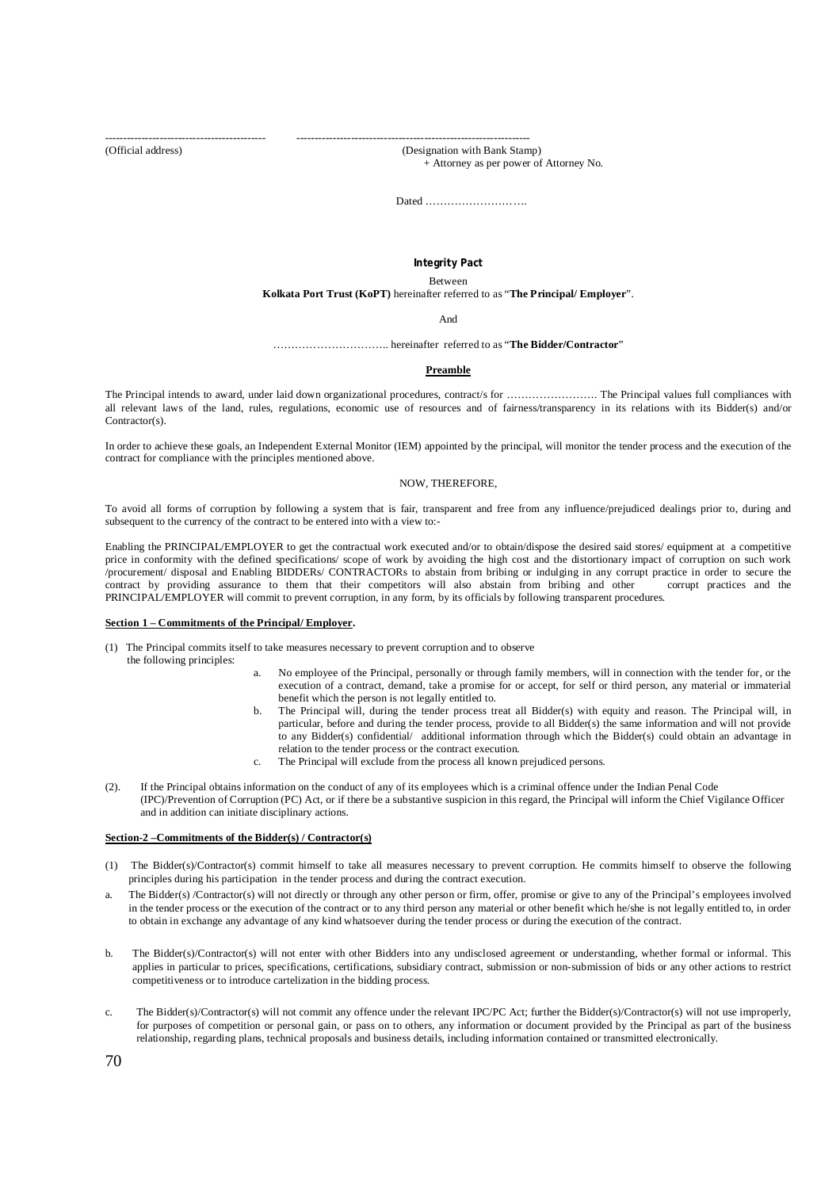-------------------------------------------- ----------------------------------------------------------------

(Official address) (Designation with Bank Stamp)

+ Attorney as per power of Attorney No.

Dated ……………………….

**Integrity Pact**

Between

**Kolkata Port Trust (KoPT)** hereinafter referred to as "**The Principal/ Employer**".

And

………………………….. hereinafter referred to as "**The Bidder/Contractor**"

## Preamble

The Principal intends to award, under laid down organizational procedures, contract/s for ……………………. The Principal values full compliances with all relevant laws of the land, rules, regulations, economic use of resources and of fairness/transparency in its relations with its Bidder(s) and/or Contractor(s).

In order to achieve these goals, an Independent External Monitor (IEM) appointed by the principal, will monitor the tender process and the execution of the contract for compliance with the principles mentioned above.

NOW, THEREFORE,

To avoid all forms of corruption by following a system that is fair, transparent and free from any influence/prejudiced dealings prior to, during and subsequent to the currency of the contract to be entered into with a view to:-

Enabling the PRINCIPAL/EMPLOYER to get the contractual work executed and/or to obtain/dispose the desired said stores/ equipment at a competitive price in conformity with the defined specifications/ scope of work by avoiding the high cost and the distortionary impact of corruption on such work /procurement/ disposal and Enabling BIDDERs/ CONTRACTORs to abstain from bribing or indulging in any corrupt practice in order to secure the contract by providing assurance to them that their competitors will also abstain from bribing and other corrupt practices and the PRINCIPAL/EMPLOYER will commit to prevent corruption, in any form, by its officials by following transparent procedures.

## Section 1 – Commitments of the Principal/ Employer.

(1) The Principal commits itself to take measures necessary to prevent corruption and to observe the following principles:

a. No employee of the Principal, personally or through family members, will in connection with the tender for, or the execution of a contract, demand, take a promise for or accept, for self or third person, any material or immaterial benefit which the person is not legally entitled to.

b. The Principal will, during the tender process treat all Bidder(s) with equity and reason. The Principal will, in particular, before and during the tender process, provide to all Bidder(s) the same information and will not provide to any Bidder(s) confidential/ additional information through which the Bidder(s) could obtain an advantage in relation to the tender process or the contract execution.

c. The Principal will exclude from the process all known prejudiced persons.

(2). If the Principal obtains information on the conduct of any of its employees which is a criminal offence under the Indian Penal Code (IPC)/Prevention of Corruption (PC) Act, or if there be a substantive suspicion in this regard, the Principal will inform the Chief Vigilance Officer and in addition can initiate disciplinary actions.

## Section-2 –Commitments of the Bidder(s) / Contractor(s)

(1) The Bidder(s)/Contractor(s) commit himself to take all measures necessary to prevent corruption. He commits himself to observe the following principles during his participation in the tender process and during the contract execution.

a. The Bidder(s) /Contractor(s) will not directly or through any other person or firm, offer, promise or give to any of the Principal's employees involved in the tender process or the execution of the contract or to any third person any material or other benefit which he/she is not legally entitled to, in order to obtain in exchange any advantage of any kind whatsoever during the tender process or during the execution of the contract.

b. The Bidder(s)/Contractor(s) will not enter with other Bidders into any undisclosed agreement or understanding, whether formal or informal. This applies in particular to prices, specifications, certifications, subsidiary contract, submission or non-submission of bids or any other actions to restrict competitiveness or to introduce cartelization in the bidding process.

c. The Bidder(s)/Contractor(s) will not commit any offence under the relevant IPC/PC Act; further the Bidder(s)/Contractor(s) will not use improperly, for purposes of competition or personal gain, or pass on to others, any information or document provided by the Principal as part of the business relationship, regarding plans, technical proposals and business details, including information contained or transmitted electronically.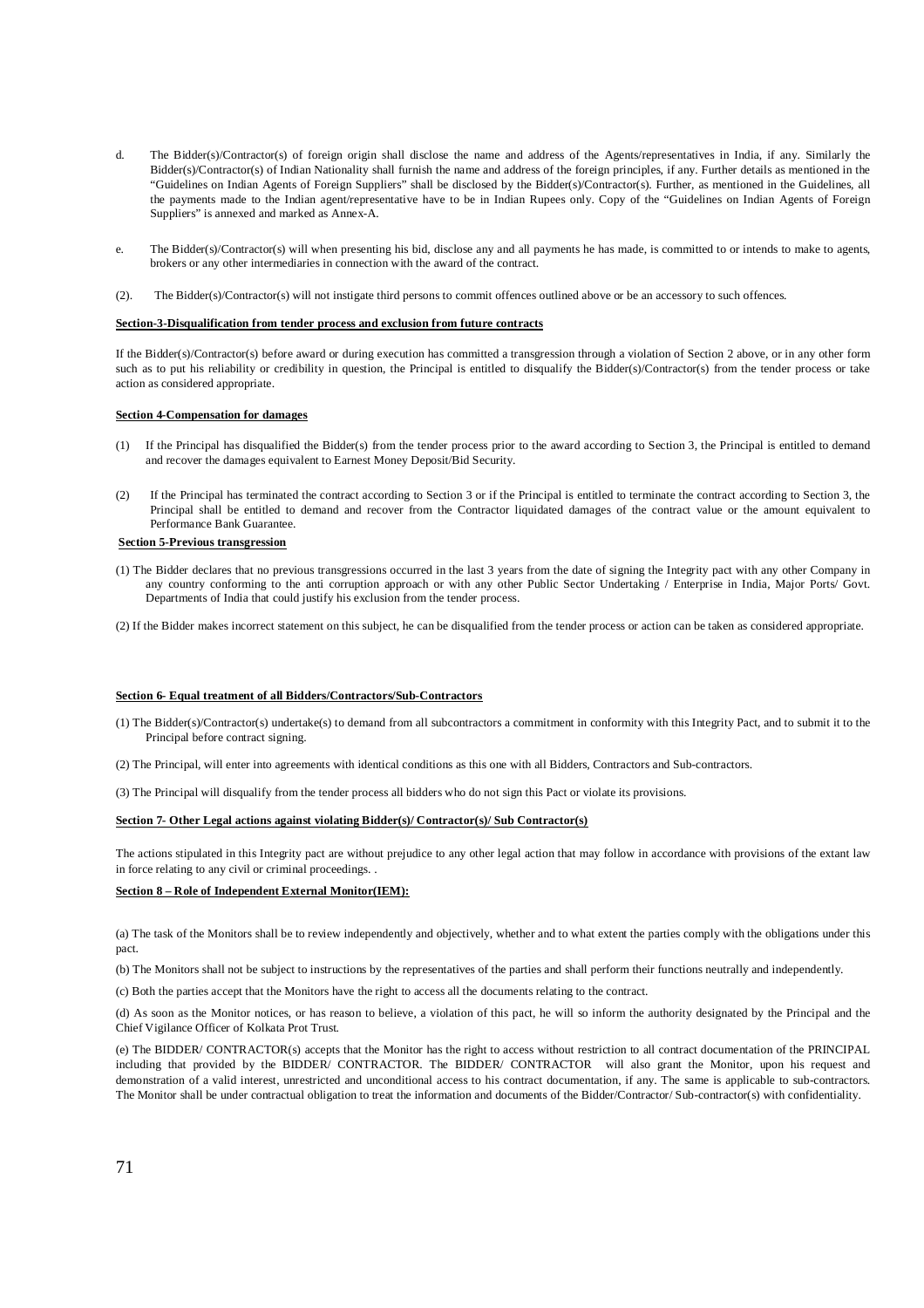d. The Bidder(s)/Contractor(s) of foreign origin shall disclose the name and address of the Agents/representatives in India, if any. Similarly the Bidder(s)/Contractor(s) of Indian Nationality shall furnish the name and address of the foreign principles, if any. Further details as mentioned in the "Guidelines on Indian Agents of Foreign Suppliers" shall be disclosed by the Bidder(s)/Contractor(s). Further, as mentioned in the Guidelines, all the payments made to the Indian agent/representative have to be in Indian Rupees only. Copy of the "Guidelines on Indian Agents of Foreign Suppliers" is annexed and marked as Annex-A.

e. The Bidder(s)/Contractor(s) will when presenting his bid, disclose any and all payments he has made, is committed to or intends to make to agents, brokers or any other intermediaries in connection with the award of the contract.

(2). The Bidder(s)/Contractor(s) will not instigate third persons to commit offences outlined above or be an accessory to such offences.

**Section-3-Disqualification from tender process and exclusion from future contracts**

If the Bidder(s)/Contractor(s) before award or during execution has committed a transgression through a violation of Section 2 above, or in any other form such as to put his reliability or credibility in question, the Principal is entitled to disqualify the Bidder(s)/Contractor(s) from the tender process or take action as considered appropriate.

**Section 4-Compensation for damages**

(1) If the Principal has disqualified the Bidder(s) from the tender process prior to the award according to Section 3, the Principal is entitled to demand and recover the damages equivalent to Earnest Money Deposit/Bid Security.

(2) If the Principal has terminated the contract according to Section 3 or if the Principal is entitled to terminate the contract according to Section 3, the Principal shall be entitled to demand and recover from the Contractor liquidated damages of the contract value or the amount equivalent to Performance Bank Guarantee.

**Section 5-Previous transgression**

(1) The Bidder declares that no previous transgressions occurred in the last 3 years from the date of signing the Integrity pact with any other Company in any country conforming to the anti corruption approach or with any other Public Sector Undertaking / Enterprise in India, Major Ports/ Govt. Departments of India that could justify his exclusion from the tender process.

(2) If the Bidder makes incorrect statement on this subject, he can be disqualified from the tender process or action can be taken as considered appropriate.

**Section 6- Equal treatment of all Bidders/Contractors/Sub-Contractors**

(1) The Bidder(s)/Contractor(s) undertake(s) to demand from all subcontractors a commitment in conformity with this Integrity Pact, and to submit it to the Principal before contract signing.

(2) The Principal, will enter into agreements with identical conditions as this one with all Bidders, Contractors and Sub-contractors.

(3) The Principal will disqualify from the tender process all bidders who do not sign this Pact or violate its provisions.

**Section 7- Other Legal actions against violating Bidder(s)/ Contractor(s)/ Sub Contractor(s)**

The actions stipulated in this Integrity pact are without prejudice to any other legal action that may follow in accordance with provisions of the extant law in force relating to any civil or criminal proceedings. .

**Section 8 – Role of Independent External Monitor(IEM):**

(a) The task of the Monitors shall be to review independently and objectively, whether and to what extent the parties comply with the obligations under this pact.

(b) The Monitors shall not be subject to instructions by the representatives of the parties and shall perform their functions neutrally and independently.

(c) Both the parties accept that the Monitors have the right to access all the documents relating to the contract.

(d) As soon as the Monitor notices, or has reason to believe, a violation of this pact, he will so inform the authority designated by the Principal and the Chief Vigilance Officer of Kolkata Prot Trust.

(e) The BIDDER/ CONTRACTOR(s) accepts that the Monitor has the right to access without restriction to all contract documentation of the PRINCIPAL including that provided by the BIDDER/ CONTRACTOR. The BIDDER/ CONTRACTOR will also grant the Monitor, upon his request and demonstration of a valid interest, unrestricted and unconditional access to his contract documentation, if any. The same is applicable to sub-contractors. The Monitor shall be under contractual obligation to treat the information and documents of the Bidder/Contractor/ Sub-contractor(s) with confidentiality.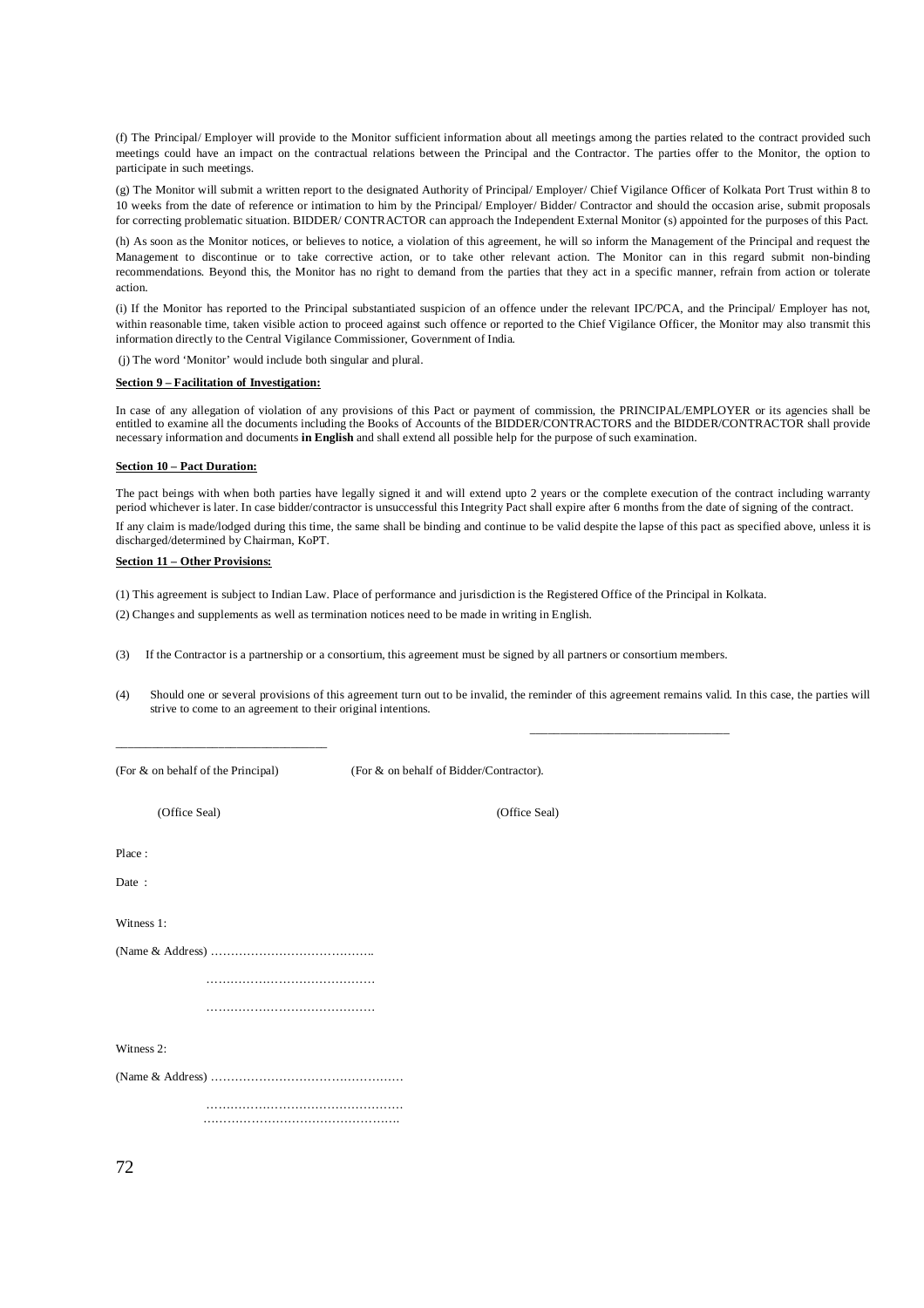(f) The Principal/ Employer will provide to the Monitor sufficient information about all meetings among the parties related to the contract provided such meetings could have an impact on the contractual relations between the Principal and the Contractor. The parties offer to the Monitor, the option to participate in such meetings.

(g) The Monitor will submit a written report to the designated Authority of Principal/ Employer/ Chief Vigilance Officer of Kolkata Port Trust within 8 to 10 weeks from the date of reference or intimation to him by the Principal/ Employer/ Bidder/ Contractor and should the occasion arise, submit proposals for correcting problematic situation. BIDDER/ CONTRACTOR can approach the Independent External Monitor (s) appointed for the purposes of this Pact.

(h) As soon as the Monitor notices, or believes to notice, a violation of this agreement, he will so inform the Management of the Principal and request the Management to discontinue or to take corrective action, or to take other relevant action. The Monitor can in this regard submit non-binding recommendations. Beyond this, the Monitor has no right to demand from the parties that they act in a specific manner, refrain from action or tolerate action.

(i) If the Monitor has reported to the Principal substantiated suspicion of an offence under the relevant IPC/PCA, and the Principal/ Employer has not, within reasonable time, taken visible action to proceed against such offence or reported to the Chief Vigilance Officer, the Monitor may also transmit this information directly to the Central Vigilance Commissioner, Government of India.

(j) The word 'Monitor' would include both singular and plural.

**Section 9 – Facilitation of Investigation:**

In case of any allegation of violation of any provisions of this Pact or payment of commission, the PRINCIPAL/EMPLOYER or its agencies shall be entitled to examine all the documents including the Books of Accounts of the BIDDER/CONTRACTORS and the BIDDER/CONTRACTOR shall provide necessary information and documents **in English** and shall extend all possible help for the purpose of such examination.

**Section 10 – Pact Duration:**

The pact beings with when both parties have legally signed it and will extend upto 2 years or the complete execution of the contract including warranty period whichever is later. In case bidder/contractor is unsuccessful this Integrity Pact shall expire after 6 months from the date of signing of the contract.

If any claim is made/lodged during this time, the same shall be binding and continue to be valid despite the lapse of this pact as specified above, unless it is discharged/determined by Chairman, KoPT.

**Section 11 – Other Provisions:**

(1) This agreement is subject to Indian Law. Place of performance and jurisdiction is the Registered Office of the Principal in Kolkata.

(2) Changes and supplements as well as termination notices need to be made in writing in English.

(3) If the Contractor is a partnership or a consortium, this agreement must be signed by all partners or consortium members.

(4) Should one or several provisions of this agreement turn out to be invalid, the reminder of this agreement remains valid. In this case, the parties will strive to come to an agreement to their original intentions.

_________________________________ _________________________________

(For & on behalf of the Principal) (For & on behalf of Bidder/Contractor).

(Office Seal) (Office Seal)

Place :

Date :

Witness 1:

(Name & Address) …………………………………..

……………………………………

……………………………………

Witness 2:

(Name & Address) …………………………………………

…………………………………………

…………………………………………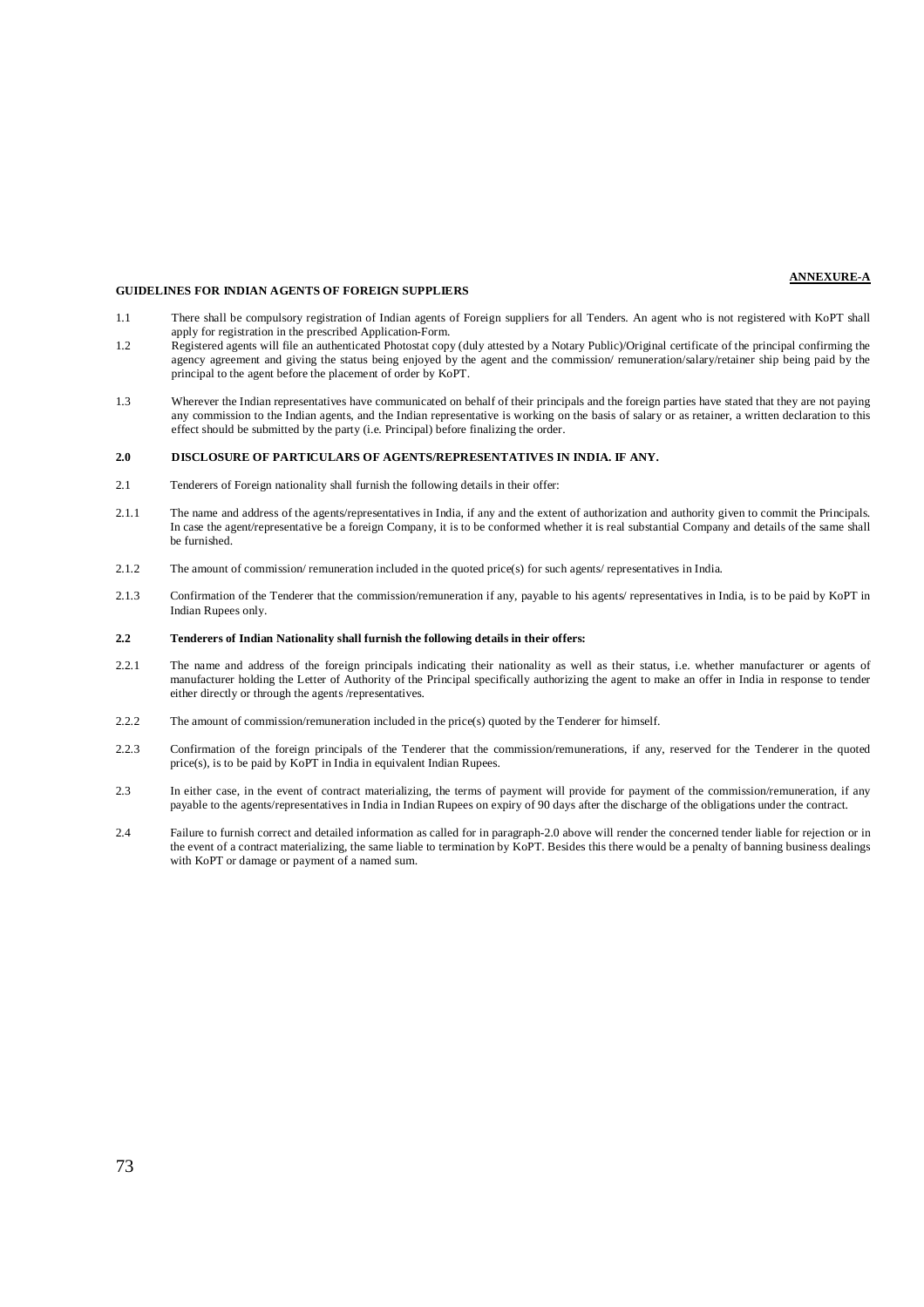**ANNEXURE-A**

**GUIDELINES FOR INDIAN AGENTS OF FOREIGN SUPPLIERS**

1.1 There shall be compulsory registration of Indian agents of Foreign suppliers for all Tenders. An agent who is not registered with KoPT shall apply for registration in the prescribed Application-Form.

1.2 Registered agents will file an authenticated Photostat copy (duly attested by a Notary Public)/Original certificate of the principal confirming the agency agreement and giving the status being enjoyed by the agent and the commission/ remuneration/salary/retainer ship being paid by the principal to the agent before the placement of order by KoPT.

1.3 Wherever the Indian representatives have communicated on behalf of their principals and the foreign parties have stated that they are not paying any commission to the Indian agents, and the Indian representative is working on the basis of salary or as retainer, a written declaration to this effect should be submitted by the party (i.e. Principal) before finalizing the order.

**2.0 DISCLOSURE OF PARTICULARS OF AGENTS/REPRESENTATIVES IN INDIA. IF ANY.**

2.1 Tenderers of Foreign nationality shall furnish the following details in their offer:

2.1.1 The name and address of the agents/representatives in India, if any and the extent of authorization and authority given to commit the Principals. In case the agent/representative be a foreign Company, it is to be conformed whether it is real substantial Company and details of the same shall be furnished.

2.1.2 The amount of commission/ remuneration included in the quoted price(s) for such agents/ representatives in India.

2.1.3 Confirmation of the Tenderer that the commission/remuneration if any, payable to his agents/ representatives in India, is to be paid by KoPT in Indian Rupees only.

**2.2 Tenderers of Indian Nationality shall furnish the following details in their offers:**

2.2.1 The name and address of the foreign principals indicating their nationality as well as their status, i.e. whether manufacturer or agents of manufacturer holding the Letter of Authority of the Principal specifically authorizing the agent to make an offer in India in response to tender either directly or through the agents /representatives.

2.2.2 The amount of commission/remuneration included in the price(s) quoted by the Tenderer for himself.

2.2.3 Confirmation of the foreign principals of the Tenderer that the commission/remunerations, if any, reserved for the Tenderer in the quoted price(s), is to be paid by KoPT in India in equivalent Indian Rupees.

2.3 In either case, in the event of contract materializing, the terms of payment will provide for payment of the commission/remuneration, if any payable to the agents/representatives in India in Indian Rupees on expiry of 90 days after the discharge of the obligations under the contract.

2.4 Failure to furnish correct and detailed information as called for in paragraph-2.0 above will render the concerned tender liable for rejection or in the event of a contract materializing, the same liable to termination by KoPT. Besides this there would be a penalty of banning business dealings with KoPT or damage or payment of a named sum.